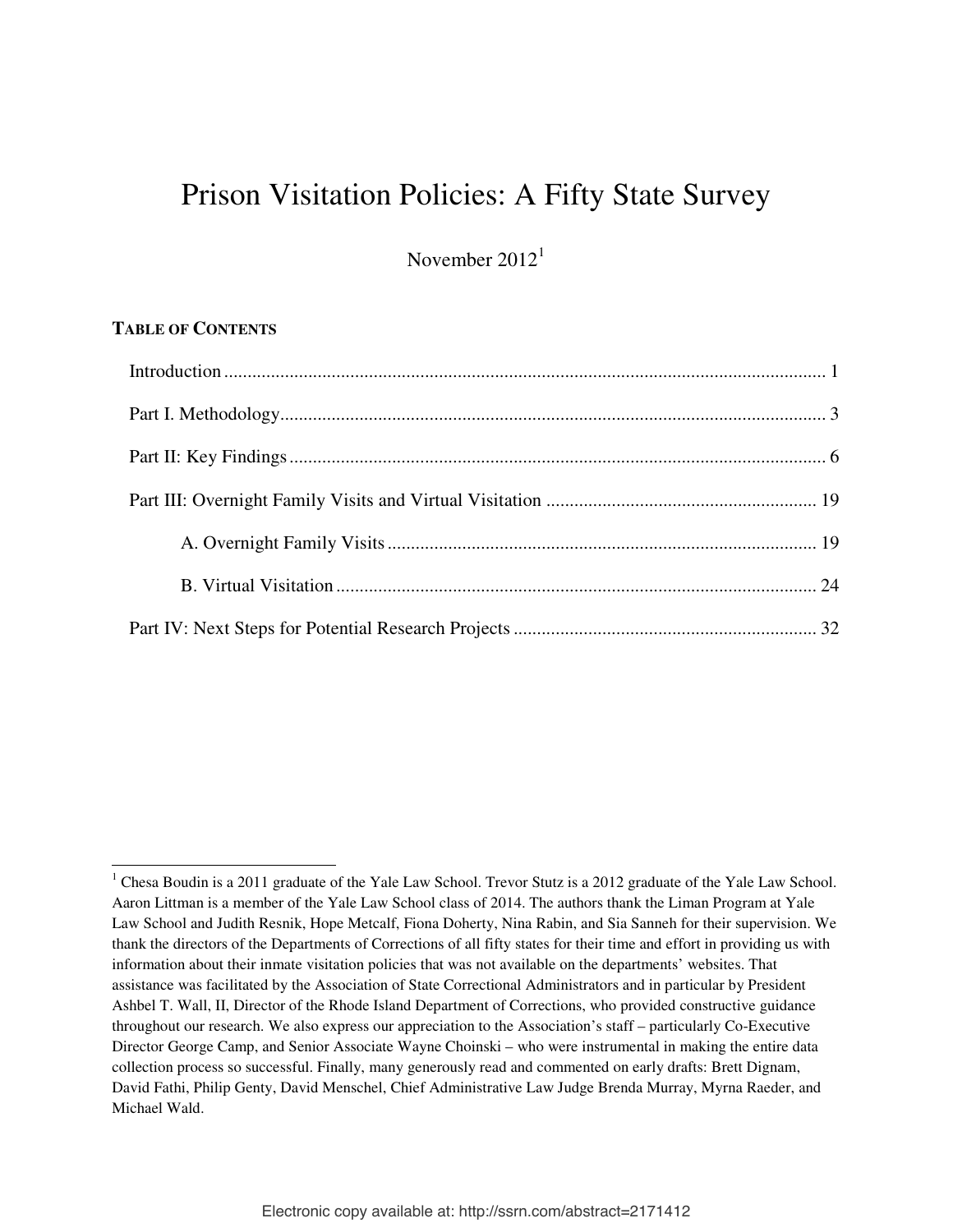# Prison Visitation Policies: A Fifty State Survey

November 2012[1]

**TABLE OF CONTENTS**

- Introduction ..... 1
- Part I. Methodology ..... 3
- Part II: Key Findings ..... 6
- Part III: Overnight Family Visits and Virtual Visitation ..... 19
  - A. Overnight Family Visits ..... 19
  - B. Virtual Visitation ..... 24
- Part IV: Next Steps for Potential Research Projects ..... 32

---

[1] Chesa Boudin is a 2011 graduate of the Yale Law School. Trevor Stutz is a 2012 graduate of the Yale Law School. Aaron Littman is a member of the Yale Law School class of 2014. The authors thank the Liman Program at Yale Law School and Judith Resnik, Hope Metcalf, Fiona Doherty, Nina Rabin, and Sia Sanneh for their supervision. We thank the directors of the Departments of Corrections of all fifty states for their time and effort in providing us with information about their inmate visitation policies that was not available on the departments' websites. That assistance was facilitated by the Association of State Correctional Administrators and in particular by President Ashbel T. Wall, II, Director of the Rhode Island Department of Corrections, who provided constructive guidance throughout our research. We also express our appreciation to the Association's staff – particularly Co-Executive Director George Camp, and Senior Associate Wayne Choinski – who were instrumental in making the entire data collection process so successful. Finally, many generously read and commented on early drafts: Brett Dignam, David Fathi, Philip Genty, David Menschel, Chief Administrative Law Judge Brenda Murray, Myrna Raeder, and Michael Wald.

Electronic copy available at: http://ssrn.com/abstract=2171412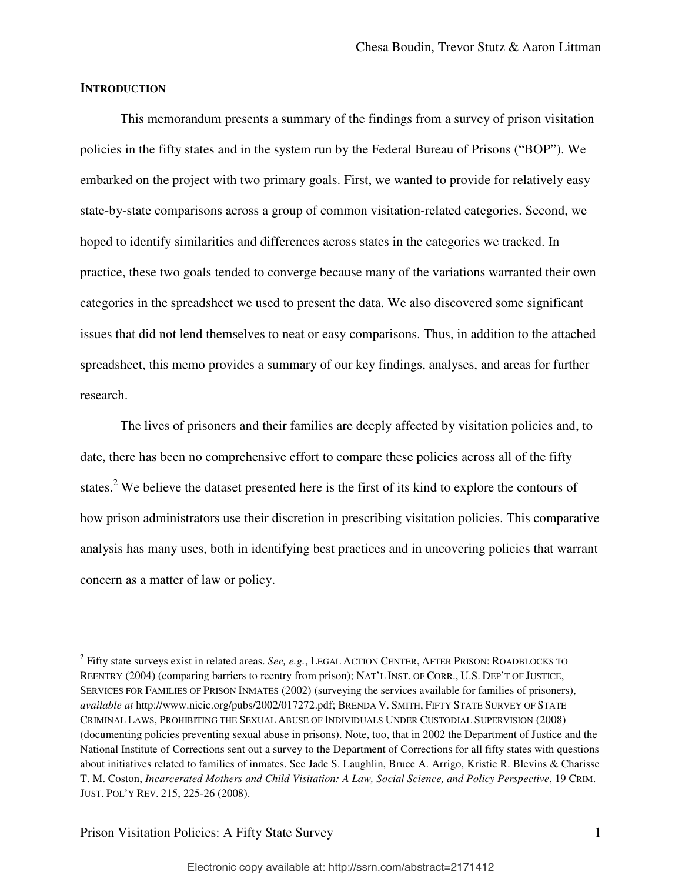## INTRODUCTION

This memorandum presents a summary of the findings from a survey of prison visitation policies in the fifty states and in the system run by the Federal Bureau of Prisons ("BOP"). We embarked on the project with two primary goals. First, we wanted to provide for relatively easy state-by-state comparisons across a group of common visitation-related categories. Second, we hoped to identify similarities and differences across states in the categories we tracked. In practice, these two goals tended to converge because many of the variations warranted their own categories in the spreadsheet we used to present the data. We also discovered some significant issues that did not lend themselves to neat or easy comparisons. Thus, in addition to the attached spreadsheet, this memo provides a summary of our key findings, analyses, and areas for further research.

The lives of prisoners and their families are deeply affected by visitation policies and, to date, there has been no comprehensive effort to compare these policies across all of the fifty states.[2] We believe the dataset presented here is the first of its kind to explore the contours of how prison administrators use their discretion in prescribing visitation policies. This comparative analysis has many uses, both in identifying best practices and in uncovering policies that warrant concern as a matter of law or policy.

---

[2] Fifty state surveys exist in related areas. *See, e.g.*, LEGAL ACTION CENTER, AFTER PRISON: ROADBLOCKS TO REENTRY (2004) (comparing barriers to reentry from prison); NAT'L INST. OF CORR., U.S. DEP'T OF JUSTICE, SERVICES FOR FAMILIES OF PRISON INMATES (2002) (surveying the services available for families of prisoners), *available at* http://www.nicic.org/pubs/2002/017272.pdf; BRENDA V. SMITH, FIFTY STATE SURVEY OF STATE CRIMINAL LAWS, PROHIBITING THE SEXUAL ABUSE OF INDIVIDUALS UNDER CUSTODIAL SUPERVISION (2008) (documenting policies preventing sexual abuse in prisons). Note, too, that in 2002 the Department of Justice and the National Institute of Corrections sent out a survey to the Department of Corrections for all fifty states with questions about initiatives related to families of inmates. See Jade S. Laughlin, Bruce A. Arrigo, Kristie R. Blevins & Charisse T. M. Coston, *Incarcerated Mothers and Child Visitation: A Law, Social Science, and Policy Perspective*, 19 CRIM. JUST. POL'Y REV. 215, 225-26 (2008).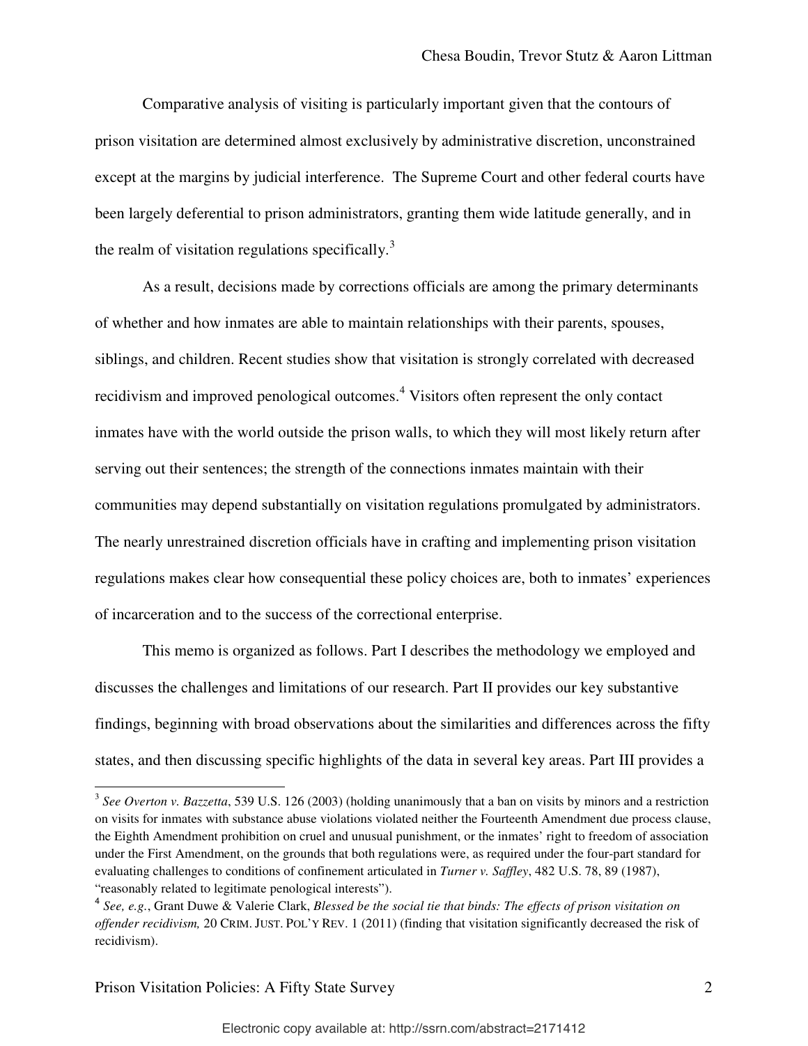Comparative analysis of visiting is particularly important given that the contours of prison visitation are determined almost exclusively by administrative discretion, unconstrained except at the margins by judicial interference. The Supreme Court and other federal courts have been largely deferential to prison administrators, granting them wide latitude generally, and in the realm of visitation regulations specifically.[3]

As a result, decisions made by corrections officials are among the primary determinants of whether and how inmates are able to maintain relationships with their parents, spouses, siblings, and children. Recent studies show that visitation is strongly correlated with decreased recidivism and improved penological outcomes.[4] Visitors often represent the only contact inmates have with the world outside the prison walls, to which they will most likely return after serving out their sentences; the strength of the connections inmates maintain with their communities may depend substantially on visitation regulations promulgated by administrators. The nearly unrestrained discretion officials have in crafting and implementing prison visitation regulations makes clear how consequential these policy choices are, both to inmates' experiences of incarceration and to the success of the correctional enterprise.

This memo is organized as follows. Part I describes the methodology we employed and discusses the challenges and limitations of our research. Part II provides our key substantive findings, beginning with broad observations about the similarities and differences across the fifty states, and then discussing specific highlights of the data in several key areas. Part III provides a

---

[3] *See Overton v. Bazzetta*, 539 U.S. 126 (2003) (holding unanimously that a ban on visits by minors and a restriction on visits for inmates with substance abuse violations violated neither the Fourteenth Amendment due process clause, the Eighth Amendment prohibition on cruel and unusual punishment, or the inmates' right to freedom of association under the First Amendment, on the grounds that both regulations were, as required under the four-part standard for evaluating challenges to conditions of confinement articulated in *Turner v. Saffley*, 482 U.S. 78, 89 (1987), "reasonably related to legitimate penological interests").

[4] *See, e.g.*, Grant Duwe & Valerie Clark, *Blessed be the social tie that binds: The effects of prison visitation on offender recidivism,* 20 CRIM. JUST. POL'Y REV. 1 (2011) (finding that visitation significantly decreased the risk of recidivism).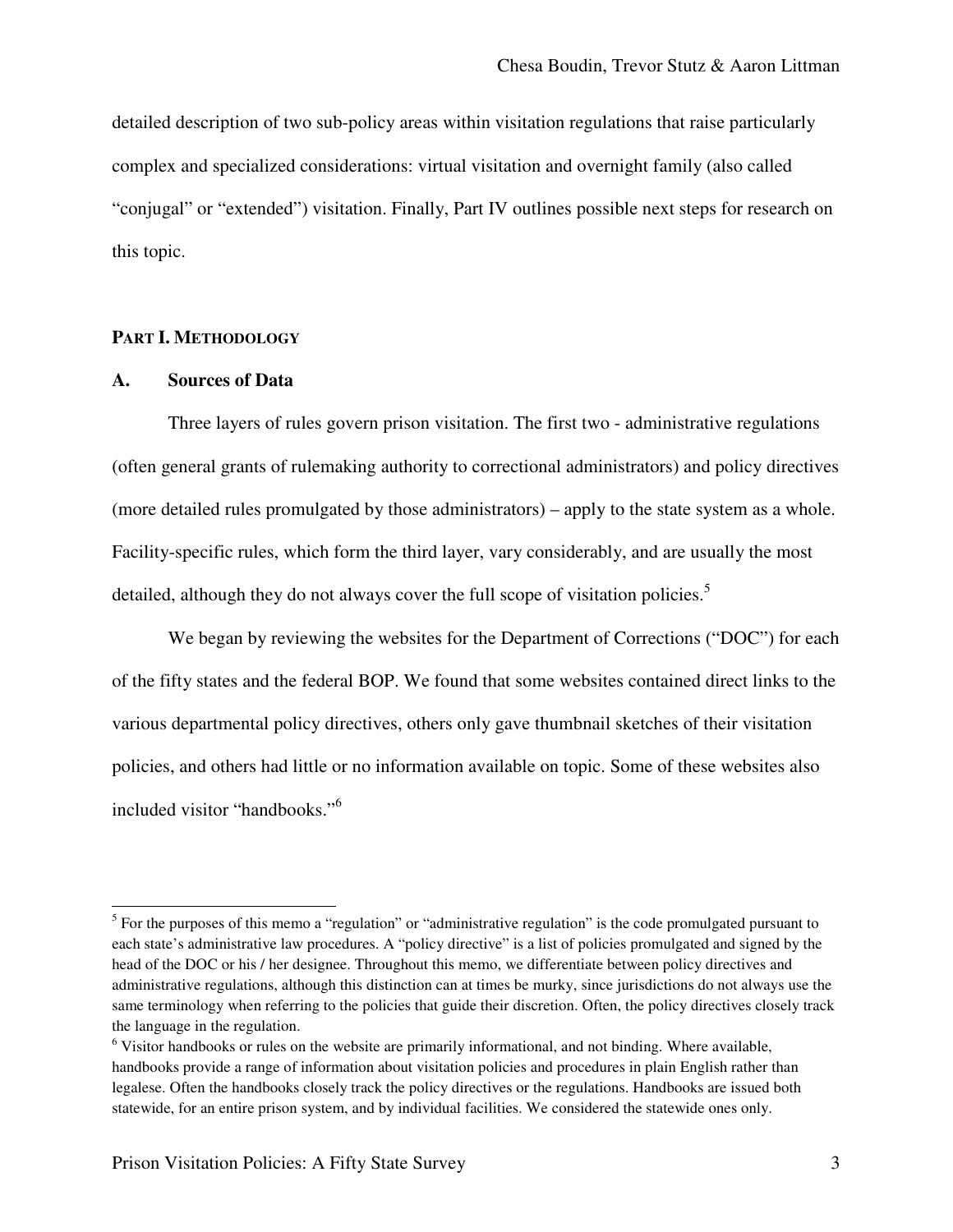detailed description of two sub-policy areas within visitation regulations that raise particularly complex and specialized considerations: virtual visitation and overnight family (also called "conjugal" or "extended") visitation. Finally, Part IV outlines possible next steps for research on this topic.

## PART I. METHODOLOGY

### A. Sources of Data

Three layers of rules govern prison visitation. The first two - administrative regulations (often general grants of rulemaking authority to correctional administrators) and policy directives (more detailed rules promulgated by those administrators) – apply to the state system as a whole. Facility-specific rules, which form the third layer, vary considerably, and are usually the most detailed, although they do not always cover the full scope of visitation policies.[5]

We began by reviewing the websites for the Department of Corrections ("DOC") for each of the fifty states and the federal BOP. We found that some websites contained direct links to the various departmental policy directives, others only gave thumbnail sketches of their visitation policies, and others had little or no information available on topic. Some of these websites also included visitor "handbooks."[6]

---

[5] For the purposes of this memo a "regulation" or "administrative regulation" is the code promulgated pursuant to each state's administrative law procedures. A "policy directive" is a list of policies promulgated and signed by the head of the DOC or his / her designee. Throughout this memo, we differentiate between policy directives and administrative regulations, although this distinction can at times be murky, since jurisdictions do not always use the same terminology when referring to the policies that guide their discretion. Often, the policy directives closely track the language in the regulation.

[6] Visitor handbooks or rules on the website are primarily informational, and not binding. Where available, handbooks provide a range of information about visitation policies and procedures in plain English rather than legalese. Often the handbooks closely track the policy directives or the regulations. Handbooks are issued both statewide, for an entire prison system, and by individual facilities. We considered the statewide ones only.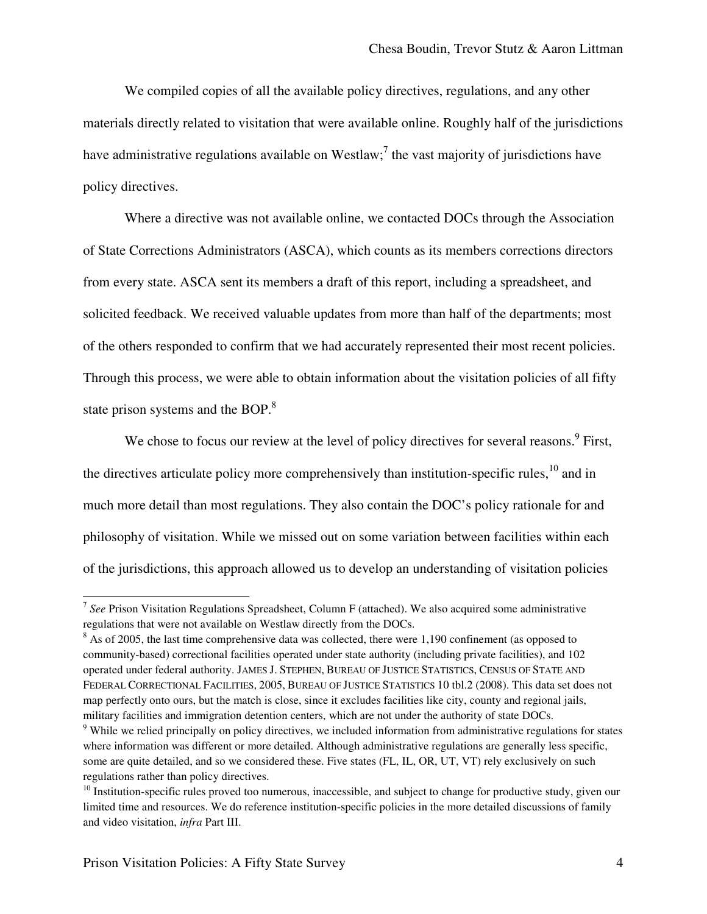We compiled copies of all the available policy directives, regulations, and any other materials directly related to visitation that were available online. Roughly half of the jurisdictions have administrative regulations available on Westlaw;[7] the vast majority of jurisdictions have policy directives.

Where a directive was not available online, we contacted DOCs through the Association of State Corrections Administrators (ASCA), which counts as its members corrections directors from every state. ASCA sent its members a draft of this report, including a spreadsheet, and solicited feedback. We received valuable updates from more than half of the departments; most of the others responded to confirm that we had accurately represented their most recent policies. Through this process, we were able to obtain information about the visitation policies of all fifty state prison systems and the BOP.[8]

We chose to focus our review at the level of policy directives for several reasons.[9] First, the directives articulate policy more comprehensively than institution-specific rules,[10] and in much more detail than most regulations. They also contain the DOC's policy rationale for and philosophy of visitation. While we missed out on some variation between facilities within each of the jurisdictions, this approach allowed us to develop an understanding of visitation policies

---

[7] *See* Prison Visitation Regulations Spreadsheet, Column F (attached). We also acquired some administrative regulations that were not available on Westlaw directly from the DOCs.

[8] As of 2005, the last time comprehensive data was collected, there were 1,190 confinement (as opposed to community-based) correctional facilities operated under state authority (including private facilities), and 102 operated under federal authority. JAMES J. STEPHEN, BUREAU OF JUSTICE STATISTICS, CENSUS OF STATE AND FEDERAL CORRECTIONAL FACILITIES, 2005, BUREAU OF JUSTICE STATISTICS 10 tbl.2 (2008). This data set does not map perfectly onto ours, but the match is close, since it excludes facilities like city, county and regional jails, military facilities and immigration detention centers, which are not under the authority of state DOCs.

[9] While we relied principally on policy directives, we included information from administrative regulations for states where information was different or more detailed. Although administrative regulations are generally less specific, some are quite detailed, and so we considered these. Five states (FL, IL, OR, UT, VT) rely exclusively on such regulations rather than policy directives.

[10] Institution-specific rules proved too numerous, inaccessible, and subject to change for productive study, given our limited time and resources. We do reference institution-specific policies in the more detailed discussions of family and video visitation, *infra* Part III.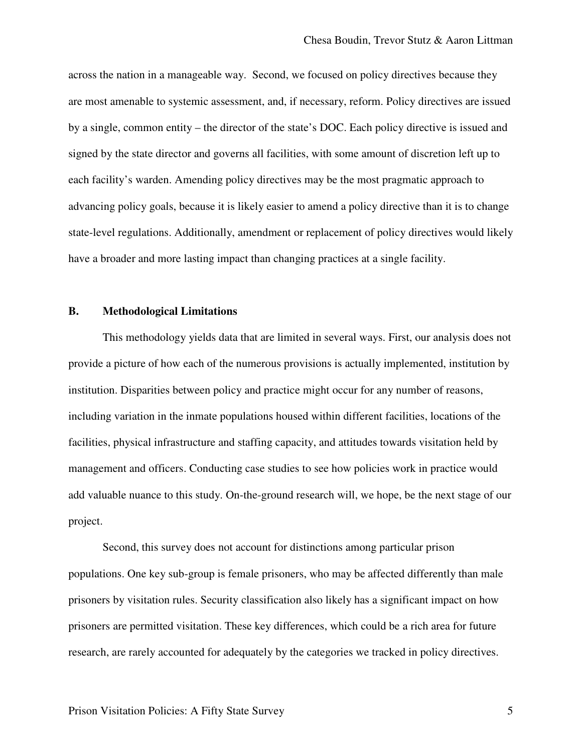across the nation in a manageable way. Second, we focused on policy directives because they are most amenable to systemic assessment, and, if necessary, reform. Policy directives are issued by a single, common entity – the director of the state's DOC. Each policy directive is issued and signed by the state director and governs all facilities, with some amount of discretion left up to each facility's warden. Amending policy directives may be the most pragmatic approach to advancing policy goals, because it is likely easier to amend a policy directive than it is to change state-level regulations. Additionally, amendment or replacement of policy directives would likely have a broader and more lasting impact than changing practices at a single facility.

### B. Methodological Limitations

This methodology yields data that are limited in several ways. First, our analysis does not provide a picture of how each of the numerous provisions is actually implemented, institution by institution. Disparities between policy and practice might occur for any number of reasons, including variation in the inmate populations housed within different facilities, locations of the facilities, physical infrastructure and staffing capacity, and attitudes towards visitation held by management and officers. Conducting case studies to see how policies work in practice would add valuable nuance to this study. On-the-ground research will, we hope, be the next stage of our project.

Second, this survey does not account for distinctions among particular prison populations. One key sub-group is female prisoners, who may be affected differently than male prisoners by visitation rules. Security classification also likely has a significant impact on how prisoners are permitted visitation. These key differences, which could be a rich area for future research, are rarely accounted for adequately by the categories we tracked in policy directives.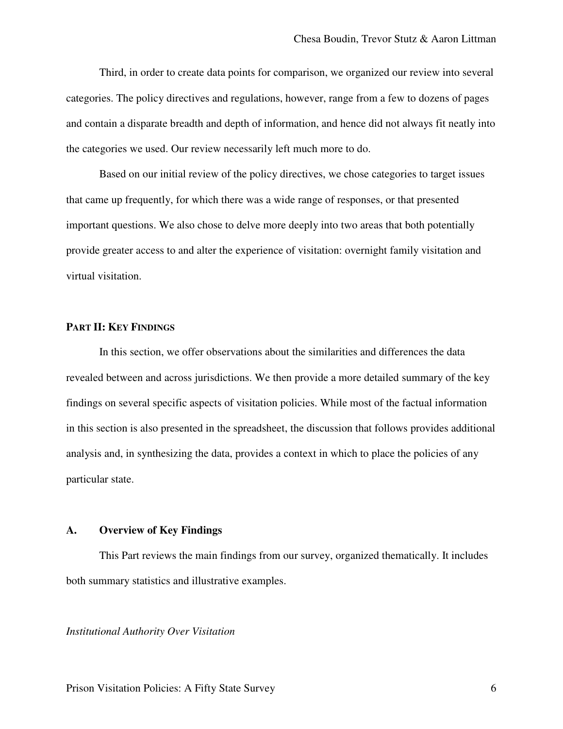Third, in order to create data points for comparison, we organized our review into several categories. The policy directives and regulations, however, range from a few to dozens of pages and contain a disparate breadth and depth of information, and hence did not always fit neatly into the categories we used. Our review necessarily left much more to do.

Based on our initial review of the policy directives, we chose categories to target issues that came up frequently, for which there was a wide range of responses, or that presented important questions. We also chose to delve more deeply into two areas that both potentially provide greater access to and alter the experience of visitation: overnight family visitation and virtual visitation.

## PART II: KEY FINDINGS

In this section, we offer observations about the similarities and differences the data revealed between and across jurisdictions. We then provide a more detailed summary of the key findings on several specific aspects of visitation policies. While most of the factual information in this section is also presented in the spreadsheet, the discussion that follows provides additional analysis and, in synthesizing the data, provides a context in which to place the policies of any particular state.

### A. Overview of Key Findings

This Part reviews the main findings from our survey, organized thematically. It includes both summary statistics and illustrative examples.

*Institutional Authority Over Visitation*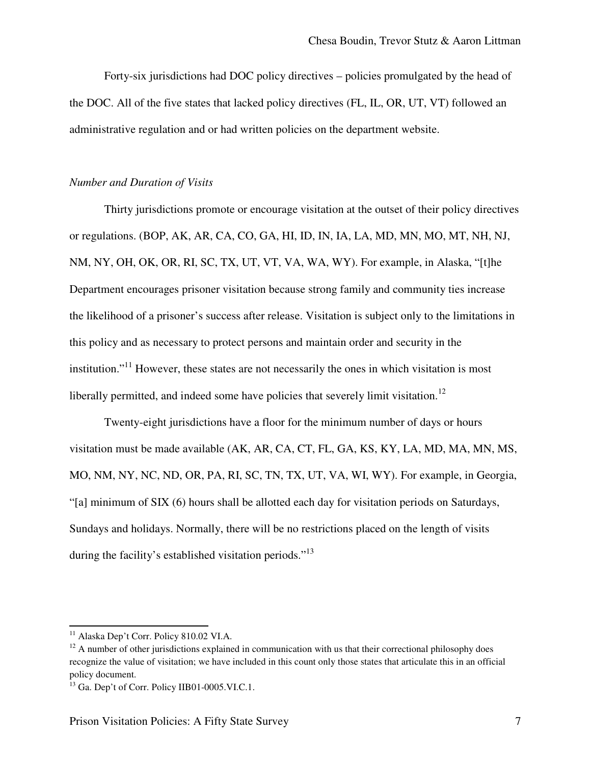Forty-six jurisdictions had DOC policy directives – policies promulgated by the head of the DOC. All of the five states that lacked policy directives (FL, IL, OR, UT, VT) followed an administrative regulation and or had written policies on the department website.

*Number and Duration of Visits*

Thirty jurisdictions promote or encourage visitation at the outset of their policy directives or regulations. (BOP, AK, AR, CA, CO, GA, HI, ID, IN, IA, LA, MD, MN, MO, MT, NH, NJ, NM, NY, OH, OK, OR, RI, SC, TX, UT, VT, VA, WA, WY). For example, in Alaska, "[t]he Department encourages prisoner visitation because strong family and community ties increase the likelihood of a prisoner's success after release. Visitation is subject only to the limitations in this policy and as necessary to protect persons and maintain order and security in the institution."[11] However, these states are not necessarily the ones in which visitation is most liberally permitted, and indeed some have policies that severely limit visitation.[12]

Twenty-eight jurisdictions have a floor for the minimum number of days or hours visitation must be made available (AK, AR, CA, CT, FL, GA, KS, KY, LA, MD, MA, MN, MS, MO, NM, NY, NC, ND, OR, PA, RI, SC, TN, TX, UT, VA, WI, WY). For example, in Georgia, "[a] minimum of SIX (6) hours shall be allotted each day for visitation periods on Saturdays, Sundays and holidays. Normally, there will be no restrictions placed on the length of visits during the facility's established visitation periods."[13]

---

[11] Alaska Dep't Corr. Policy 810.02 VI.A.

[12] A number of other jurisdictions explained in communication with us that their correctional philosophy does recognize the value of visitation; we have included in this count only those states that articulate this in an official policy document.

[13] Ga. Dep't of Corr. Policy IIB01-0005.VI.C.1.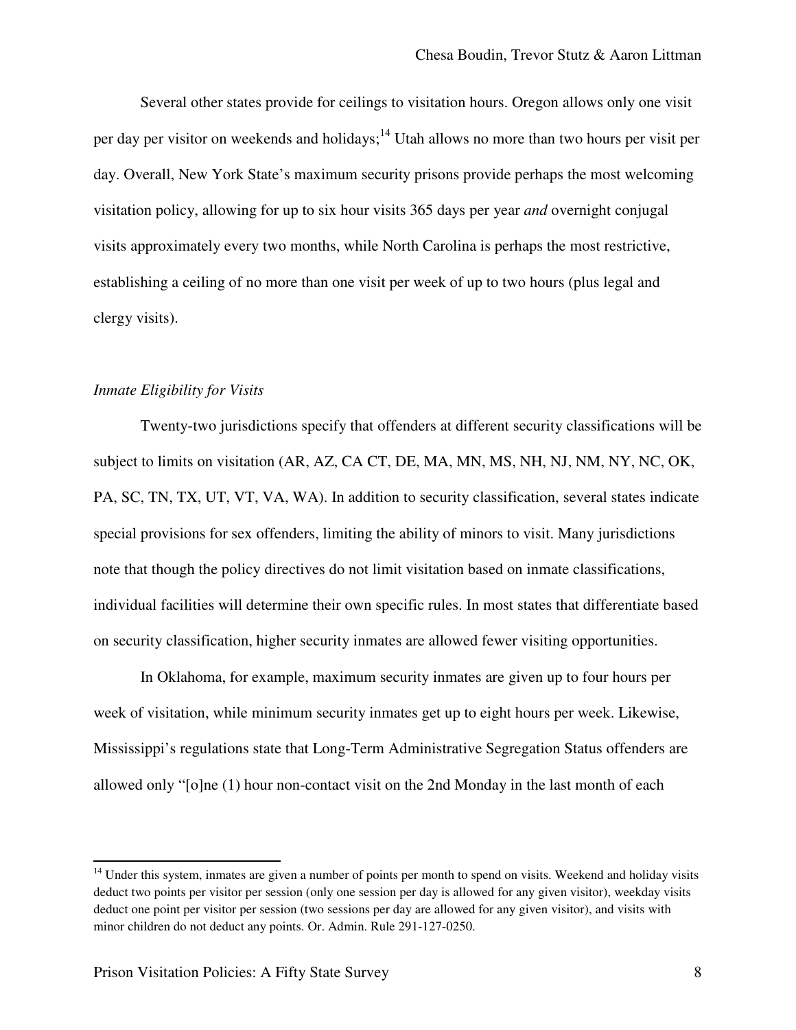Several other states provide for ceilings to visitation hours. Oregon allows only one visit per day per visitor on weekends and holidays;[14] Utah allows no more than two hours per visit per day. Overall, New York State's maximum security prisons provide perhaps the most welcoming visitation policy, allowing for up to six hour visits 365 days per year *and* overnight conjugal visits approximately every two months, while North Carolina is perhaps the most restrictive, establishing a ceiling of no more than one visit per week of up to two hours (plus legal and clergy visits).

*Inmate Eligibility for Visits*

Twenty-two jurisdictions specify that offenders at different security classifications will be subject to limits on visitation (AR, AZ, CA CT, DE, MA, MN, MS, NH, NJ, NM, NY, NC, OK, PA, SC, TN, TX, UT, VT, VA, WA). In addition to security classification, several states indicate special provisions for sex offenders, limiting the ability of minors to visit. Many jurisdictions note that though the policy directives do not limit visitation based on inmate classifications, individual facilities will determine their own specific rules. In most states that differentiate based on security classification, higher security inmates are allowed fewer visiting opportunities.

In Oklahoma, for example, maximum security inmates are given up to four hours per week of visitation, while minimum security inmates get up to eight hours per week. Likewise, Mississippi's regulations state that Long-Term Administrative Segregation Status offenders are allowed only "[o]ne (1) hour non-contact visit on the 2nd Monday in the last month of each

---

[14] Under this system, inmates are given a number of points per month to spend on visits. Weekend and holiday visits deduct two points per visitor per session (only one session per day is allowed for any given visitor), weekday visits deduct one point per visitor per session (two sessions per day are allowed for any given visitor), and visits with minor children do not deduct any points. Or. Admin. Rule 291-127-0250.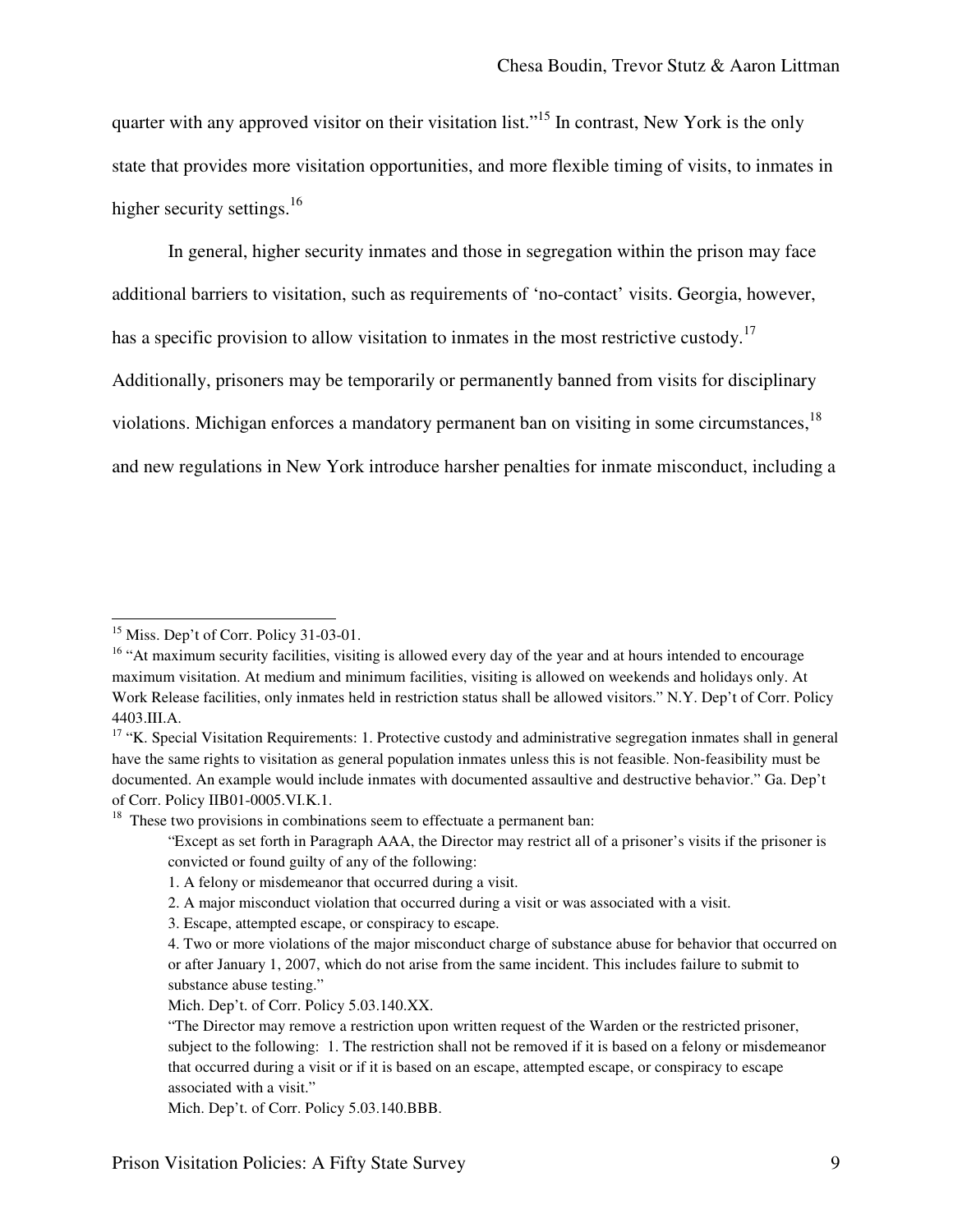quarter with any approved visitor on their visitation list."[15] In contrast, New York is the only state that provides more visitation opportunities, and more flexible timing of visits, to inmates in higher security settings.[16]

In general, higher security inmates and those in segregation within the prison may face additional barriers to visitation, such as requirements of 'no-contact' visits. Georgia, however, has a specific provision to allow visitation to inmates in the most restrictive custody.[17] Additionally, prisoners may be temporarily or permanently banned from visits for disciplinary violations. Michigan enforces a mandatory permanent ban on visiting in some circumstances,[18] and new regulations in New York introduce harsher penalties for inmate misconduct, including a

---

[15] Miss. Dep't of Corr. Policy 31-03-01.

[16] "At maximum security facilities, visiting is allowed every day of the year and at hours intended to encourage maximum visitation. At medium and minimum facilities, visiting is allowed on weekends and holidays only. At Work Release facilities, only inmates held in restriction status shall be allowed visitors." N.Y. Dep't of Corr. Policy 4403.III.A.

[17] "K. Special Visitation Requirements: 1. Protective custody and administrative segregation inmates shall in general have the same rights to visitation as general population inmates unless this is not feasible. Non-feasibility must be documented. An example would include inmates with documented assaultive and destructive behavior." Ga. Dep't of Corr. Policy IIB01-0005.VI.K.1.

[18] These two provisions in combinations seem to effectuate a permanent ban:

> "Except as set forth in Paragraph AAA, the Director may restrict all of a prisoner's visits if the prisoner is convicted or found guilty of any of the following:
>
> 1. A felony or misdemeanor that occurred during a visit.
> 2. A major misconduct violation that occurred during a visit or was associated with a visit.
> 3. Escape, attempted escape, or conspiracy to escape.
> 4. Two or more violations of the major misconduct charge of substance abuse for behavior that occurred on or after January 1, 2007, which do not arise from the same incident. This includes failure to submit to substance abuse testing."
>
> Mich. Dep't. of Corr. Policy 5.03.140.XX.
>
> "The Director may remove a restriction upon written request of the Warden or the restricted prisoner, subject to the following: 1. The restriction shall not be removed if it is based on a felony or misdemeanor that occurred during a visit or if it is based on an escape, attempted escape, or conspiracy to escape associated with a visit."
>
> Mich. Dep't. of Corr. Policy 5.03.140.BBB.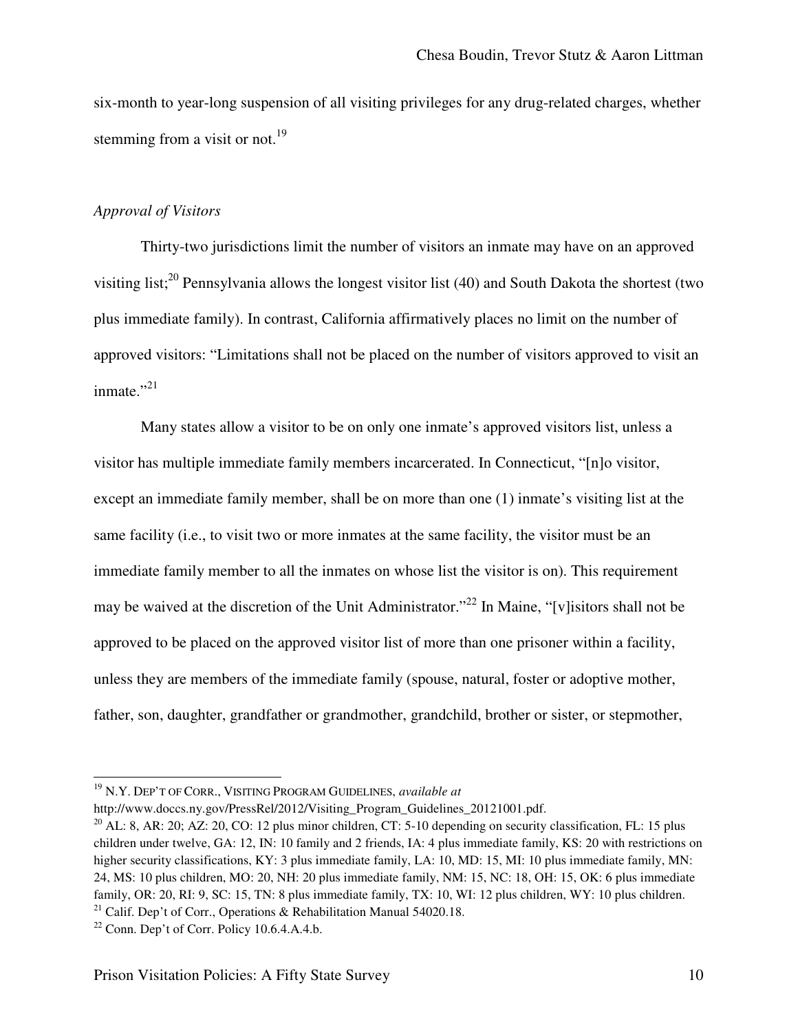six-month to year-long suspension of all visiting privileges for any drug-related charges, whether stemming from a visit or not.[19]

*Approval of Visitors*

Thirty-two jurisdictions limit the number of visitors an inmate may have on an approved visiting list;[20] Pennsylvania allows the longest visitor list (40) and South Dakota the shortest (two plus immediate family). In contrast, California affirmatively places no limit on the number of approved visitors: "Limitations shall not be placed on the number of visitors approved to visit an inmate."[21]

Many states allow a visitor to be on only one inmate's approved visitors list, unless a visitor has multiple immediate family members incarcerated. In Connecticut, "[n]o visitor, except an immediate family member, shall be on more than one (1) inmate's visiting list at the same facility (i.e., to visit two or more inmates at the same facility, the visitor must be an immediate family member to all the inmates on whose list the visitor is on). This requirement may be waived at the discretion of the Unit Administrator."[22] In Maine, "[v]isitors shall not be approved to be placed on the approved visitor list of more than one prisoner within a facility, unless they are members of the immediate family (spouse, natural, foster or adoptive mother, father, son, daughter, grandfather or grandmother, grandchild, brother or sister, or stepmother,

---

[19] N.Y. DEP'T OF CORR., VISITING PROGRAM GUIDELINES, *available at* http://www.doccs.ny.gov/PressRel/2012/Visiting_Program_Guidelines_20121001.pdf.

[20] AL: 8, AR: 20; AZ: 20, CO: 12 plus minor children, CT: 5-10 depending on security classification, FL: 15 plus children under twelve, GA: 12, IN: 10 family and 2 friends, IA: 4 plus immediate family, KS: 20 with restrictions on higher security classifications, KY: 3 plus immediate family, LA: 10, MD: 15, MI: 10 plus immediate family, MN: 24, MS: 10 plus children, MO: 20, NH: 20 plus immediate family, NM: 15, NC: 18, OH: 15, OK: 6 plus immediate family, OR: 20, RI: 9, SC: 15, TN: 8 plus immediate family, TX: 10, WI: 12 plus children, WY: 10 plus children.

[21] Calif. Dep't of Corr., Operations & Rehabilitation Manual 54020.18.

[22] Conn. Dep't of Corr. Policy 10.6.4.A.4.b.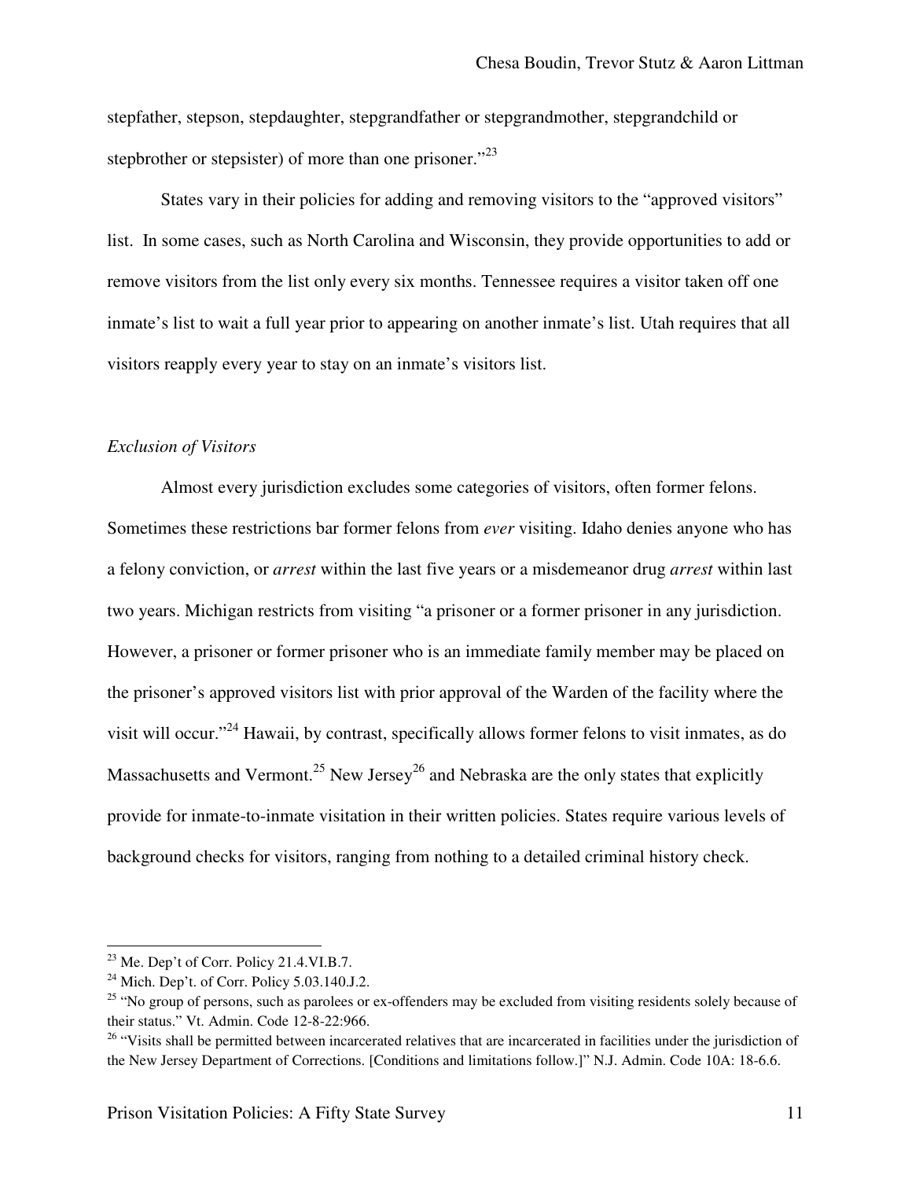stepfather, stepson, stepdaughter, stepgrandfather or stepgrandmother, stepgrandchild or stepbrother or stepsister) of more than one prisoner."[23]

States vary in their policies for adding and removing visitors to the "approved visitors" list. In some cases, such as North Carolina and Wisconsin, they provide opportunities to add or remove visitors from the list only every six months. Tennessee requires a visitor taken off one inmate's list to wait a full year prior to appearing on another inmate's list. Utah requires that all visitors reapply every year to stay on an inmate's visitors list.

*Exclusion of Visitors*

Almost every jurisdiction excludes some categories of visitors, often former felons. Sometimes these restrictions bar former felons from *ever* visiting. Idaho denies anyone who has a felony conviction, or *arrest* within the last five years or a misdemeanor drug *arrest* within last two years. Michigan restricts from visiting "a prisoner or a former prisoner in any jurisdiction. However, a prisoner or former prisoner who is an immediate family member may be placed on the prisoner's approved visitors list with prior approval of the Warden of the facility where the visit will occur."[24] Hawaii, by contrast, specifically allows former felons to visit inmates, as do Massachusetts and Vermont.[25] New Jersey[26] and Nebraska are the only states that explicitly provide for inmate-to-inmate visitation in their written policies. States require various levels of background checks for visitors, ranging from nothing to a detailed criminal history check.

---

[23] Me. Dep't of Corr. Policy 21.4.VI.B.7.

[24] Mich. Dep't. of Corr. Policy 5.03.140.J.2.

[25] "No group of persons, such as parolees or ex-offenders may be excluded from visiting residents solely because of their status." Vt. Admin. Code 12-8-22:966.

[26] "Visits shall be permitted between incarcerated relatives that are incarcerated in facilities under the jurisdiction of the New Jersey Department of Corrections. [Conditions and limitations follow.]" N.J. Admin. Code 10A: 18-6.6.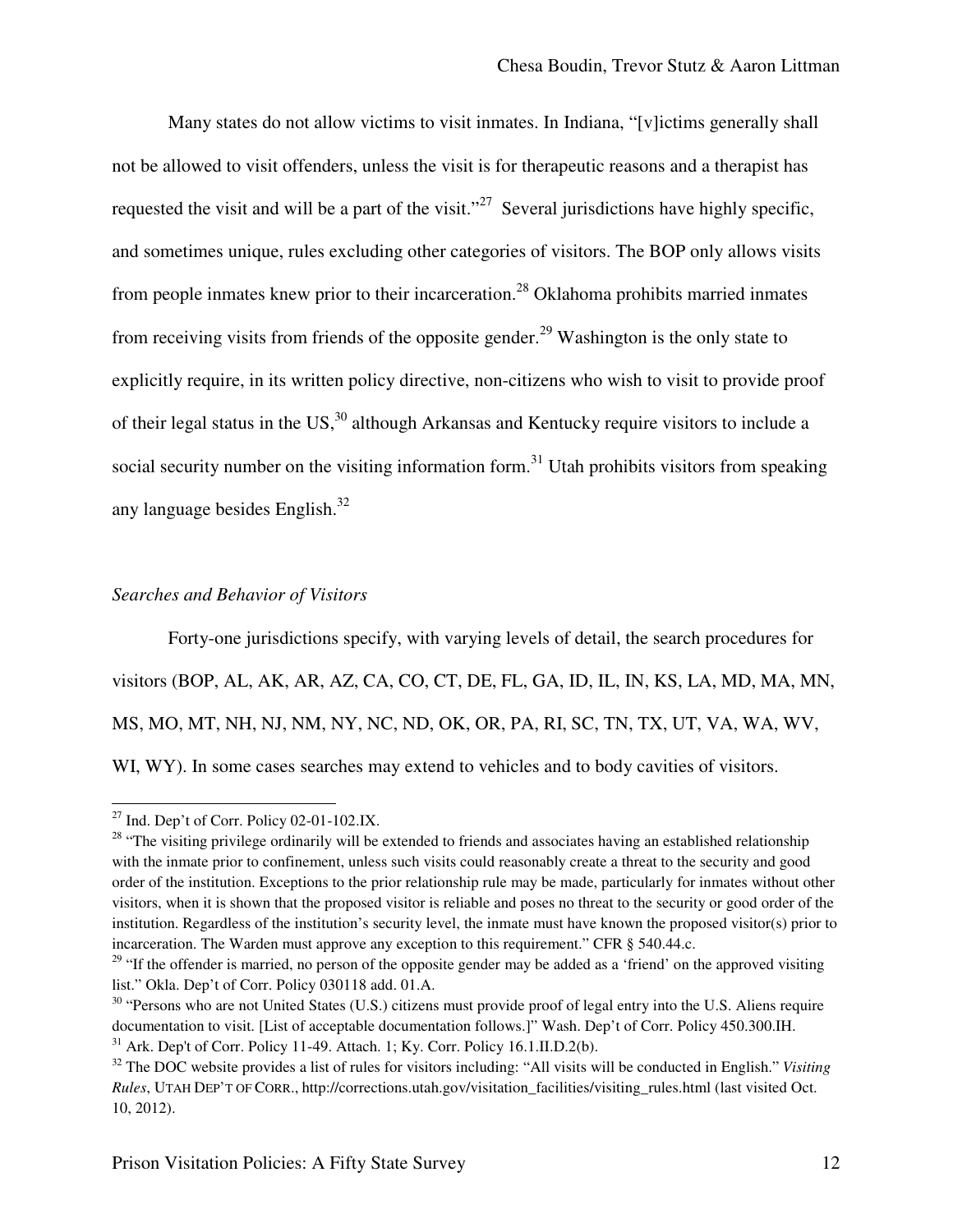Many states do not allow victims to visit inmates. In Indiana, "[v]ictims generally shall not be allowed to visit offenders, unless the visit is for therapeutic reasons and a therapist has requested the visit and will be a part of the visit."[27] Several jurisdictions have highly specific, and sometimes unique, rules excluding other categories of visitors. The BOP only allows visits from people inmates knew prior to their incarceration.[28] Oklahoma prohibits married inmates from receiving visits from friends of the opposite gender.[29] Washington is the only state to explicitly require, in its written policy directive, non-citizens who wish to visit to provide proof of their legal status in the US,[30] although Arkansas and Kentucky require visitors to include a social security number on the visiting information form.[31] Utah prohibits visitors from speaking any language besides English.[32]

*Searches and Behavior of Visitors*

Forty-one jurisdictions specify, with varying levels of detail, the search procedures for visitors (BOP, AL, AK, AR, AZ, CA, CO, CT, DE, FL, GA, ID, IL, IN, KS, LA, MD, MA, MN, MS, MO, MT, NH, NJ, NM, NY, NC, ND, OK, OR, PA, RI, SC, TN, TX, UT, VA, WA, WV, WI, WY). In some cases searches may extend to vehicles and to body cavities of visitors.

---

[27] Ind. Dep't of Corr. Policy 02-01-102.IX.

[28] "The visiting privilege ordinarily will be extended to friends and associates having an established relationship with the inmate prior to confinement, unless such visits could reasonably create a threat to the security and good order of the institution. Exceptions to the prior relationship rule may be made, particularly for inmates without other visitors, when it is shown that the proposed visitor is reliable and poses no threat to the security or good order of the institution. Regardless of the institution's security level, the inmate must have known the proposed visitor(s) prior to incarceration. The Warden must approve any exception to this requirement." CFR § 540.44.c.

[29] "If the offender is married, no person of the opposite gender may be added as a 'friend' on the approved visiting list." Okla. Dep't of Corr. Policy 030118 add. 01.A.

[30] "Persons who are not United States (U.S.) citizens must provide proof of legal entry into the U.S. Aliens require documentation to visit. [List of acceptable documentation follows.]" Wash. Dep't of Corr. Policy 450.300.IH.

[31] Ark. Dep't of Corr. Policy 11-49. Attach. 1; Ky. Corr. Policy 16.1.II.D.2(b).

[32] The DOC website provides a list of rules for visitors including: "All visits will be conducted in English." *Visiting Rules*, UTAH DEP'T OF CORR., http://corrections.utah.gov/visitation_facilities/visiting_rules.html (last visited Oct. 10, 2012).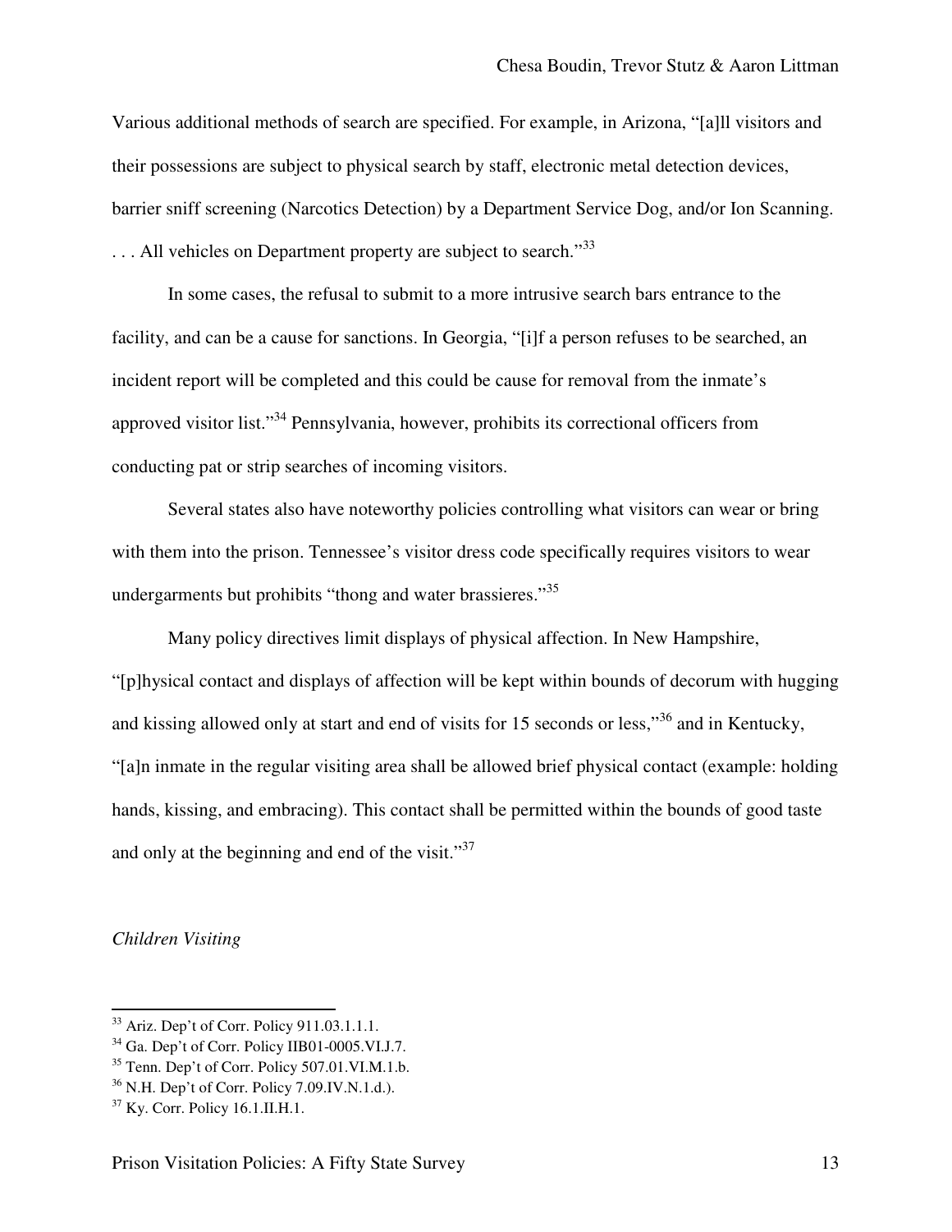Various additional methods of search are specified. For example, in Arizona, "[a]ll visitors and their possessions are subject to physical search by staff, electronic metal detection devices, barrier sniff screening (Narcotics Detection) by a Department Service Dog, and/or Ion Scanning. . . . All vehicles on Department property are subject to search."[33]

In some cases, the refusal to submit to a more intrusive search bars entrance to the facility, and can be a cause for sanctions. In Georgia, "[i]f a person refuses to be searched, an incident report will be completed and this could be cause for removal from the inmate's approved visitor list."[34] Pennsylvania, however, prohibits its correctional officers from conducting pat or strip searches of incoming visitors.

Several states also have noteworthy policies controlling what visitors can wear or bring with them into the prison. Tennessee's visitor dress code specifically requires visitors to wear undergarments but prohibits "thong and water brassieres."[35]

Many policy directives limit displays of physical affection. In New Hampshire, "[p]hysical contact and displays of affection will be kept within bounds of decorum with hugging and kissing allowed only at start and end of visits for 15 seconds or less,"[36] and in Kentucky, "[a]n inmate in the regular visiting area shall be allowed brief physical contact (example: holding hands, kissing, and embracing). This contact shall be permitted within the bounds of good taste and only at the beginning and end of the visit."[37]

*Children Visiting*

[33] Ariz. Dep't of Corr. Policy 911.03.1.1.1.
[34] Ga. Dep't of Corr. Policy IIB01-0005.VI.J.7.
[35] Tenn. Dep't of Corr. Policy 507.01.VI.M.1.b.
[36] N.H. Dep't of Corr. Policy 7.09.IV.N.1.d.).
[37] Ky. Corr. Policy 16.1.II.H.1.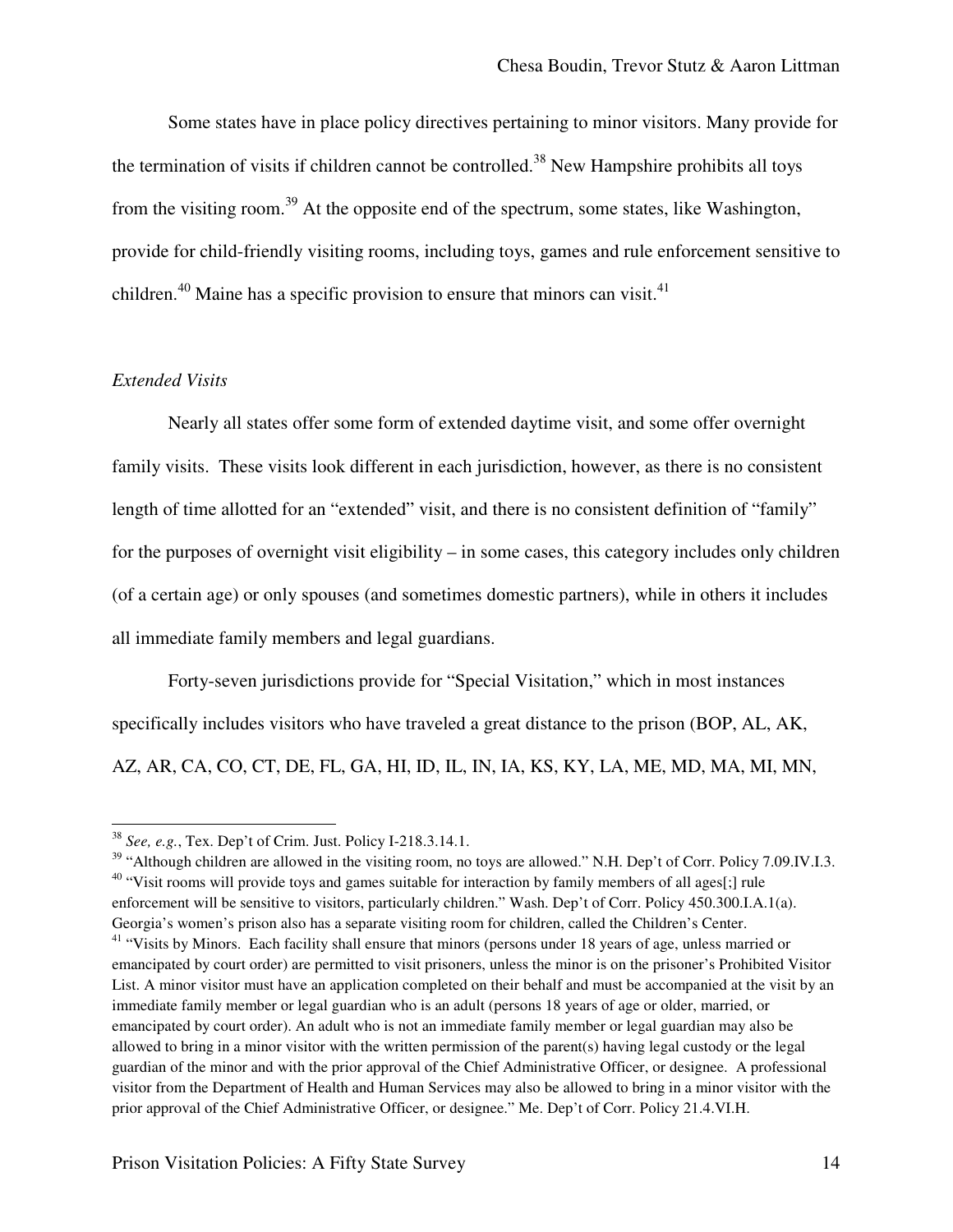Some states have in place policy directives pertaining to minor visitors. Many provide for the termination of visits if children cannot be controlled.[38] New Hampshire prohibits all toys from the visiting room.[39] At the opposite end of the spectrum, some states, like Washington, provide for child-friendly visiting rooms, including toys, games and rule enforcement sensitive to children.[40] Maine has a specific provision to ensure that minors can visit.[41]

*Extended Visits*

Nearly all states offer some form of extended daytime visit, and some offer overnight family visits. These visits look different in each jurisdiction, however, as there is no consistent length of time allotted for an "extended" visit, and there is no consistent definition of "family" for the purposes of overnight visit eligibility – in some cases, this category includes only children (of a certain age) or only spouses (and sometimes domestic partners), while in others it includes all immediate family members and legal guardians.

Forty-seven jurisdictions provide for "Special Visitation," which in most instances specifically includes visitors who have traveled a great distance to the prison (BOP, AL, AK, AZ, AR, CA, CO, CT, DE, FL, GA, HI, ID, IL, IN, IA, KS, KY, LA, ME, MD, MA, MI, MN,

---

[38] *See, e.g.*, Tex. Dep't of Crim. Just. Policy I-218.3.14.1.

[39] "Although children are allowed in the visiting room, no toys are allowed." N.H. Dep't of Corr. Policy 7.09.IV.I.3.

[40] "Visit rooms will provide toys and games suitable for interaction by family members of all ages[;] rule enforcement will be sensitive to visitors, particularly children." Wash. Dep't of Corr. Policy 450.300.I.A.1(a). Georgia's women's prison also has a separate visiting room for children, called the Children's Center.

[41] "Visits by Minors. Each facility shall ensure that minors (persons under 18 years of age, unless married or emancipated by court order) are permitted to visit prisoners, unless the minor is on the prisoner's Prohibited Visitor List. A minor visitor must have an application completed on their behalf and must be accompanied at the visit by an immediate family member or legal guardian who is an adult (persons 18 years of age or older, married, or emancipated by court order). An adult who is not an immediate family member or legal guardian may also be allowed to bring in a minor visitor with the written permission of the parent(s) having legal custody or the legal guardian of the minor and with the prior approval of the Chief Administrative Officer, or designee. A professional visitor from the Department of Health and Human Services may also be allowed to bring in a minor visitor with the prior approval of the Chief Administrative Officer, or designee." Me. Dep't of Corr. Policy 21.4.VI.H.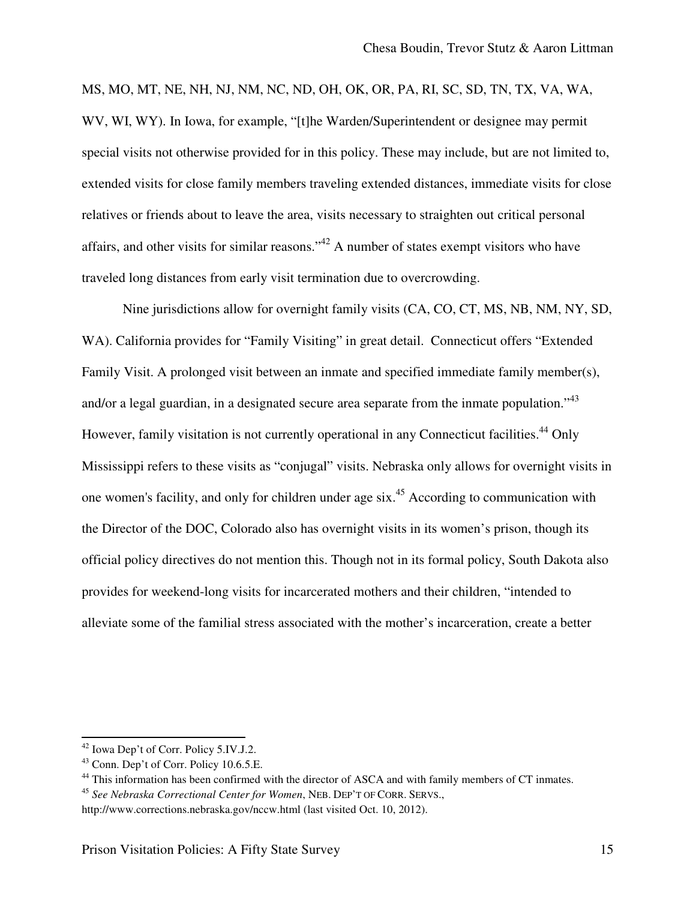MS, MO, MT, NE, NH, NJ, NM, NC, ND, OH, OK, OR, PA, RI, SC, SD, TN, TX, VA, WA, WV, WI, WY). In Iowa, for example, "[t]he Warden/Superintendent or designee may permit special visits not otherwise provided for in this policy. These may include, but are not limited to, extended visits for close family members traveling extended distances, immediate visits for close relatives or friends about to leave the area, visits necessary to straighten out critical personal affairs, and other visits for similar reasons."[42] A number of states exempt visitors who have traveled long distances from early visit termination due to overcrowding.

Nine jurisdictions allow for overnight family visits (CA, CO, CT, MS, NB, NM, NY, SD, WA). California provides for "Family Visiting" in great detail. Connecticut offers "Extended Family Visit. A prolonged visit between an inmate and specified immediate family member(s), and/or a legal guardian, in a designated secure area separate from the inmate population."[43] However, family visitation is not currently operational in any Connecticut facilities.[44] Only Mississippi refers to these visits as "conjugal" visits. Nebraska only allows for overnight visits in one women's facility, and only for children under age six.[45] According to communication with the Director of the DOC, Colorado also has overnight visits in its women's prison, though its official policy directives do not mention this. Though not in its formal policy, South Dakota also provides for weekend-long visits for incarcerated mothers and their children, "intended to alleviate some of the familial stress associated with the mother's incarceration, create a better

---

[42] Iowa Dep't of Corr. Policy 5.IV.J.2.

[43] Conn. Dep't of Corr. Policy 10.6.5.E.

[44] This information has been confirmed with the director of ASCA and with family members of CT inmates.

[45] *See Nebraska Correctional Center for Women*, NEB. DEP'T OF CORR. SERVS., http://www.corrections.nebraska.gov/nccw.html (last visited Oct. 10, 2012).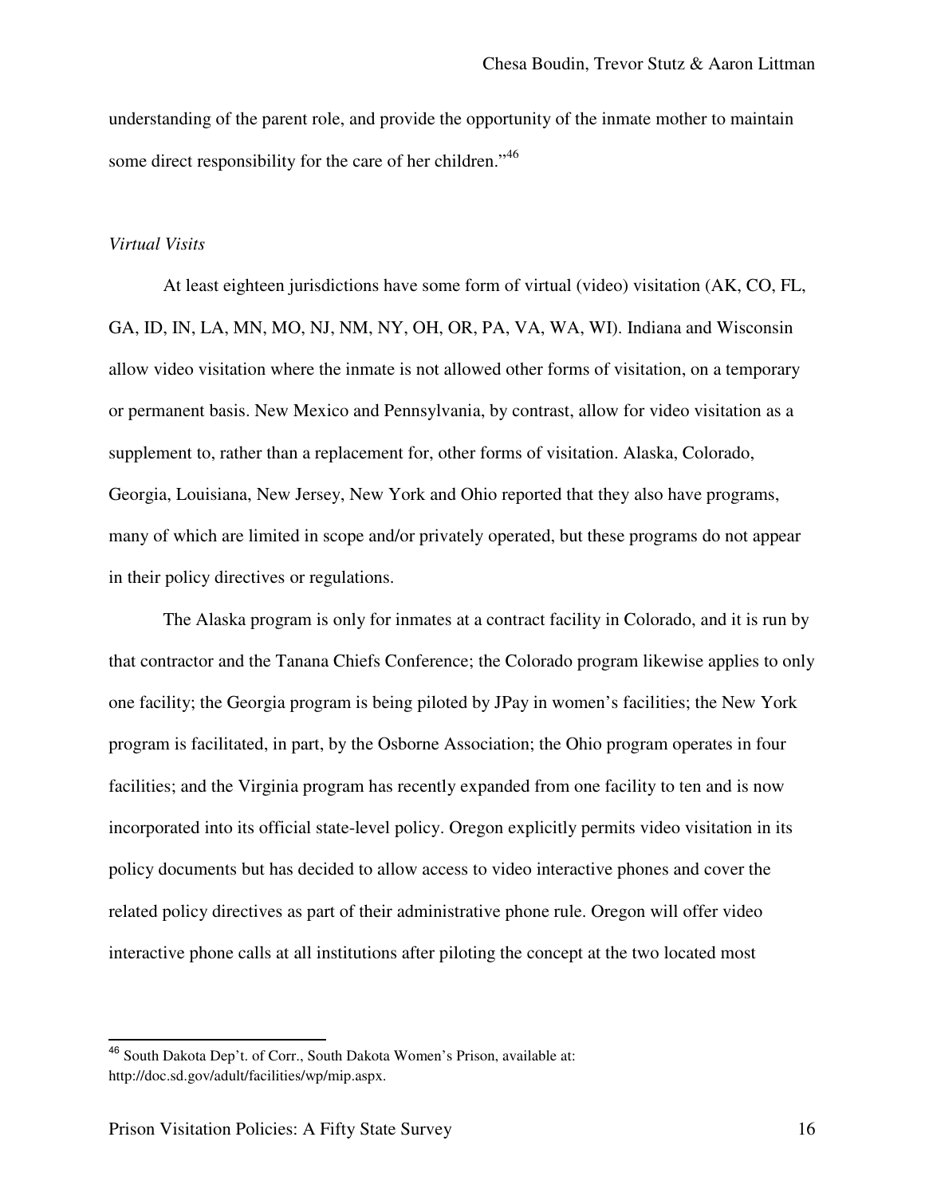understanding of the parent role, and provide the opportunity of the inmate mother to maintain some direct responsibility for the care of her children."[46]

*Virtual Visits*

At least eighteen jurisdictions have some form of virtual (video) visitation (AK, CO, FL, GA, ID, IN, LA, MN, MO, NJ, NM, NY, OH, OR, PA, VA, WA, WI). Indiana and Wisconsin allow video visitation where the inmate is not allowed other forms of visitation, on a temporary or permanent basis. New Mexico and Pennsylvania, by contrast, allow for video visitation as a supplement to, rather than a replacement for, other forms of visitation. Alaska, Colorado, Georgia, Louisiana, New Jersey, New York and Ohio reported that they also have programs, many of which are limited in scope and/or privately operated, but these programs do not appear in their policy directives or regulations.

The Alaska program is only for inmates at a contract facility in Colorado, and it is run by that contractor and the Tanana Chiefs Conference; the Colorado program likewise applies to only one facility; the Georgia program is being piloted by JPay in women's facilities; the New York program is facilitated, in part, by the Osborne Association; the Ohio program operates in four facilities; and the Virginia program has recently expanded from one facility to ten and is now incorporated into its official state-level policy. Oregon explicitly permits video visitation in its policy documents but has decided to allow access to video interactive phones and cover the related policy directives as part of their administrative phone rule. Oregon will offer video interactive phone calls at all institutions after piloting the concept at the two located most

---

[46] South Dakota Dep't. of Corr., South Dakota Women's Prison, available at: http://doc.sd.gov/adult/facilities/wp/mip.aspx.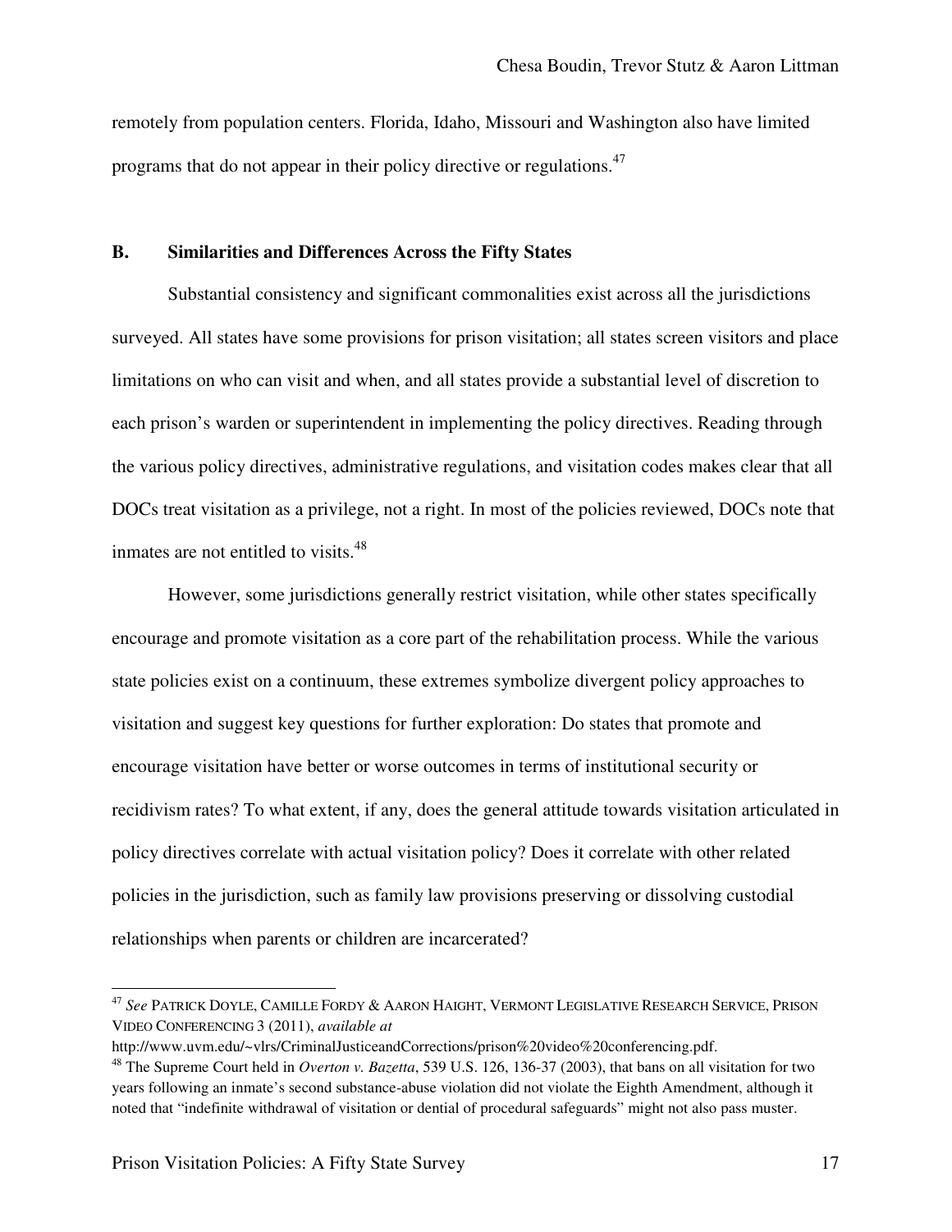remotely from population centers. Florida, Idaho, Missouri and Washington also have limited programs that do not appear in their policy directive or regulations.[47]

### B. Similarities and Differences Across the Fifty States

Substantial consistency and significant commonalities exist across all the jurisdictions surveyed. All states have some provisions for prison visitation; all states screen visitors and place limitations on who can visit and when, and all states provide a substantial level of discretion to each prison's warden or superintendent in implementing the policy directives. Reading through the various policy directives, administrative regulations, and visitation codes makes clear that all DOCs treat visitation as a privilege, not a right. In most of the policies reviewed, DOCs note that inmates are not entitled to visits.[48]

However, some jurisdictions generally restrict visitation, while other states specifically encourage and promote visitation as a core part of the rehabilitation process. While the various state policies exist on a continuum, these extremes symbolize divergent policy approaches to visitation and suggest key questions for further exploration: Do states that promote and encourage visitation have better or worse outcomes in terms of institutional security or recidivism rates? To what extent, if any, does the general attitude towards visitation articulated in policy directives correlate with actual visitation policy? Does it correlate with other related policies in the jurisdiction, such as family law provisions preserving or dissolving custodial relationships when parents or children are incarcerated?

---

[47] *See* PATRICK DOYLE, CAMILLE FORDY & AARON HAIGHT, VERMONT LEGISLATIVE RESEARCH SERVICE, PRISON VIDEO CONFERENCING 3 (2011), *available at* http://www.uvm.edu/~vlrs/CriminalJusticeandCorrections/prison%20video%20conferencing.pdf.

[48] The Supreme Court held in *Overton v. Bazetta*, 539 U.S. 126, 136-37 (2003), that bans on all visitation for two years following an inmate's second substance-abuse violation did not violate the Eighth Amendment, although it noted that "indefinite withdrawal of visitation or dential of procedural safeguards" might not also pass muster.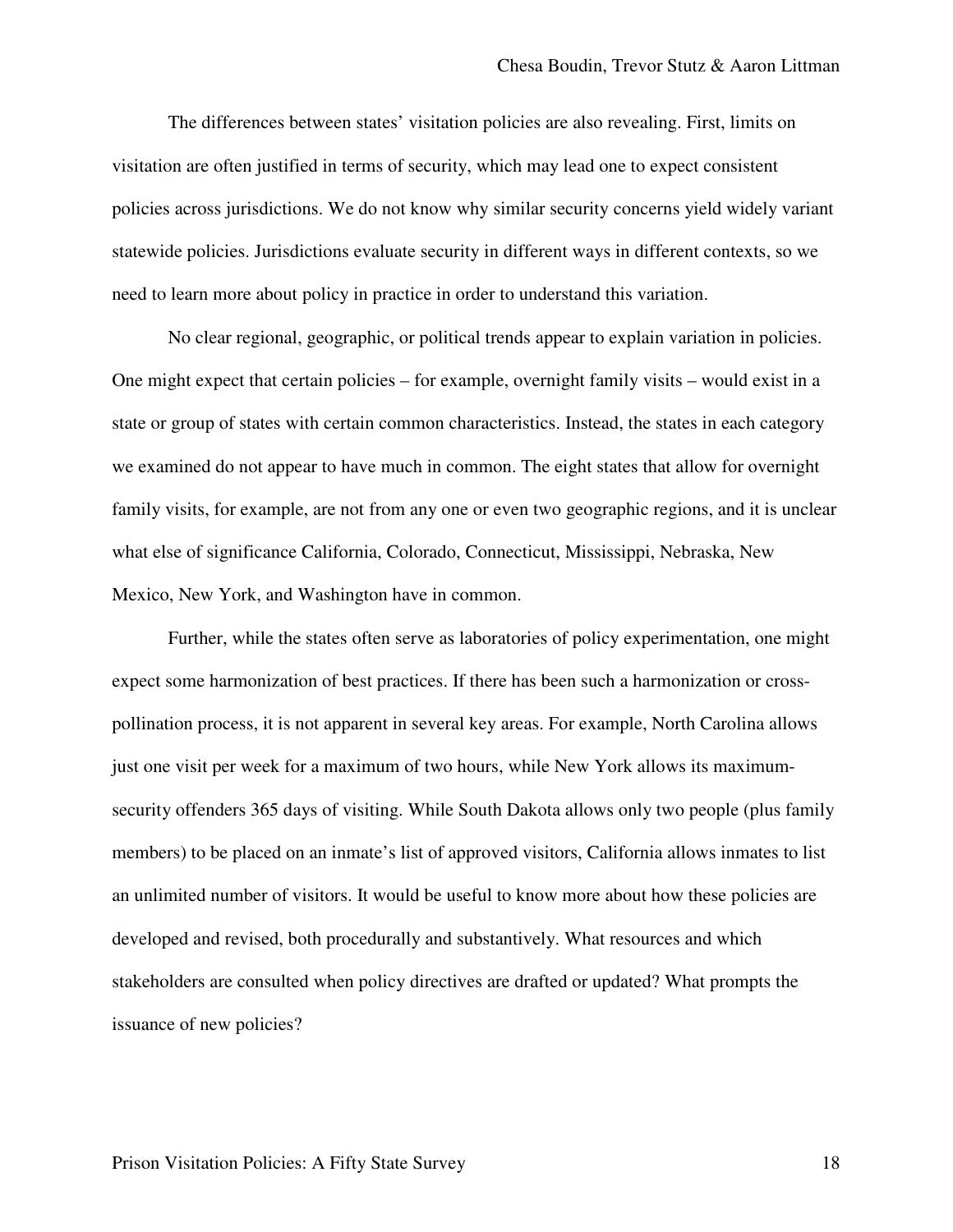The differences between states' visitation policies are also revealing. First, limits on visitation are often justified in terms of security, which may lead one to expect consistent policies across jurisdictions. We do not know why similar security concerns yield widely variant statewide policies. Jurisdictions evaluate security in different ways in different contexts, so we need to learn more about policy in practice in order to understand this variation.

No clear regional, geographic, or political trends appear to explain variation in policies. One might expect that certain policies – for example, overnight family visits – would exist in a state or group of states with certain common characteristics. Instead, the states in each category we examined do not appear to have much in common. The eight states that allow for overnight family visits, for example, are not from any one or even two geographic regions, and it is unclear what else of significance California, Colorado, Connecticut, Mississippi, Nebraska, New Mexico, New York, and Washington have in common.

Further, while the states often serve as laboratories of policy experimentation, one might expect some harmonization of best practices. If there has been such a harmonization or cross-pollination process, it is not apparent in several key areas. For example, North Carolina allows just one visit per week for a maximum of two hours, while New York allows its maximum-security offenders 365 days of visiting. While South Dakota allows only two people (plus family members) to be placed on an inmate's list of approved visitors, California allows inmates to list an unlimited number of visitors. It would be useful to know more about how these policies are developed and revised, both procedurally and substantively. What resources and which stakeholders are consulted when policy directives are drafted or updated? What prompts the issuance of new policies?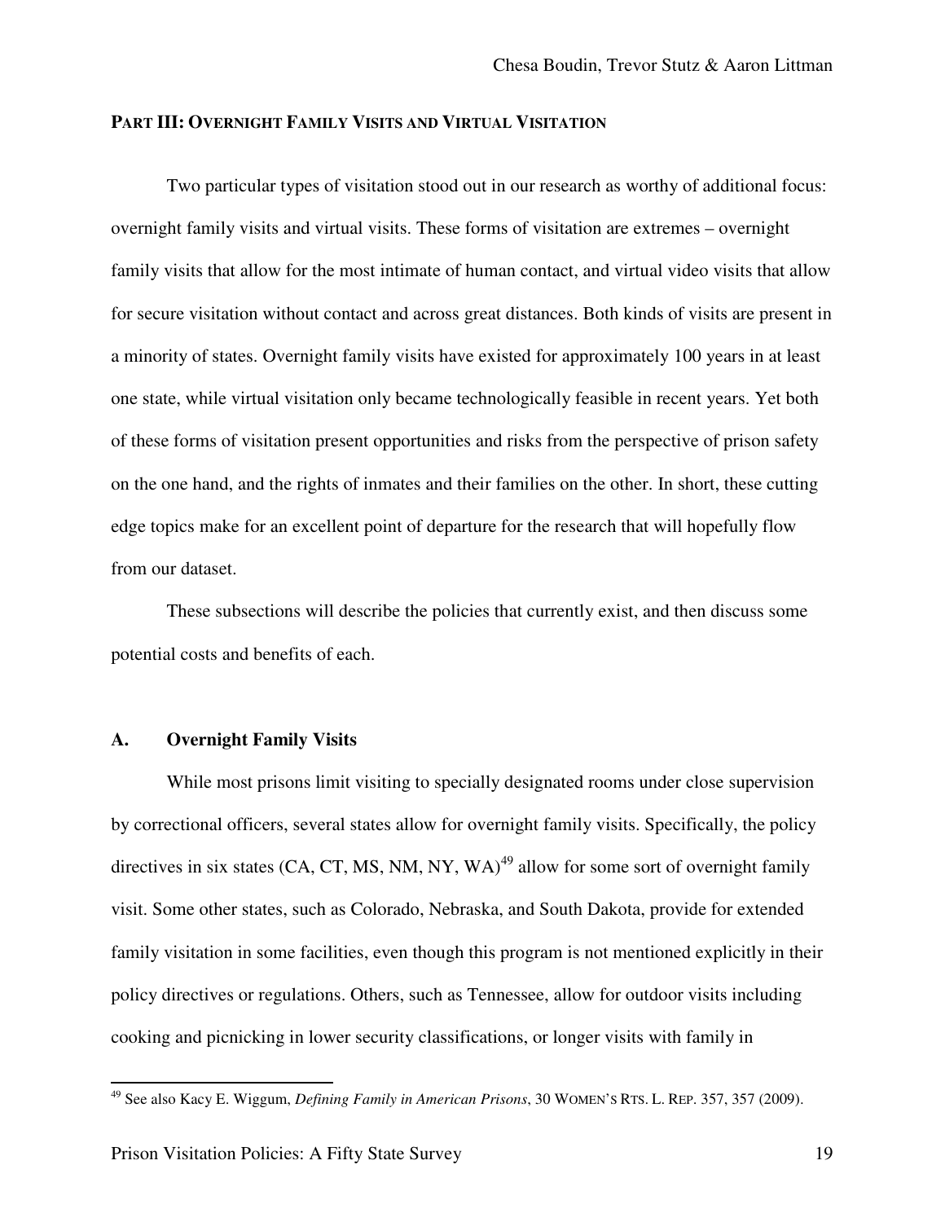## PART III: OVERNIGHT FAMILY VISITS AND VIRTUAL VISITATION

Two particular types of visitation stood out in our research as worthy of additional focus: overnight family visits and virtual visits. These forms of visitation are extremes – overnight family visits that allow for the most intimate of human contact, and virtual video visits that allow for secure visitation without contact and across great distances. Both kinds of visits are present in a minority of states. Overnight family visits have existed for approximately 100 years in at least one state, while virtual visitation only became technologically feasible in recent years. Yet both of these forms of visitation present opportunities and risks from the perspective of prison safety on the one hand, and the rights of inmates and their families on the other. In short, these cutting edge topics make for an excellent point of departure for the research that will hopefully flow from our dataset.

These subsections will describe the policies that currently exist, and then discuss some potential costs and benefits of each.

### A. Overnight Family Visits

While most prisons limit visiting to specially designated rooms under close supervision by correctional officers, several states allow for overnight family visits. Specifically, the policy directives in six states (CA, CT, MS, NM, NY, WA)[49] allow for some sort of overnight family visit. Some other states, such as Colorado, Nebraska, and South Dakota, provide for extended family visitation in some facilities, even though this program is not mentioned explicitly in their policy directives or regulations. Others, such as Tennessee, allow for outdoor visits including cooking and picnicking in lower security classifications, or longer visits with family in

[49] See also Kacy E. Wiggum, *Defining Family in American Prisons*, 30 WOMEN'S RTS. L. REP. 357, 357 (2009).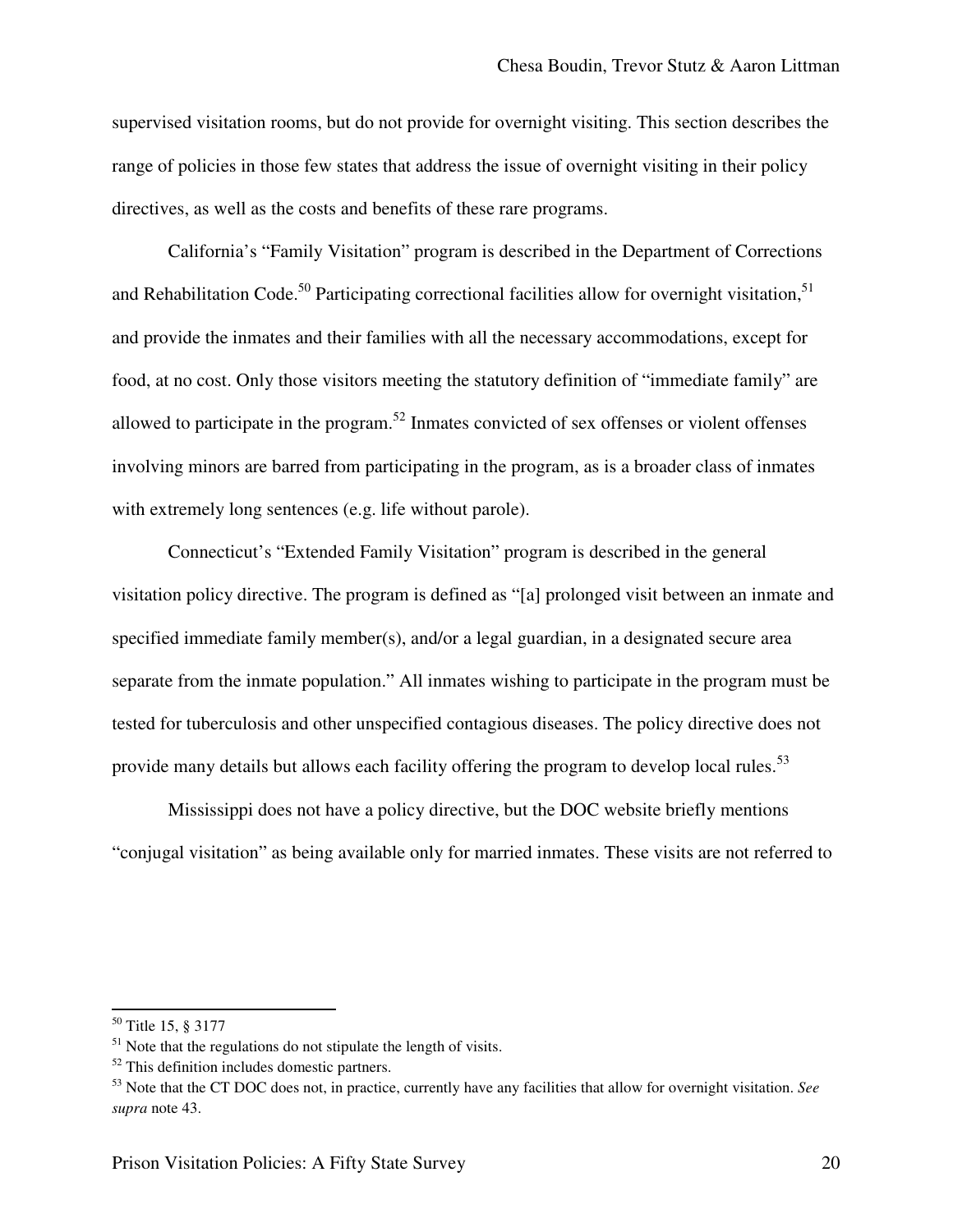supervised visitation rooms, but do not provide for overnight visiting. This section describes the range of policies in those few states that address the issue of overnight visiting in their policy directives, as well as the costs and benefits of these rare programs.

California's "Family Visitation" program is described in the Department of Corrections and Rehabilitation Code.[50] Participating correctional facilities allow for overnight visitation,[51] and provide the inmates and their families with all the necessary accommodations, except for food, at no cost. Only those visitors meeting the statutory definition of "immediate family" are allowed to participate in the program.[52] Inmates convicted of sex offenses or violent offenses involving minors are barred from participating in the program, as is a broader class of inmates with extremely long sentences (e.g. life without parole).

Connecticut's "Extended Family Visitation" program is described in the general visitation policy directive. The program is defined as "[a] prolonged visit between an inmate and specified immediate family member(s), and/or a legal guardian, in a designated secure area separate from the inmate population." All inmates wishing to participate in the program must be tested for tuberculosis and other unspecified contagious diseases. The policy directive does not provide many details but allows each facility offering the program to develop local rules.[53]

Mississippi does not have a policy directive, but the DOC website briefly mentions "conjugal visitation" as being available only for married inmates. These visits are not referred to

---

[50] Title 15, § 3177

[51] Note that the regulations do not stipulate the length of visits.

[52] This definition includes domestic partners.

[53] Note that the CT DOC does not, in practice, currently have any facilities that allow for overnight visitation. *See supra* note 43.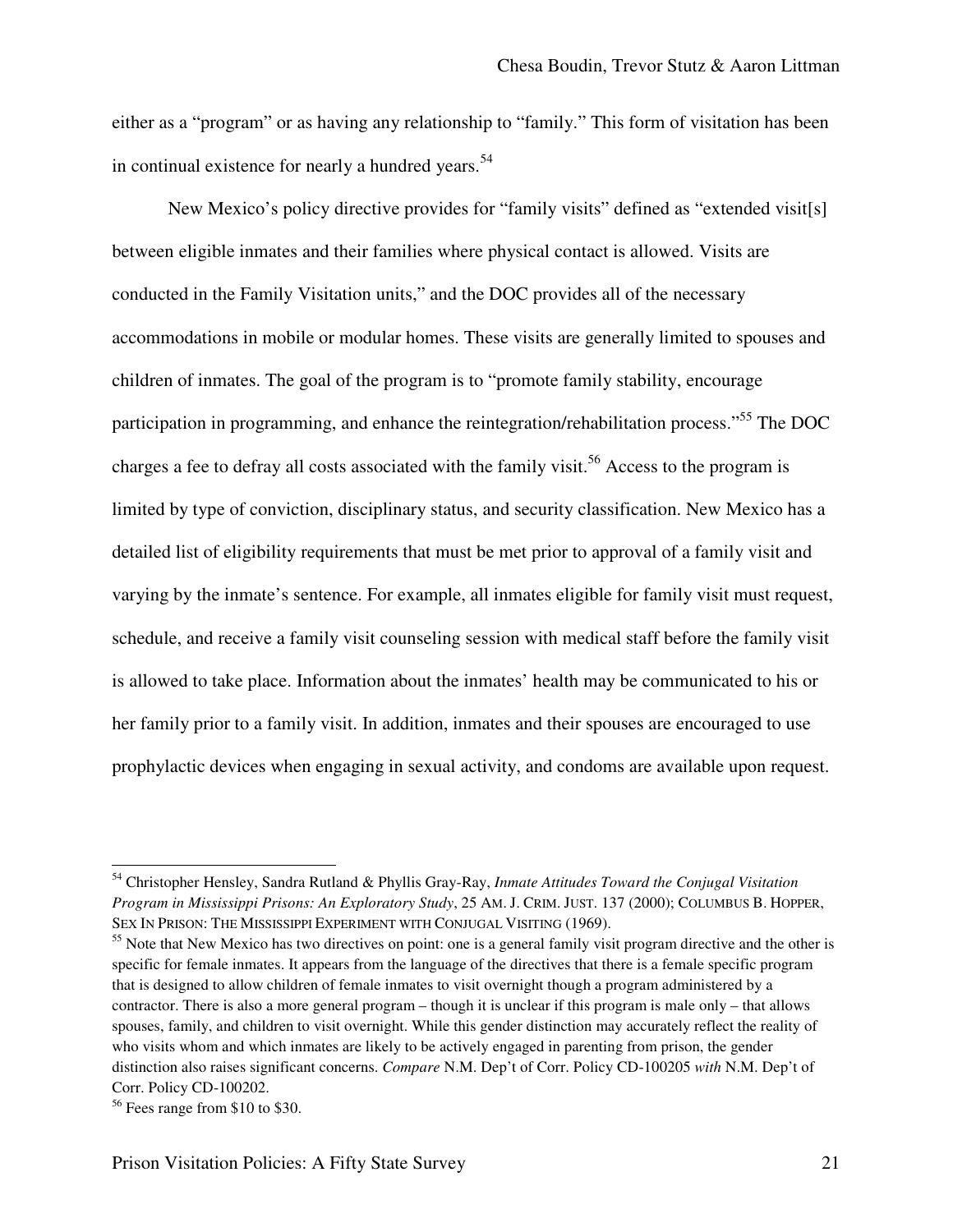either as a "program" or as having any relationship to "family." This form of visitation has been in continual existence for nearly a hundred years.[54]

New Mexico's policy directive provides for "family visits" defined as "extended visit[s] between eligible inmates and their families where physical contact is allowed. Visits are conducted in the Family Visitation units," and the DOC provides all of the necessary accommodations in mobile or modular homes. These visits are generally limited to spouses and children of inmates. The goal of the program is to "promote family stability, encourage participation in programming, and enhance the reintegration/rehabilitation process."[55] The DOC charges a fee to defray all costs associated with the family visit.[56] Access to the program is limited by type of conviction, disciplinary status, and security classification. New Mexico has a detailed list of eligibility requirements that must be met prior to approval of a family visit and varying by the inmate's sentence. For example, all inmates eligible for family visit must request, schedule, and receive a family visit counseling session with medical staff before the family visit is allowed to take place. Information about the inmates' health may be communicated to his or her family prior to a family visit. In addition, inmates and their spouses are encouraged to use prophylactic devices when engaging in sexual activity, and condoms are available upon request.

---

[54] Christopher Hensley, Sandra Rutland & Phyllis Gray-Ray, *Inmate Attitudes Toward the Conjugal Visitation Program in Mississippi Prisons: An Exploratory Study*, 25 AM. J. CRIM. JUST. 137 (2000); COLUMBUS B. HOPPER, SEX IN PRISON: THE MISSISSIPPI EXPERIMENT WITH CONJUGAL VISITING (1969).

[55] Note that New Mexico has two directives on point: one is a general family visit program directive and the other is specific for female inmates. It appears from the language of the directives that there is a female specific program that is designed to allow children of female inmates to visit overnight though a program administered by a contractor. There is also a more general program – though it is unclear if this program is male only – that allows spouses, family, and children to visit overnight. While this gender distinction may accurately reflect the reality of who visits whom and which inmates are likely to be actively engaged in parenting from prison, the gender distinction also raises significant concerns. *Compare* N.M. Dep't of Corr. Policy CD-100205 *with* N.M. Dep't of Corr. Policy CD-100202.

[56] Fees range from $10 to $30.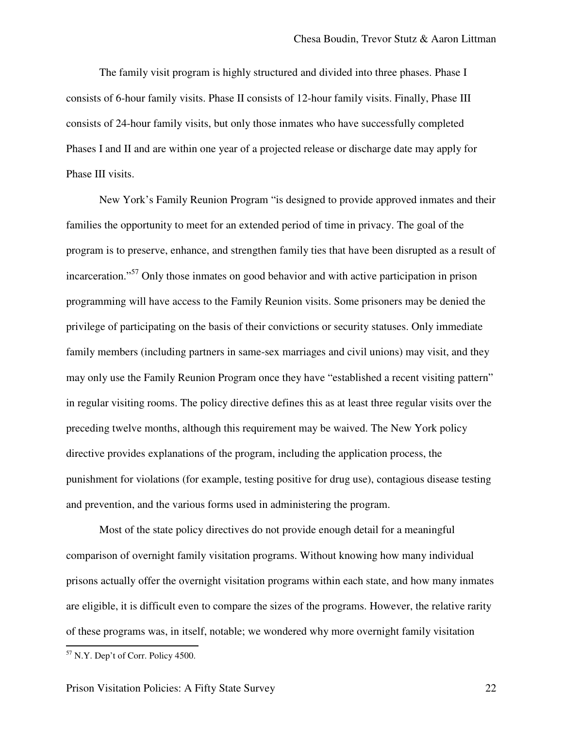The family visit program is highly structured and divided into three phases. Phase I consists of 6-hour family visits. Phase II consists of 12-hour family visits. Finally, Phase III consists of 24-hour family visits, but only those inmates who have successfully completed Phases I and II and are within one year of a projected release or discharge date may apply for Phase III visits.

New York's Family Reunion Program "is designed to provide approved inmates and their families the opportunity to meet for an extended period of time in privacy. The goal of the program is to preserve, enhance, and strengthen family ties that have been disrupted as a result of incarceration."[57] Only those inmates on good behavior and with active participation in prison programming will have access to the Family Reunion visits. Some prisoners may be denied the privilege of participating on the basis of their convictions or security statuses. Only immediate family members (including partners in same-sex marriages and civil unions) may visit, and they may only use the Family Reunion Program once they have "established a recent visiting pattern" in regular visiting rooms. The policy directive defines this as at least three regular visits over the preceding twelve months, although this requirement may be waived. The New York policy directive provides explanations of the program, including the application process, the punishment for violations (for example, testing positive for drug use), contagious disease testing and prevention, and the various forms used in administering the program.

Most of the state policy directives do not provide enough detail for a meaningful comparison of overnight family visitation programs. Without knowing how many individual prisons actually offer the overnight visitation programs within each state, and how many inmates are eligible, it is difficult even to compare the sizes of the programs. However, the relative rarity of these programs was, in itself, notable; we wondered why more overnight family visitation

[57] N.Y. Dep't of Corr. Policy 4500.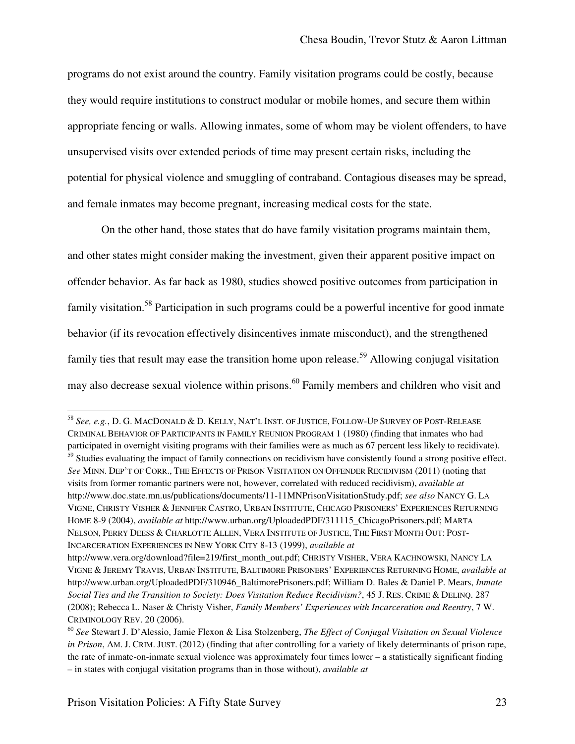programs do not exist around the country. Family visitation programs could be costly, because they would require institutions to construct modular or mobile homes, and secure them within appropriate fencing or walls. Allowing inmates, some of whom may be violent offenders, to have unsupervised visits over extended periods of time may present certain risks, including the potential for physical violence and smuggling of contraband. Contagious diseases may be spread, and female inmates may become pregnant, increasing medical costs for the state.

On the other hand, those states that do have family visitation programs maintain them, and other states might consider making the investment, given their apparent positive impact on offender behavior. As far back as 1980, studies showed positive outcomes from participation in family visitation.[58] Participation in such programs could be a powerful incentive for good inmate behavior (if its revocation effectively disincentives inmate misconduct), and the strengthened family ties that result may ease the transition home upon release.[59] Allowing conjugal visitation may also decrease sexual violence within prisons.[60] Family members and children who visit and

---

[58] *See, e.g.*, D. G. MACDONALD & D. KELLY, NAT'L INST. OF JUSTICE, FOLLOW-UP SURVEY OF POST-RELEASE CRIMINAL BEHAVIOR OF PARTICIPANTS IN FAMILY REUNION PROGRAM 1 (1980) (finding that inmates who had participated in overnight visiting programs with their families were as much as 67 percent less likely to recidivate).

[59] Studies evaluating the impact of family connections on recidivism have consistently found a strong positive effect. *See* MINN. DEP'T OF CORR., THE EFFECTS OF PRISON VISITATION ON OFFENDER RECIDIVISM (2011) (noting that visits from former romantic partners were not, however, correlated with reduced recidivism), *available at* http://www.doc.state.mn.us/publications/documents/11-11MNPrisonVisitationStudy.pdf; *see also* NANCY G. LA VIGNE, CHRISTY VISHER & JENNIFER CASTRO, URBAN INSTITUTE, CHICAGO PRISONERS' EXPERIENCES RETURNING HOME 8-9 (2004), *available at* http://www.urban.org/UploadedPDF/311115_ChicagoPrisoners.pdf; MARTA NELSON, PERRY DEESS & CHARLOTTE ALLEN, VERA INSTITUTE OF JUSTICE, THE FIRST MONTH OUT: POST-INCARCERATION EXPERIENCES IN NEW YORK CITY 8-13 (1999), *available at* http://www.vera.org/download?file=219/first_month_out.pdf; CHRISTY VISHER, VERA KACHNOWSKI, NANCY LA VIGNE & JEREMY TRAVIS, URBAN INSTITUTE, BALTIMORE PRISONERS' EXPERIENCES RETURNING HOME, *available at* http://www.urban.org/UploadedPDF/310946_BaltimorePrisoners.pdf; William D. Bales & Daniel P. Mears, *Inmate Social Ties and the Transition to Society: Does Visitation Reduce Recidivism?*, 45 J. RES. CRIME & DELINQ. 287 (2008); Rebecca L. Naser & Christy Visher, *Family Members' Experiences with Incarceration and Reentry*, 7 W. CRIMINOLOGY REV. 20 (2006).

[60] *See* Stewart J. D'Alessio, Jamie Flexon & Lisa Stolzenberg, *The Effect of Conjugal Visitation on Sexual Violence in Prison*, AM. J. CRIM. JUST. (2012) (finding that after controlling for a variety of likely determinants of prison rape, the rate of inmate-on-inmate sexual violence was approximately four times lower – a statistically significant finding – in states with conjugal visitation programs than in those without), *available at*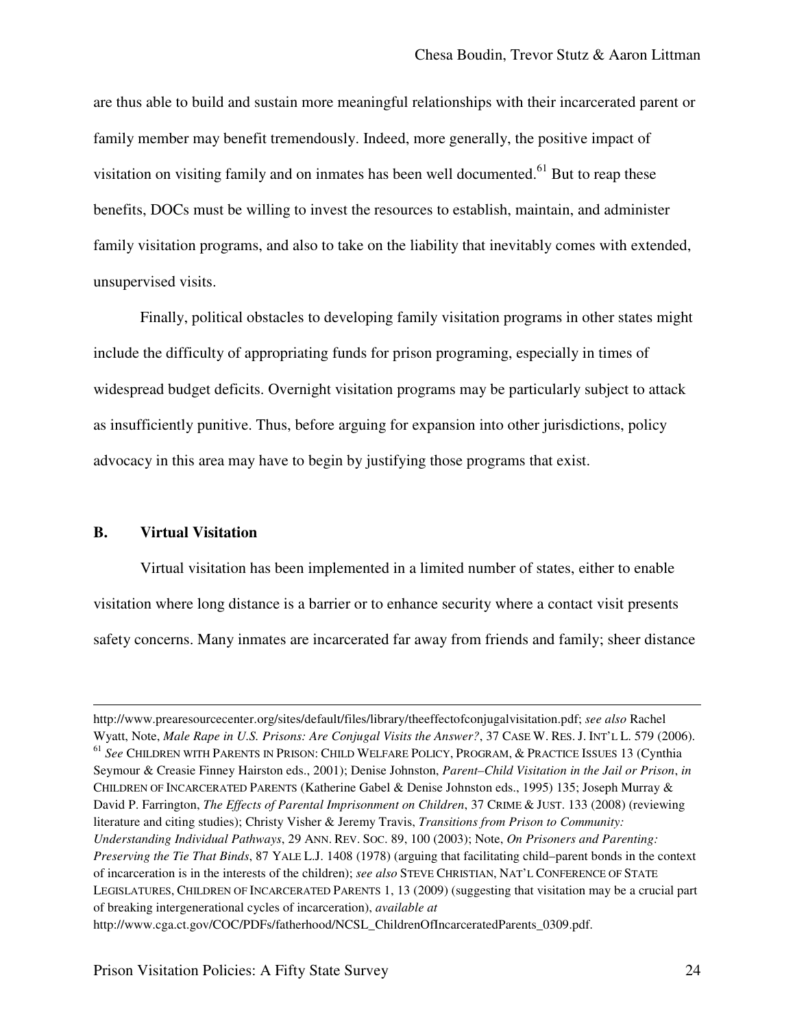are thus able to build and sustain more meaningful relationships with their incarcerated parent or family member may benefit tremendously. Indeed, more generally, the positive impact of visitation on visiting family and on inmates has been well documented.[61] But to reap these benefits, DOCs must be willing to invest the resources to establish, maintain, and administer family visitation programs, and also to take on the liability that inevitably comes with extended, unsupervised visits.

Finally, political obstacles to developing family visitation programs in other states might include the difficulty of appropriating funds for prison programing, especially in times of widespread budget deficits. Overnight visitation programs may be particularly subject to attack as insufficiently punitive. Thus, before arguing for expansion into other jurisdictions, policy advocacy in this area may have to begin by justifying those programs that exist.

## B. Virtual Visitation

Virtual visitation has been implemented in a limited number of states, either to enable visitation where long distance is a barrier or to enhance security where a contact visit presents safety concerns. Many inmates are incarcerated far away from friends and family; sheer distance

---

http://www.prearesourcecenter.org/sites/default/files/library/theeffectofconjugalvisitation.pdf; *see also* Rachel Wyatt, Note, *Male Rape in U.S. Prisons: Are Conjugal Visits the Answer?*, 37 CASE W. RES. J. INT'L L. 579 (2006).

[61] *See* CHILDREN WITH PARENTS IN PRISON: CHILD WELFARE POLICY, PROGRAM, & PRACTICE ISSUES 13 (Cynthia Seymour & Creasie Finney Hairston eds., 2001); Denise Johnston, *Parent–Child Visitation in the Jail or Prison*, *in* CHILDREN OF INCARCERATED PARENTS (Katherine Gabel & Denise Johnston eds., 1995) 135; Joseph Murray & David P. Farrington, *The Effects of Parental Imprisonment on Children*, 37 CRIME & JUST. 133 (2008) (reviewing literature and citing studies); Christy Visher & Jeremy Travis, *Transitions from Prison to Community: Understanding Individual Pathways*, 29 ANN. REV. SOC. 89, 100 (2003); Note, *On Prisoners and Parenting: Preserving the Tie That Binds*, 87 YALE L.J. 1408 (1978) (arguing that facilitating child–parent bonds in the context of incarceration is in the interests of the children); *see also* STEVE CHRISTIAN, NAT'L CONFERENCE OF STATE LEGISLATURES, CHILDREN OF INCARCERATED PARENTS 1, 13 (2009) (suggesting that visitation may be a crucial part of breaking intergenerational cycles of incarceration), *available at* http://www.cga.ct.gov/COC/PDFs/fatherhood/NCSL_ChildrenOfIncarceratedParents_0309.pdf.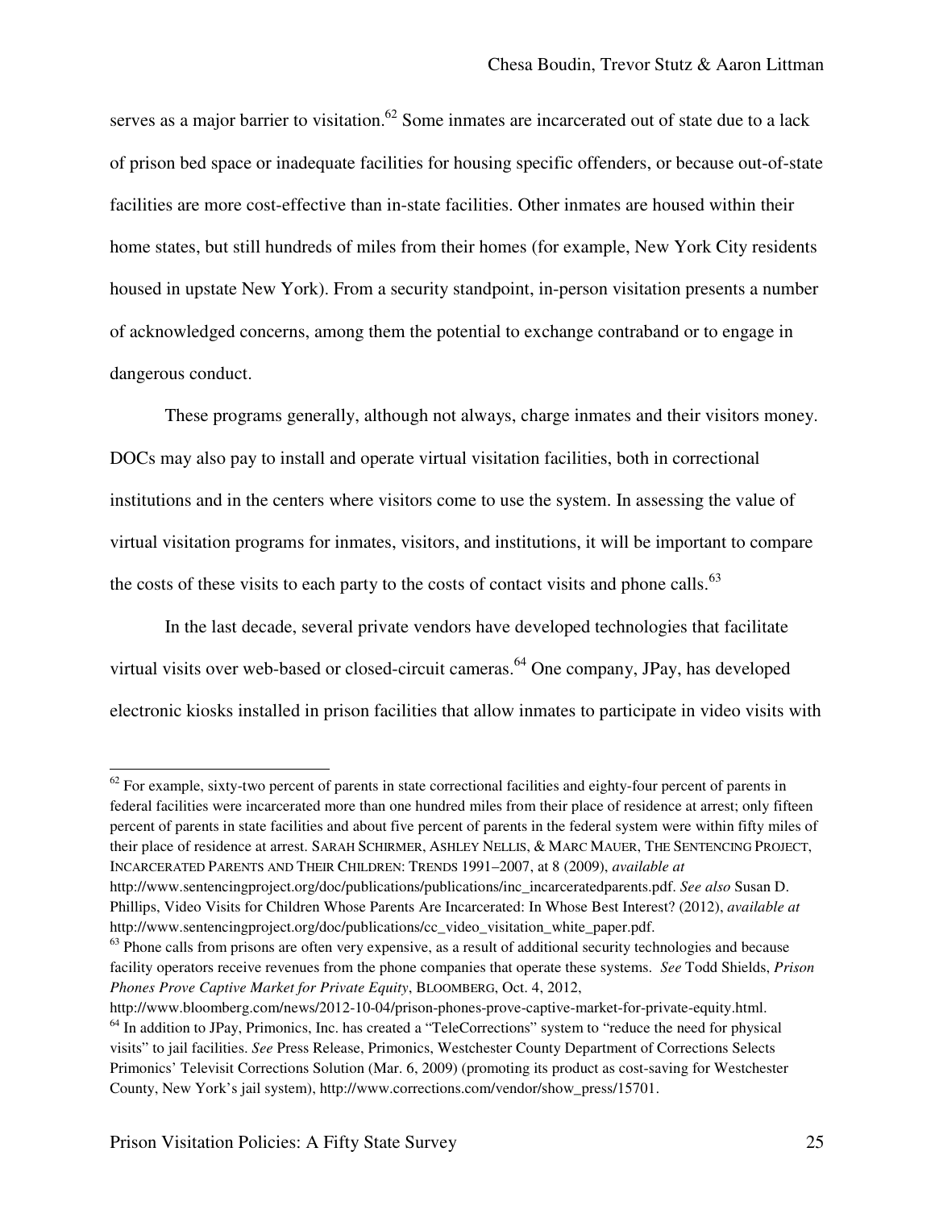serves as a major barrier to visitation.[62] Some inmates are incarcerated out of state due to a lack of prison bed space or inadequate facilities for housing specific offenders, or because out-of-state facilities are more cost-effective than in-state facilities. Other inmates are housed within their home states, but still hundreds of miles from their homes (for example, New York City residents housed in upstate New York). From a security standpoint, in-person visitation presents a number of acknowledged concerns, among them the potential to exchange contraband or to engage in dangerous conduct.

These programs generally, although not always, charge inmates and their visitors money. DOCs may also pay to install and operate virtual visitation facilities, both in correctional institutions and in the centers where visitors come to use the system. In assessing the value of virtual visitation programs for inmates, visitors, and institutions, it will be important to compare the costs of these visits to each party to the costs of contact visits and phone calls.[63]

In the last decade, several private vendors have developed technologies that facilitate virtual visits over web-based or closed-circuit cameras.[64] One company, JPay, has developed electronic kiosks installed in prison facilities that allow inmates to participate in video visits with

---

[62] For example, sixty-two percent of parents in state correctional facilities and eighty-four percent of parents in federal facilities were incarcerated more than one hundred miles from their place of residence at arrest; only fifteen percent of parents in state facilities and about five percent of parents in the federal system were within fifty miles of their place of residence at arrest. SARAH SCHIRMER, ASHLEY NELLIS, & MARC MAUER, THE SENTENCING PROJECT, INCARCERATED PARENTS AND THEIR CHILDREN: TRENDS 1991–2007, at 8 (2009), *available at* http://www.sentencingproject.org/doc/publications/publications/inc_incarceratedparents.pdf. *See also* Susan D. Phillips, Video Visits for Children Whose Parents Are Incarcerated: In Whose Best Interest? (2012), *available at* http://www.sentencingproject.org/doc/publications/cc_video_visitation_white_paper.pdf.

[63] Phone calls from prisons are often very expensive, as a result of additional security technologies and because facility operators receive revenues from the phone companies that operate these systems. *See* Todd Shields, *Prison Phones Prove Captive Market for Private Equity*, BLOOMBERG, Oct. 4, 2012, http://www.bloomberg.com/news/2012-10-04/prison-phones-prove-captive-market-for-private-equity.html.

[64] In addition to JPay, Primonics, Inc. has created a "TeleCorrections" system to "reduce the need for physical visits" to jail facilities. *See* Press Release, Primonics, Westchester County Department of Corrections Selects Primonics' Televisit Corrections Solution (Mar. 6, 2009) (promoting its product as cost-saving for Westchester County, New York's jail system), http://www.corrections.com/vendor/show_press/15701.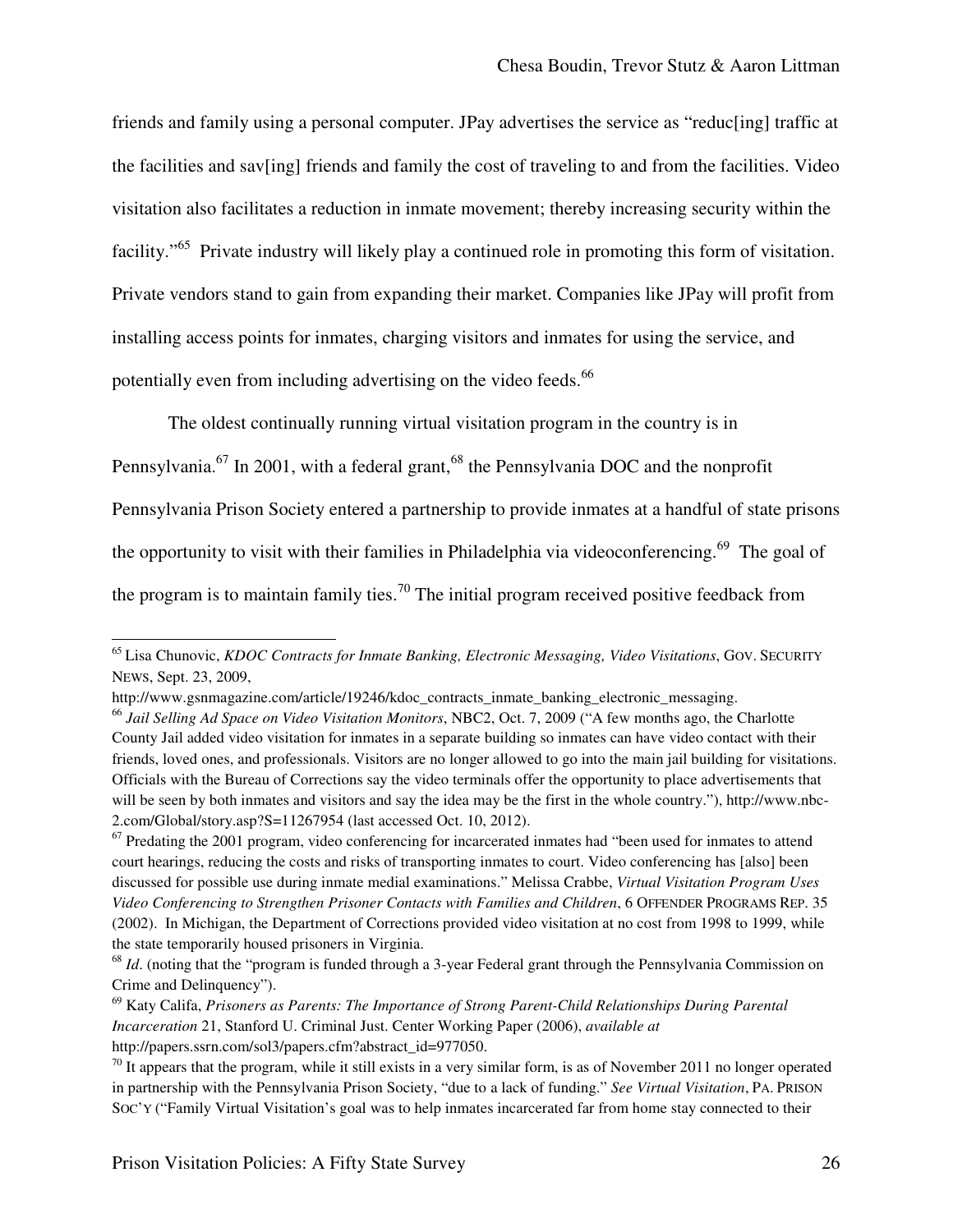friends and family using a personal computer. JPay advertises the service as "reduc[ing] traffic at the facilities and sav[ing] friends and family the cost of traveling to and from the facilities. Video visitation also facilitates a reduction in inmate movement; thereby increasing security within the facility."[65] Private industry will likely play a continued role in promoting this form of visitation. Private vendors stand to gain from expanding their market. Companies like JPay will profit from installing access points for inmates, charging visitors and inmates for using the service, and potentially even from including advertising on the video feeds.[66]

The oldest continually running virtual visitation program in the country is in Pennsylvania.[67] In 2001, with a federal grant,[68] the Pennsylvania DOC and the nonprofit Pennsylvania Prison Society entered a partnership to provide inmates at a handful of state prisons the opportunity to visit with their families in Philadelphia via videoconferencing.[69] The goal of the program is to maintain family ties.[70] The initial program received positive feedback from

---

[65] Lisa Chunovic, *KDOC Contracts for Inmate Banking, Electronic Messaging, Video Visitations*, GOV. SECURITY NEWS, Sept. 23, 2009, http://www.gsnmagazine.com/article/19246/kdoc_contracts_inmate_banking_electronic_messaging.

[66] *Jail Selling Ad Space on Video Visitation Monitors*, NBC2, Oct. 7, 2009 ("A few months ago, the Charlotte County Jail added video visitation for inmates in a separate building so inmates can have video contact with their friends, loved ones, and professionals. Visitors are no longer allowed to go into the main jail building for visitations. Officials with the Bureau of Corrections say the video terminals offer the opportunity to place advertisements that will be seen by both inmates and visitors and say the idea may be the first in the whole country."), http://www.nbc-2.com/Global/story.asp?S=11267954 (last accessed Oct. 10, 2012).

[67] Predating the 2001 program, video conferencing for incarcerated inmates had "been used for inmates to attend court hearings, reducing the costs and risks of transporting inmates to court. Video conferencing has [also] been discussed for possible use during inmate medial examinations." Melissa Crabbe, *Virtual Visitation Program Uses Video Conferencing to Strengthen Prisoner Contacts with Families and Children*, 6 OFFENDER PROGRAMS REP. 35 (2002). In Michigan, the Department of Corrections provided video visitation at no cost from 1998 to 1999, while the state temporarily housed prisoners in Virginia.

[68] *Id*. (noting that the "program is funded through a 3-year Federal grant through the Pennsylvania Commission on Crime and Delinquency").

[69] Katy Califa, *Prisoners as Parents: The Importance of Strong Parent-Child Relationships During Parental Incarceration* 21, Stanford U. Criminal Just. Center Working Paper (2006), *available at* http://papers.ssrn.com/sol3/papers.cfm?abstract_id=977050.

[70] It appears that the program, while it still exists in a very similar form, is as of November 2011 no longer operated in partnership with the Pennsylvania Prison Society, "due to a lack of funding." *See Virtual Visitation*, PA. PRISON SOC'Y ("Family Virtual Visitation's goal was to help inmates incarcerated far from home stay connected to their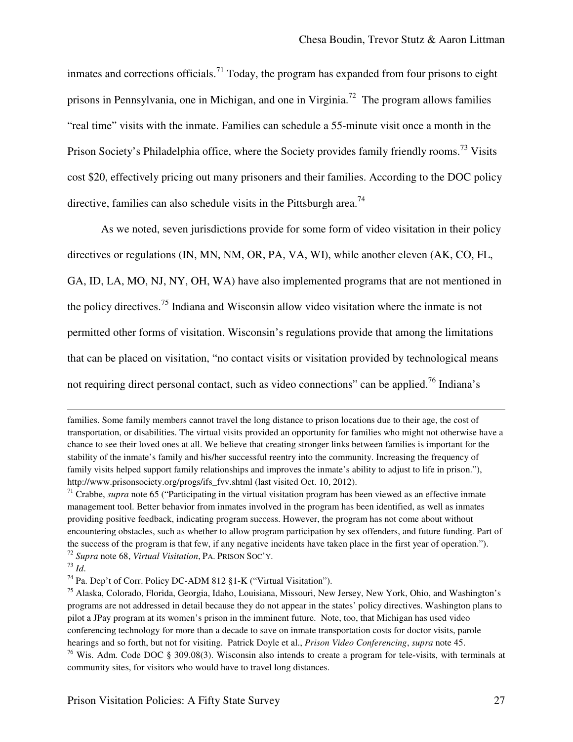inmates and corrections officials.[71] Today, the program has expanded from four prisons to eight prisons in Pennsylvania, one in Michigan, and one in Virginia.[72] The program allows families "real time" visits with the inmate. Families can schedule a 55-minute visit once a month in the Prison Society's Philadelphia office, where the Society provides family friendly rooms.[73] Visits cost $20, effectively pricing out many prisoners and their families. According to the DOC policy directive, families can also schedule visits in the Pittsburgh area.[74]

As we noted, seven jurisdictions provide for some form of video visitation in their policy directives or regulations (IN, MN, NM, OR, PA, VA, WI), while another eleven (AK, CO, FL, GA, ID, LA, MO, NJ, NY, OH, WA) have also implemented programs that are not mentioned in the policy directives.[75] Indiana and Wisconsin allow video visitation where the inmate is not permitted other forms of visitation. Wisconsin's regulations provide that among the limitations that can be placed on visitation, "no contact visits or visitation provided by technological means not requiring direct personal contact, such as video connections" can be applied.[76] Indiana's

---

families. Some family members cannot travel the long distance to prison locations due to their age, the cost of transportation, or disabilities. The virtual visits provided an opportunity for families who might not otherwise have a chance to see their loved ones at all. We believe that creating stronger links between families is important for the stability of the inmate's family and his/her successful reentry into the community. Increasing the frequency of family visits helped support family relationships and improves the inmate's ability to adjust to life in prison."), http://www.prisonsociety.org/progs/ifs_fvv.shtml (last visited Oct. 10, 2012).

[71] Crabbe, *supra* note 65 ("Participating in the virtual visitation program has been viewed as an effective inmate management tool. Better behavior from inmates involved in the program has been identified, as well as inmates providing positive feedback, indicating program success. However, the program has not come about without encountering obstacles, such as whether to allow program participation by sex offenders, and future funding. Part of the success of the program is that few, if any negative incidents have taken place in the first year of operation.").

[72] *Supra* note 68, *Virtual Visitation*, PA. PRISON SOC'Y.

[73] *Id*.

[74] Pa. Dep't of Corr. Policy DC-ADM 812 §1-K ("Virtual Visitation").

[75] Alaska, Colorado, Florida, Georgia, Idaho, Louisiana, Missouri, New Jersey, New York, Ohio, and Washington's programs are not addressed in detail because they do not appear in the states' policy directives. Washington plans to pilot a JPay program at its women's prison in the imminent future. Note, too, that Michigan has used video conferencing technology for more than a decade to save on inmate transportation costs for doctor visits, parole hearings and so forth, but not for visiting. Patrick Doyle et al., *Prison Video Conferencing*, *supra* note 45.

[76] Wis. Adm. Code DOC § 309.08(3). Wisconsin also intends to create a program for tele-visits, with terminals at community sites, for visitors who would have to travel long distances.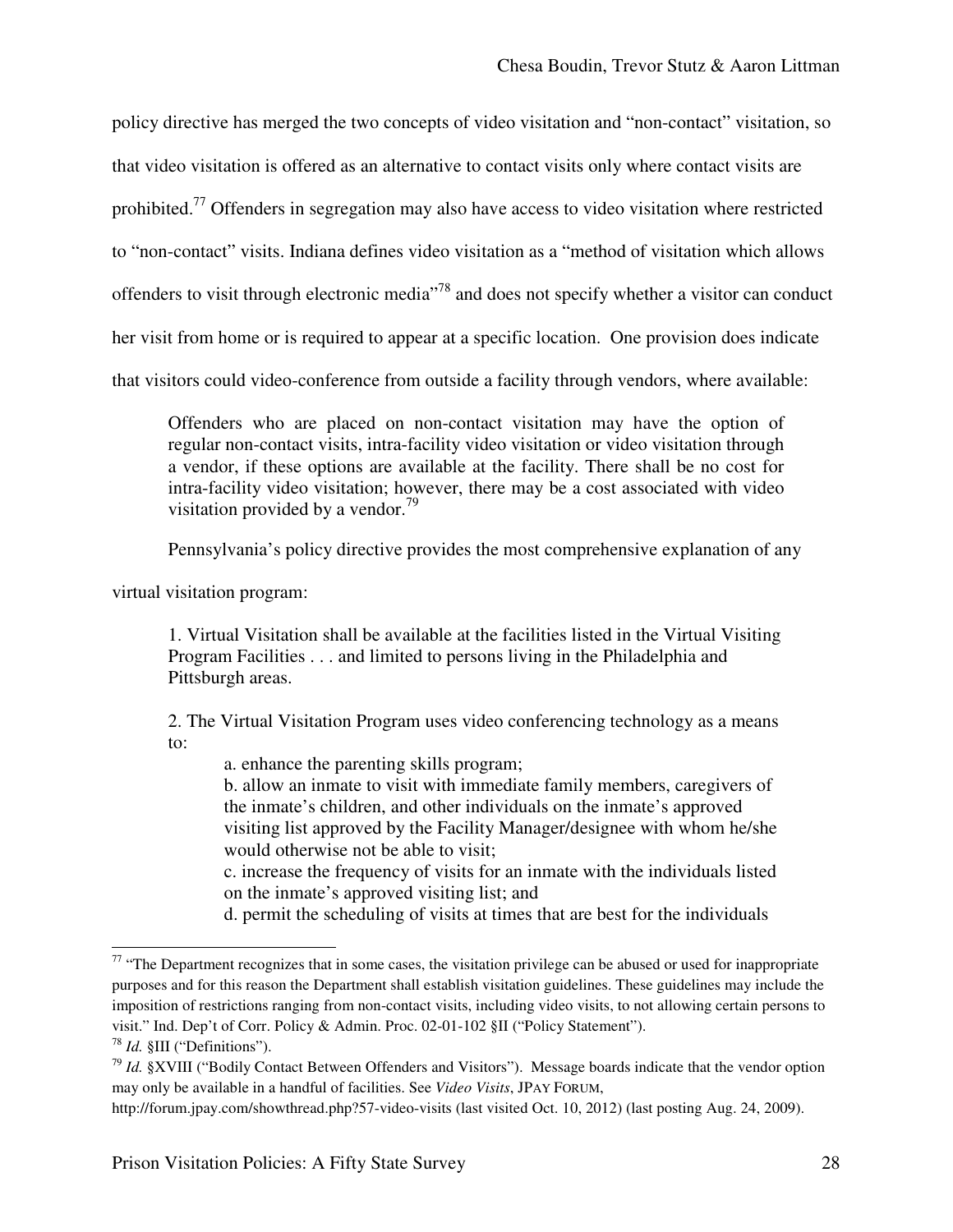policy directive has merged the two concepts of video visitation and "non-contact" visitation, so that video visitation is offered as an alternative to contact visits only where contact visits are prohibited.[77] Offenders in segregation may also have access to video visitation where restricted to "non-contact" visits. Indiana defines video visitation as a "method of visitation which allows offenders to visit through electronic media"[78] and does not specify whether a visitor can conduct her visit from home or is required to appear at a specific location. One provision does indicate that visitors could video-conference from outside a facility through vendors, where available:

> Offenders who are placed on non-contact visitation may have the option of regular non-contact visits, intra-facility video visitation or video visitation through a vendor, if these options are available at the facility. There shall be no cost for intra-facility video visitation; however, there may be a cost associated with video visitation provided by a vendor.[79]

Pennsylvania's policy directive provides the most comprehensive explanation of any virtual visitation program:

> 1. Virtual Visitation shall be available at the facilities listed in the Virtual Visiting Program Facilities . . . and limited to persons living in the Philadelphia and Pittsburgh areas.
>
> 2. The Virtual Visitation Program uses video conferencing technology as a means to:
>
> a. enhance the parenting skills program;
>
> b. allow an inmate to visit with immediate family members, caregivers of the inmate's children, and other individuals on the inmate's approved visiting list approved by the Facility Manager/designee with whom he/she would otherwise not be able to visit;
>
> c. increase the frequency of visits for an inmate with the individuals listed on the inmate's approved visiting list; and
>
> d. permit the scheduling of visits at times that are best for the individuals

---

[77] "The Department recognizes that in some cases, the visitation privilege can be abused or used for inappropriate purposes and for this reason the Department shall establish visitation guidelines. These guidelines may include the imposition of restrictions ranging from non-contact visits, including video visits, to not allowing certain persons to visit." Ind. Dep't of Corr. Policy & Admin. Proc. 02-01-102 §II ("Policy Statement").

[78] *Id.* §III ("Definitions").

[79] *Id.* §XVIII ("Bodily Contact Between Offenders and Visitors"). Message boards indicate that the vendor option may only be available in a handful of facilities. See *Video Visits*, JPAY FORUM, http://forum.jpay.com/showthread.php?57-video-visits (last visited Oct. 10, 2012) (last posting Aug. 24, 2009).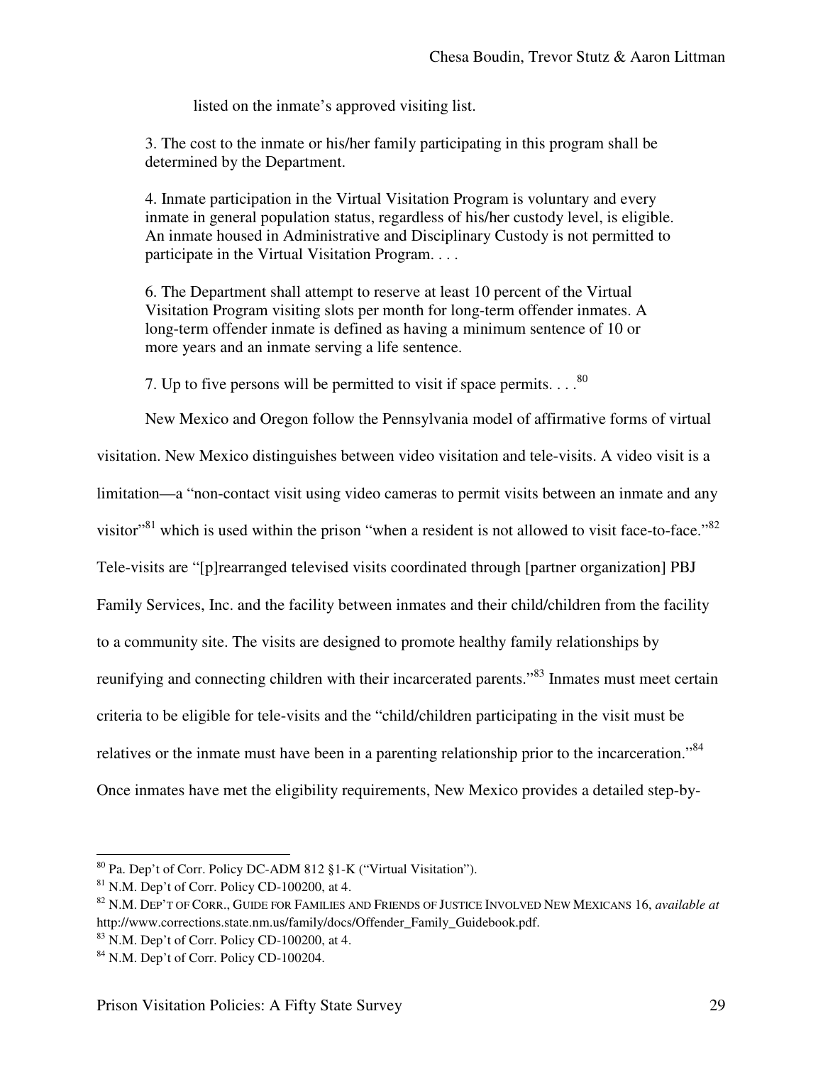> listed on the inmate's approved visiting list.
>
> 3. The cost to the inmate or his/her family participating in this program shall be determined by the Department.
>
> 4. Inmate participation in the Virtual Visitation Program is voluntary and every inmate in general population status, regardless of his/her custody level, is eligible. An inmate housed in Administrative and Disciplinary Custody is not permitted to participate in the Virtual Visitation Program. . . .
>
> 6. The Department shall attempt to reserve at least 10 percent of the Virtual Visitation Program visiting slots per month for long-term offender inmates. A long-term offender inmate is defined as having a minimum sentence of 10 or more years and an inmate serving a life sentence.
>
> 7. Up to five persons will be permitted to visit if space permits. . . .[80]

New Mexico and Oregon follow the Pennsylvania model of affirmative forms of virtual visitation. New Mexico distinguishes between video visitation and tele-visits. A video visit is a limitation—a "non-contact visit using video cameras to permit visits between an inmate and any visitor"[81] which is used within the prison "when a resident is not allowed to visit face-to-face."[82] Tele-visits are "[p]rearranged televised visits coordinated through [partner organization] PBJ Family Services, Inc. and the facility between inmates and their child/children from the facility to a community site. The visits are designed to promote healthy family relationships by reunifying and connecting children with their incarcerated parents."[83] Inmates must meet certain criteria to be eligible for tele-visits and the "child/children participating in the visit must be relatives or the inmate must have been in a parenting relationship prior to the incarceration."[84] Once inmates have met the eligibility requirements, New Mexico provides a detailed step-by-

---

[80] Pa. Dep't of Corr. Policy DC-ADM 812 §1-K ("Virtual Visitation").

[81] N.M. Dep't of Corr. Policy CD-100200, at 4.

[82] N.M. DEP'T OF CORR., GUIDE FOR FAMILIES AND FRIENDS OF JUSTICE INVOLVED NEW MEXICANS 16, *available at* http://www.corrections.state.nm.us/family/docs/Offender_Family_Guidebook.pdf.

[83] N.M. Dep't of Corr. Policy CD-100200, at 4.

[84] N.M. Dep't of Corr. Policy CD-100204.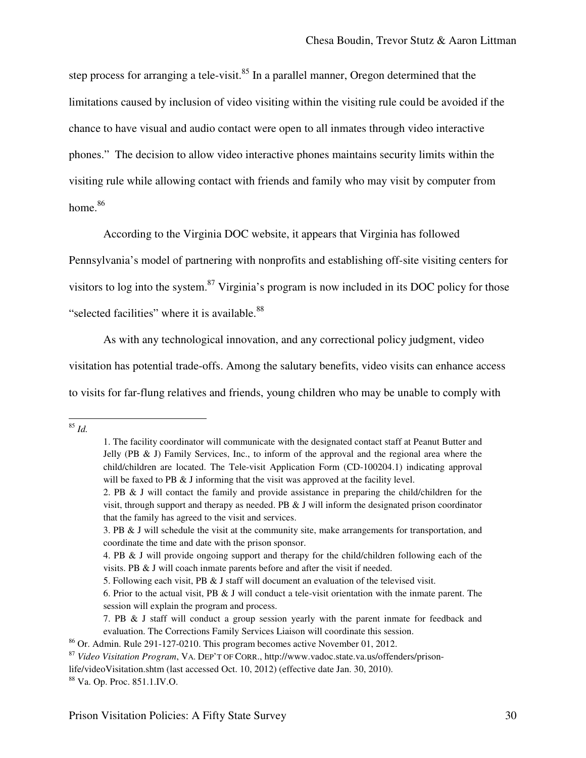step process for arranging a tele-visit.[85] In a parallel manner, Oregon determined that the limitations caused by inclusion of video visiting within the visiting rule could be avoided if the chance to have visual and audio contact were open to all inmates through video interactive phones." The decision to allow video interactive phones maintains security limits within the visiting rule while allowing contact with friends and family who may visit by computer from home.[86]

According to the Virginia DOC website, it appears that Virginia has followed Pennsylvania's model of partnering with nonprofits and establishing off-site visiting centers for visitors to log into the system.[87] Virginia's program is now included in its DOC policy for those "selected facilities" where it is available.[88]

As with any technological innovation, and any correctional policy judgment, video visitation has potential trade-offs. Among the salutary benefits, video visits can enhance access to visits for far-flung relatives and friends, young children who may be unable to comply with

---

[85] *Id.*

> 1. The facility coordinator will communicate with the designated contact staff at Peanut Butter and Jelly (PB & J) Family Services, Inc., to inform of the approval and the regional area where the child/children are located. The Tele-visit Application Form (CD-100204.1) indicating approval will be faxed to PB & J informing that the visit was approved at the facility level.
>
> 2. PB & J will contact the family and provide assistance in preparing the child/children for the visit, through support and therapy as needed. PB & J will inform the designated prison coordinator that the family has agreed to the visit and services.
>
> 3. PB & J will schedule the visit at the community site, make arrangements for transportation, and coordinate the time and date with the prison sponsor.
>
> 4. PB & J will provide ongoing support and therapy for the child/children following each of the visits. PB & J will coach inmate parents before and after the visit if needed.
>
> 5. Following each visit, PB & J staff will document an evaluation of the televised visit.
>
> 6. Prior to the actual visit, PB & J will conduct a tele-visit orientation with the inmate parent. The session will explain the program and process.
>
> 7. PB & J staff will conduct a group session yearly with the parent inmate for feedback and evaluation. The Corrections Family Services Liaison will coordinate this session.

[86] Or. Admin. Rule 291-127-0210. This program becomes active November 01, 2012.

[87] *Video Visitation Program*, VA. DEP'T OF CORR., http://www.vadoc.state.va.us/offenders/prison-life/videoVisitation.shtm (last accessed Oct. 10, 2012) (effective date Jan. 30, 2010).

[88] Va. Op. Proc. 851.1.IV.O.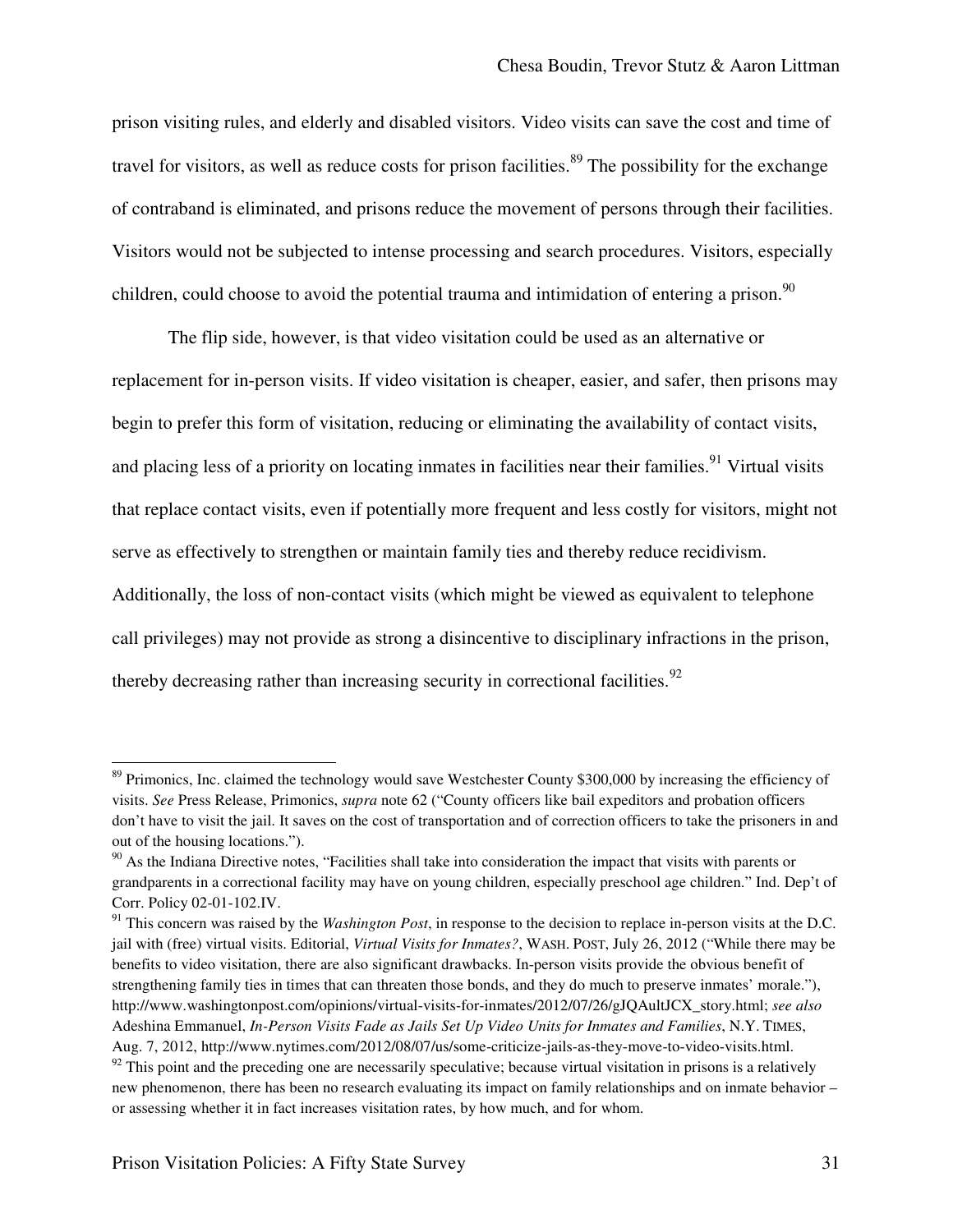prison visiting rules, and elderly and disabled visitors. Video visits can save the cost and time of travel for visitors, as well as reduce costs for prison facilities.[89] The possibility for the exchange of contraband is eliminated, and prisons reduce the movement of persons through their facilities. Visitors would not be subjected to intense processing and search procedures. Visitors, especially children, could choose to avoid the potential trauma and intimidation of entering a prison.[90]

The flip side, however, is that video visitation could be used as an alternative or replacement for in-person visits. If video visitation is cheaper, easier, and safer, then prisons may begin to prefer this form of visitation, reducing or eliminating the availability of contact visits, and placing less of a priority on locating inmates in facilities near their families.[91] Virtual visits that replace contact visits, even if potentially more frequent and less costly for visitors, might not serve as effectively to strengthen or maintain family ties and thereby reduce recidivism. Additionally, the loss of non-contact visits (which might be viewed as equivalent to telephone call privileges) may not provide as strong a disincentive to disciplinary infractions in the prison, thereby decreasing rather than increasing security in correctional facilities.[92]

---

[89] Primonics, Inc. claimed the technology would save Westchester County $300,000 by increasing the efficiency of visits. *See* Press Release, Primonics, *supra* note 62 ("County officers like bail expeditors and probation officers don't have to visit the jail. It saves on the cost of transportation and of correction officers to take the prisoners in and out of the housing locations.").

[90] As the Indiana Directive notes, "Facilities shall take into consideration the impact that visits with parents or grandparents in a correctional facility may have on young children, especially preschool age children." Ind. Dep't of Corr. Policy 02-01-102.IV.

[91] This concern was raised by the *Washington Post*, in response to the decision to replace in-person visits at the D.C. jail with (free) virtual visits. Editorial, *Virtual Visits for Inmates?*, WASH. POST, July 26, 2012 ("While there may be benefits to video visitation, there are also significant drawbacks. In-person visits provide the obvious benefit of strengthening family ties in times that can threaten those bonds, and they do much to preserve inmates' morale."), http://www.washingtonpost.com/opinions/virtual-visits-for-inmates/2012/07/26/gJQAultJCX_story.html; *see also* Adeshina Emmanuel, *In-Person Visits Fade as Jails Set Up Video Units for Inmates and Families*, N.Y. TIMES, Aug. 7, 2012, http://www.nytimes.com/2012/08/07/us/some-criticize-jails-as-they-move-to-video-visits.html.

[92] This point and the preceding one are necessarily speculative; because virtual visitation in prisons is a relatively new phenomenon, there has been no research evaluating its impact on family relationships and on inmate behavior – or assessing whether it in fact increases visitation rates, by how much, and for whom.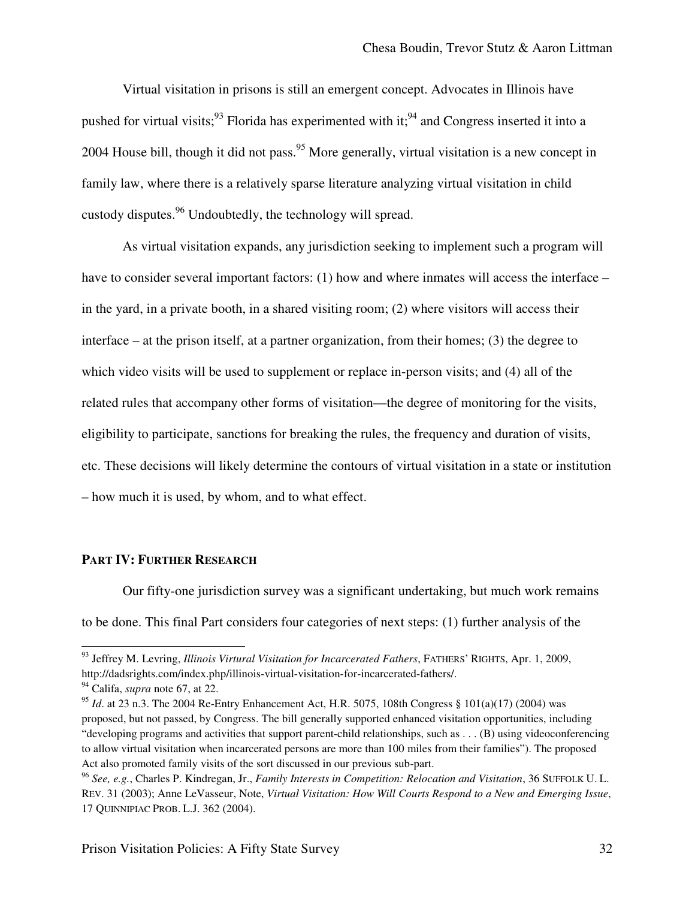Virtual visitation in prisons is still an emergent concept. Advocates in Illinois have pushed for virtual visits;[93] Florida has experimented with it;[94] and Congress inserted it into a 2004 House bill, though it did not pass.[95] More generally, virtual visitation is a new concept in family law, where there is a relatively sparse literature analyzing virtual visitation in child custody disputes.[96] Undoubtedly, the technology will spread.

As virtual visitation expands, any jurisdiction seeking to implement such a program will have to consider several important factors: (1) how and where inmates will access the interface – in the yard, in a private booth, in a shared visiting room; (2) where visitors will access their interface – at the prison itself, at a partner organization, from their homes; (3) the degree to which video visits will be used to supplement or replace in-person visits; and (4) all of the related rules that accompany other forms of visitation—the degree of monitoring for the visits, eligibility to participate, sanctions for breaking the rules, the frequency and duration of visits, etc. These decisions will likely determine the contours of virtual visitation in a state or institution – how much it is used, by whom, and to what effect.

## PART IV: FURTHER RESEARCH

Our fifty-one jurisdiction survey was a significant undertaking, but much work remains to be done. This final Part considers four categories of next steps: (1) further analysis of the

---

[93] Jeffrey M. Levring, *Illinois Virtural Visitation for Incarcerated Fathers*, FATHERS' RIGHTS, Apr. 1, 2009, http://dadsrights.com/index.php/illinois-virtual-visitation-for-incarcerated-fathers/.

[94] Califa, *supra* note 67, at 22.

[95] *Id*. at 23 n.3. The 2004 Re-Entry Enhancement Act, H.R. 5075, 108th Congress § 101(a)(17) (2004) was proposed, but not passed, by Congress. The bill generally supported enhanced visitation opportunities, including "developing programs and activities that support parent-child relationships, such as . . . (B) using videoconferencing to allow virtual visitation when incarcerated persons are more than 100 miles from their families"). The proposed Act also promoted family visits of the sort discussed in our previous sub-part.

[96] *See, e.g.*, Charles P. Kindregan, Jr., *Family Interests in Competition: Relocation and Visitation*, 36 SUFFOLK U. L. REV. 31 (2003); Anne LeVasseur, Note, *Virtual Visitation: How Will Courts Respond to a New and Emerging Issue*, 17 QUINNIPIAC PROB. L.J. 362 (2004).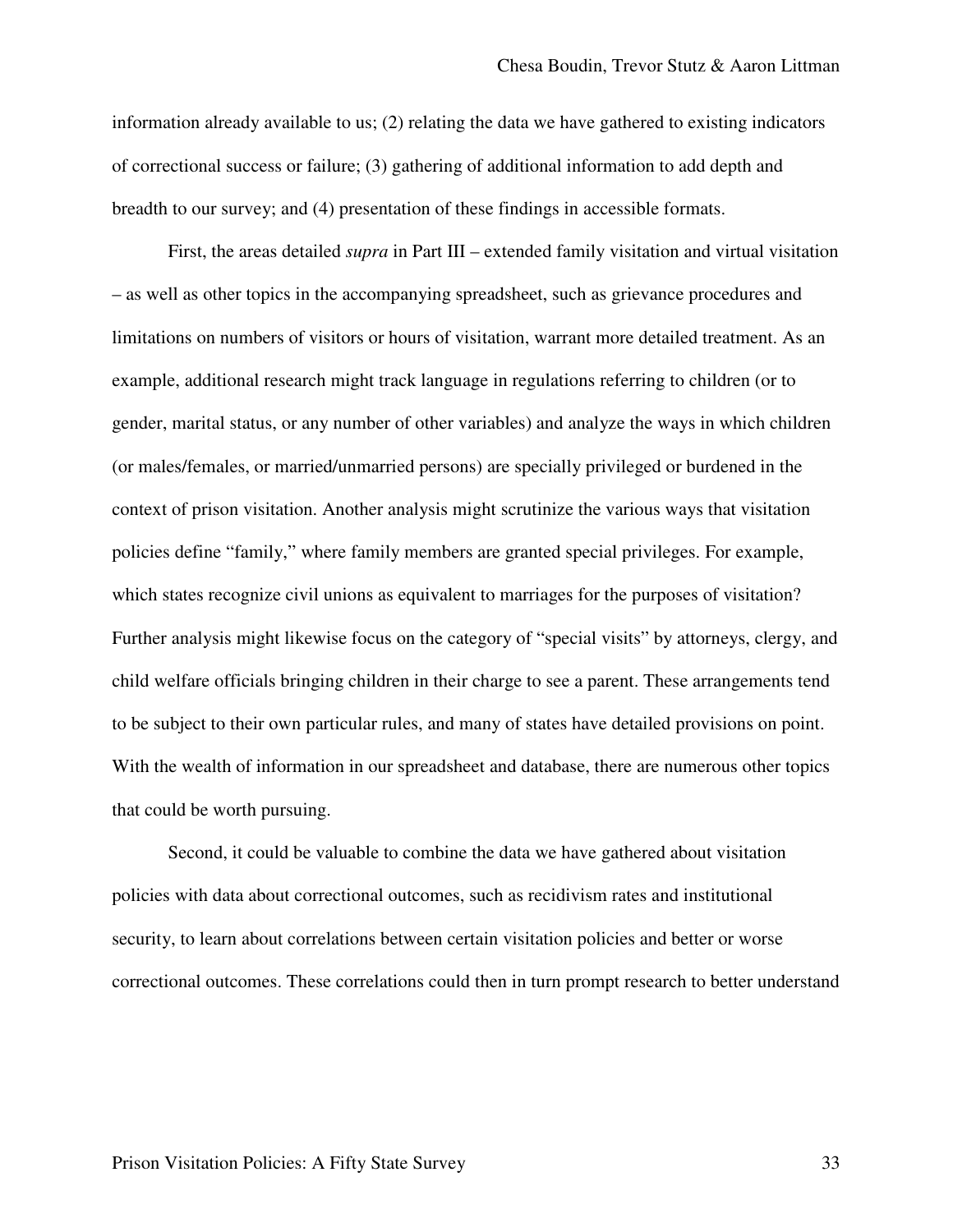information already available to us; (2) relating the data we have gathered to existing indicators of correctional success or failure; (3) gathering of additional information to add depth and breadth to our survey; and (4) presentation of these findings in accessible formats.

First, the areas detailed *supra* in Part III – extended family visitation and virtual visitation – as well as other topics in the accompanying spreadsheet, such as grievance procedures and limitations on numbers of visitors or hours of visitation, warrant more detailed treatment. As an example, additional research might track language in regulations referring to children (or to gender, marital status, or any number of other variables) and analyze the ways in which children (or males/females, or married/unmarried persons) are specially privileged or burdened in the context of prison visitation. Another analysis might scrutinize the various ways that visitation policies define "family," where family members are granted special privileges. For example, which states recognize civil unions as equivalent to marriages for the purposes of visitation? Further analysis might likewise focus on the category of "special visits" by attorneys, clergy, and child welfare officials bringing children in their charge to see a parent. These arrangements tend to be subject to their own particular rules, and many of states have detailed provisions on point. With the wealth of information in our spreadsheet and database, there are numerous other topics that could be worth pursuing.

Second, it could be valuable to combine the data we have gathered about visitation policies with data about correctional outcomes, such as recidivism rates and institutional security, to learn about correlations between certain visitation policies and better or worse correctional outcomes. These correlations could then in turn prompt research to better understand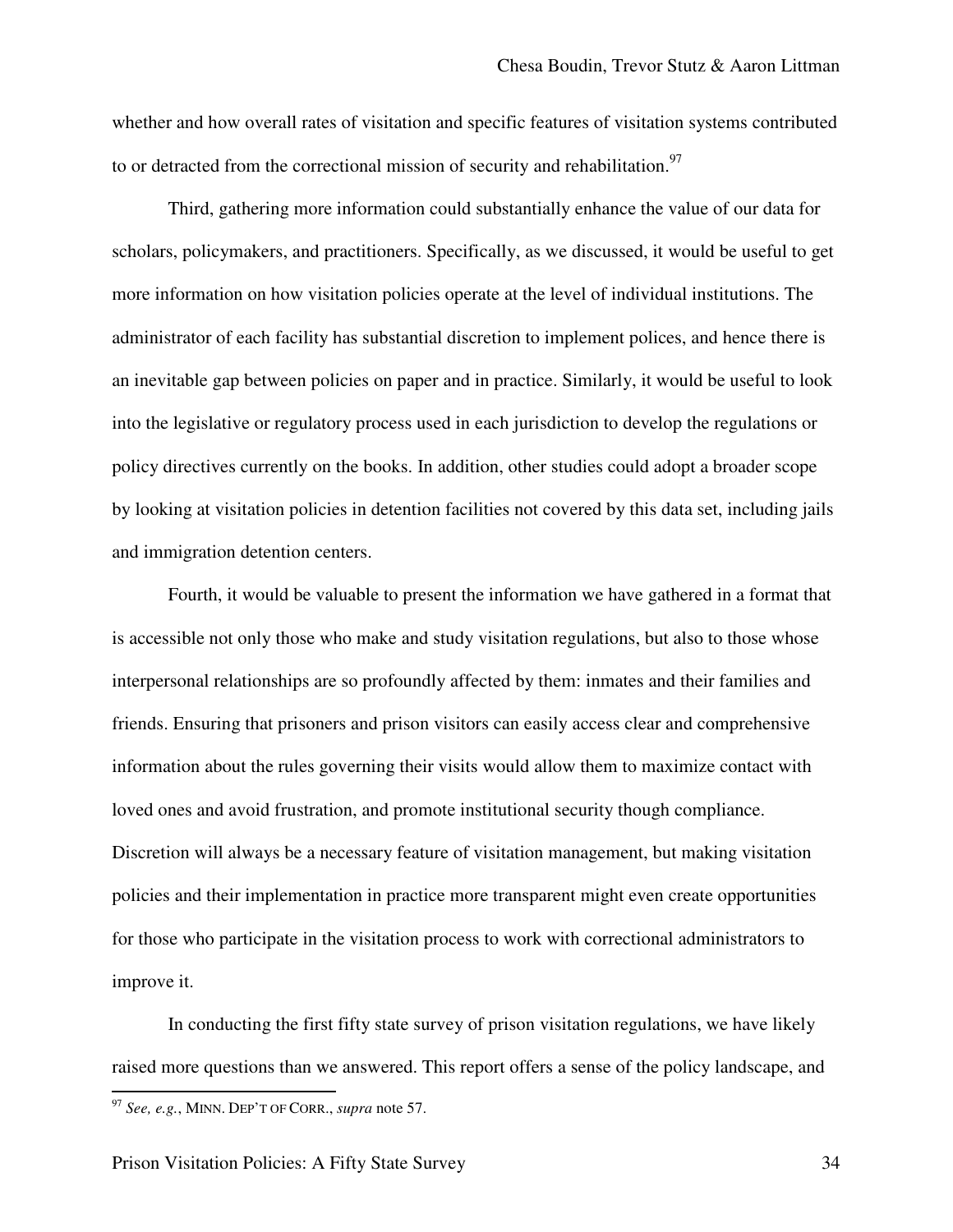whether and how overall rates of visitation and specific features of visitation systems contributed to or detracted from the correctional mission of security and rehabilitation.[97]

Third, gathering more information could substantially enhance the value of our data for scholars, policymakers, and practitioners. Specifically, as we discussed, it would be useful to get more information on how visitation policies operate at the level of individual institutions. The administrator of each facility has substantial discretion to implement polices, and hence there is an inevitable gap between policies on paper and in practice. Similarly, it would be useful to look into the legislative or regulatory process used in each jurisdiction to develop the regulations or policy directives currently on the books. In addition, other studies could adopt a broader scope by looking at visitation policies in detention facilities not covered by this data set, including jails and immigration detention centers.

Fourth, it would be valuable to present the information we have gathered in a format that is accessible not only those who make and study visitation regulations, but also to those whose interpersonal relationships are so profoundly affected by them: inmates and their families and friends. Ensuring that prisoners and prison visitors can easily access clear and comprehensive information about the rules governing their visits would allow them to maximize contact with loved ones and avoid frustration, and promote institutional security though compliance. Discretion will always be a necessary feature of visitation management, but making visitation policies and their implementation in practice more transparent might even create opportunities for those who participate in the visitation process to work with correctional administrators to improve it.

In conducting the first fifty state survey of prison visitation regulations, we have likely raised more questions than we answered. This report offers a sense of the policy landscape, and

---

[97] *See, e.g.*, MINN. DEP'T OF CORR., *supra* note 57.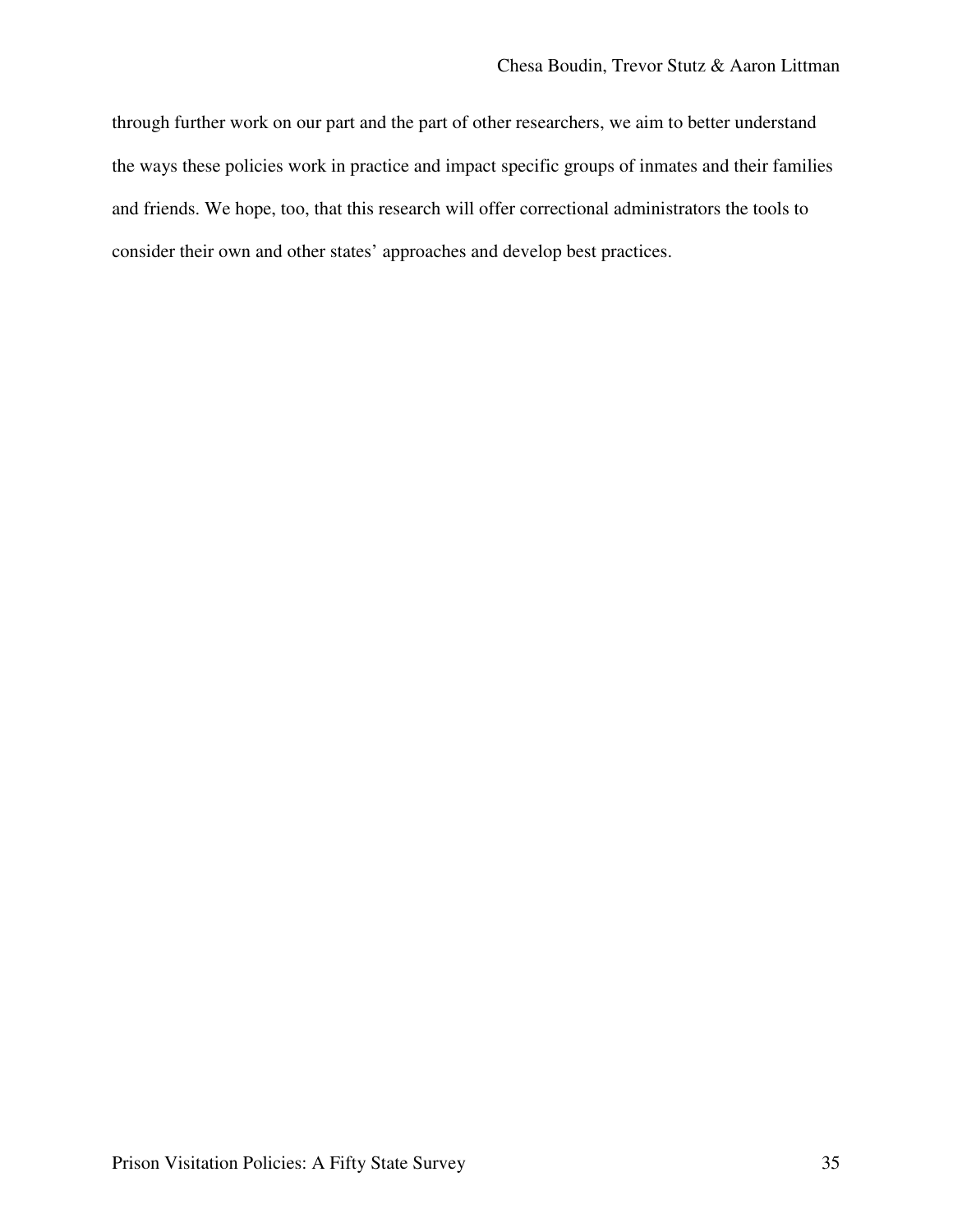through further work on our part and the part of other researchers, we aim to better understand the ways these policies work in practice and impact specific groups of inmates and their families and friends. We hope, too, that this research will offer correctional administrators the tools to consider their own and other states' approaches and develop best practices.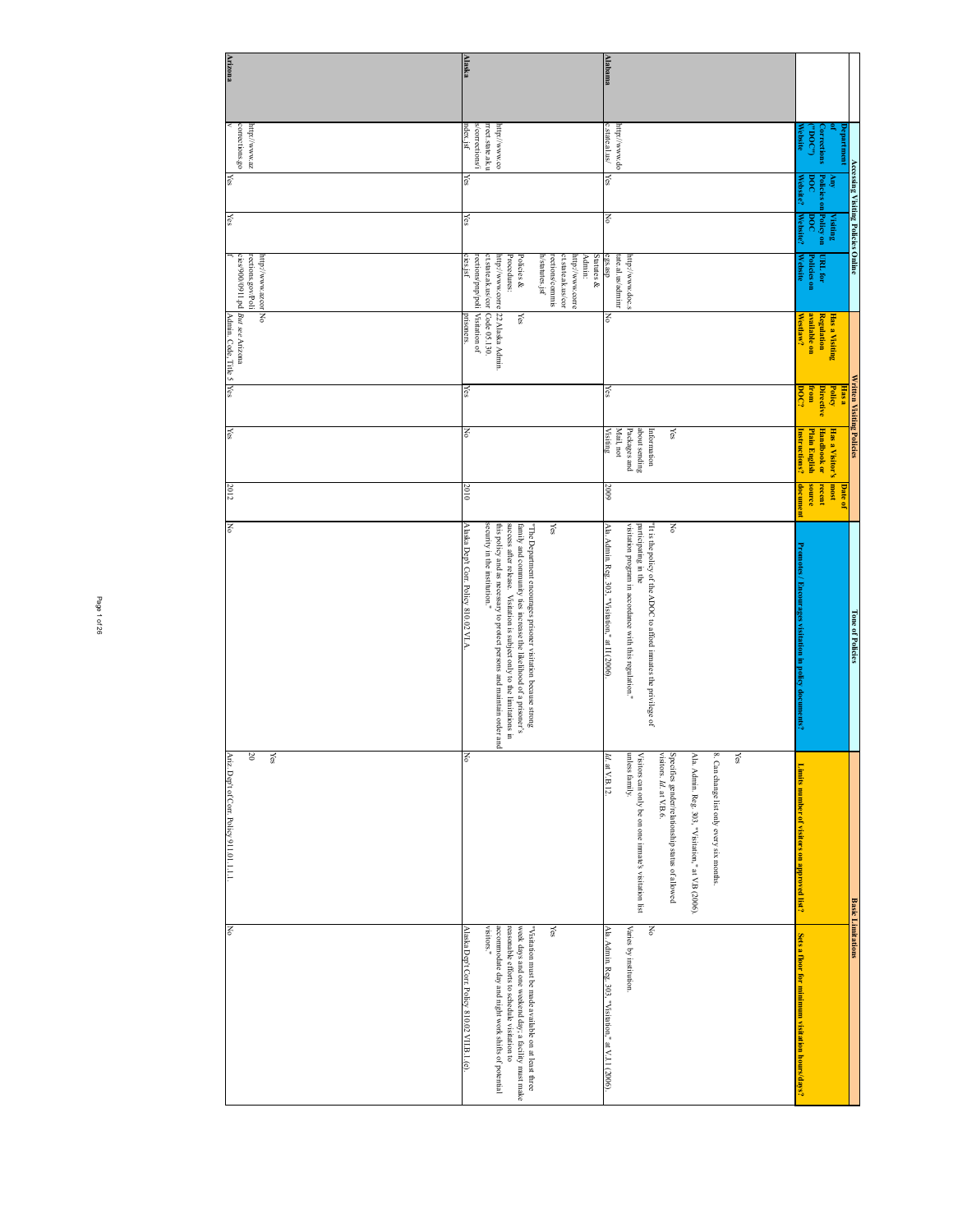| | Accessing Visiting Policies Online | | | Written Visiting Policies | | | | Tone of Policies | Basic Limitations | |
|---|---|---|---|---|---|---|---|---|---|---|
| | Department of Corrections ("DOC") Website | Any Policies on DOC Website? | Visiting Policy on DOC Website? | URL for Policies on Website | Has a Visiting Regulation available on Westlaw? | Has a Policy Directive from DOC? | Has a Visitor's Handbook or Plain English Instructions? | Date of most recent source document | Promotes / Encourages visitation in policy documents? | Limits number of visitors on approved list? | Sets a floor for minimum visitation hours/days? |
| **Alabama** | http://www.doc.state.al.us/ | Yes | No | http://www.doc.state.al.us/adminregs.asp | No | Yes | Yes<br>Information about sending Packages and Mail, not Visiting | 2009 | No<br>"It is the policy of the ADOC to afford inmates the privilege of participating in the visitation program in accordance with this regulation."<br>Ala. Admin. Reg. 303, "Visitation," at II (2006). | Yes<br>8. Can change list only every six months.<br>Ala. Admin. Reg. 303, "Visitation," at V.B (2006).<br>Specifies gender/relationship status of allowed visitors. *Id.* at V.B.6.<br>Visitors can only be on one inmate's visitation list unless family.<br>*Id.* at V.B.12. | No<br>Varies by institution.<br>Ala. Admin. Reg. 303, "Visitation," at V.J.1 (2006). |
| **Alaska** | http://www.correct.state.ak.us/corrections/index.jsf | Yes | Yes | Statutes & Admin:<br>http://www.correct.state.ak.us/corrections/commish/statutes.jsf<br>Policies & Procedures:<br>http://www.correct.state.ak.us/corrections/pnp/policies.jsf | Yes<br>22 Alaska Admin. Code 05.130 Visitation of prisoners. | Yes | No | 2010 | Yes<br>"The Department encourages prisoner visitation because strong family and community ties increase the likelihood of a prisoner's success after release. Visitation is subject only to the limitations in this policy and as necessary to protect persons and maintain order and security in the institution."<br>Alaska Dep't Corr. Policy 810.02 VI.A. | No | Yes<br>"Visitation must be made available on at least three week days and one weekend day; a facility must make reasonable efforts to schedule visitation to accommodate day and night work shifts of potential visitors."<br>Alaska Dep't Corr. Policy 810.02 VIII.B.1.(c). |
| **Arizona** | http://www.azcorrections.gov/ | Yes | Yes | http://www.azcorrections.gov/Policies/900/0911.pdf | No<br>*But see* Arizona Admin. Code, Title 5 | Yes | Yes | 2012 | No | Yes<br>20<br>Ariz. Dep't of Corr. Policy 911.01.1.1.1. | No |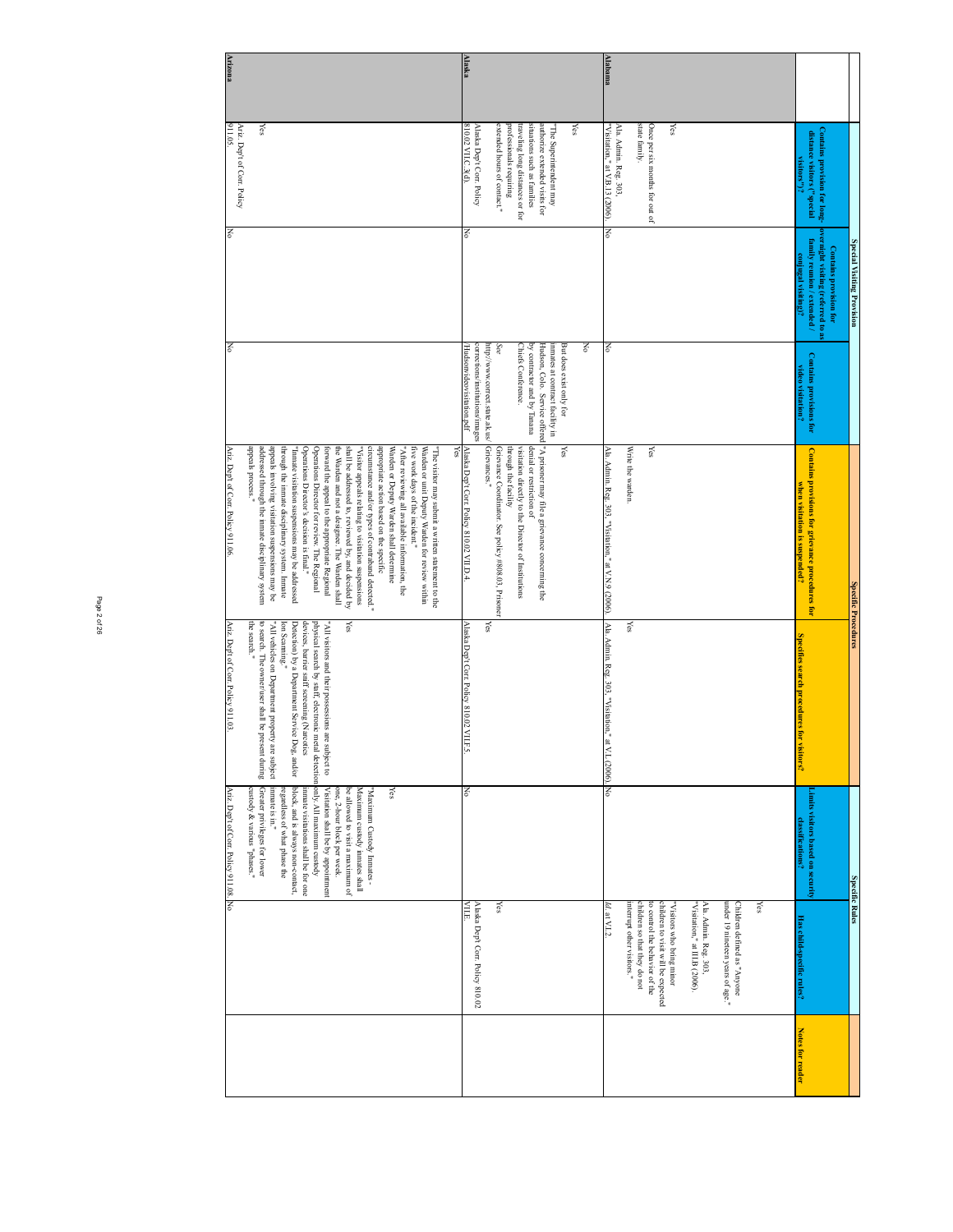| | Special Visiting Provision | | | Specific Procedures | | Specific Rules | | |
|---|---|---|---|---|---|---|---|---|
| | Contains provision for long-distance visitors ("special visitors")? | Contains provision for overnight visiting (referred to as family reunion / extended / conjugal visiting)? | Contains provisions for video visitation? | Contains provisions for grievance procedures for when visitation is suspended? | Specifies search procedures for visitors? | Limits visitors based on security classifications? | Has child-specific rules? | Notes for reader |
| **Alabama** | Yes<br><br>Once per six months for out of state family.<br><br>Ala. Admin. Reg. 303, "Visitation," at V.B.13 (2006). | No | No | Yes<br><br>Write the warden.<br><br>Ala. Admin. Reg. 303, "Visitation," at V.N.9 (2006). | Yes<br><br>Ala. Admin. Reg. 303, "Visitation," at V.L (2006). | No | Yes<br><br>Children defined as "Anyone under 19 nineteen years of age."<br><br>Ala. Admin. Reg. 303, "Visitation," at II.B (2006).<br><br>"Visitors who bring minor children to visit will be expected to control the behavior of the children so that they do not interrupt other visitors."<br><br>*Id.* at V.I.2. | |
| **Alaska** | Yes<br><br>"The Superintendent may authorize extended visits for situations such as families traveling long distances or for professionals requiring extended hours of contact."<br><br>Alaska Dep't Corr. Policy 810.02 VII.C.3(d). | No | No<br><br>But does exist only for inmates at contract facility in Hudson, Colo. Service offered by contractor and by Tanana Chiefs Conference.<br><br>*See* http://www.correct.state.ak.us/corrections/institutions/images/Hudsonvideovisitation.pdf | Yes<br><br>"A prisoner may file a grievance concerning the denial or restriction of visitation directly to the Director of Institutions through the facility Grievance Coordinator. See policy #808.03, Prisoner Grievances."<br><br>Alaska Dep't Corr. Policy 810.02 VII.D.4. | Yes<br><br>Alaska Dep't Corr. Policy 810.02 VII.F.5. | No | Yes<br><br>Alaska Dep't Corr. Policy 810.02 VII.E. | |
| **Arizona** | Yes<br><br>Ariz. Dep't of Corr. Policy 911.05. | No | No | Yes<br><br>"The visitor may submit a written statement to the Warden or unit Deputy Warden for review within five work days of the incident."<br><br>"After reviewing all available information, the Warden or Deputy Warden shall determine appropriate action based on the specific circumstance and/or types of contraband detected."<br><br>"Visitor appeals relating to visitation suspensions shall be addressed to, reviewed by, and decided by the Warden and not a designee. The Warden shall forward the appeal to the appropriate Regional Operations Director for review. The Regional Operations Director's decision is final."<br><br>"Inmate visitation suspensions may be addressed through the inmate disciplinary system. Inmate appeals involving visitation suspensions may be addressed through the inmate disciplinary system appeals process."<br><br>Ariz. Dep't of Corr. Policy 911.06. | Yes<br><br>"All visitors and their possessions are subject to physical search by staff, electronic metal detection devices, barrier staff screening (Narcotics Detection) by a Department Service Dog, and/or Ion Scanning."<br><br>"All vehicles on Department property are subject to search. The owner/user shall be present during the search."<br><br>Ariz. Dep't of Corr. Policy 911.03. | Yes<br><br>"Maximum Custody Inmates - Maximum custody inmates shall be allowed to visit a maximum of one, 2-hour block per week. Visitation shall be by appointment only. All maximum custody inmate visitations shall be for one block, and is always non-contact, regardless of what phase the inmate is in."<br><br>Greater privileges for lower custody & various "phases."<br><br>Ariz. Dep't of Corr. Policy 911.08. | No | |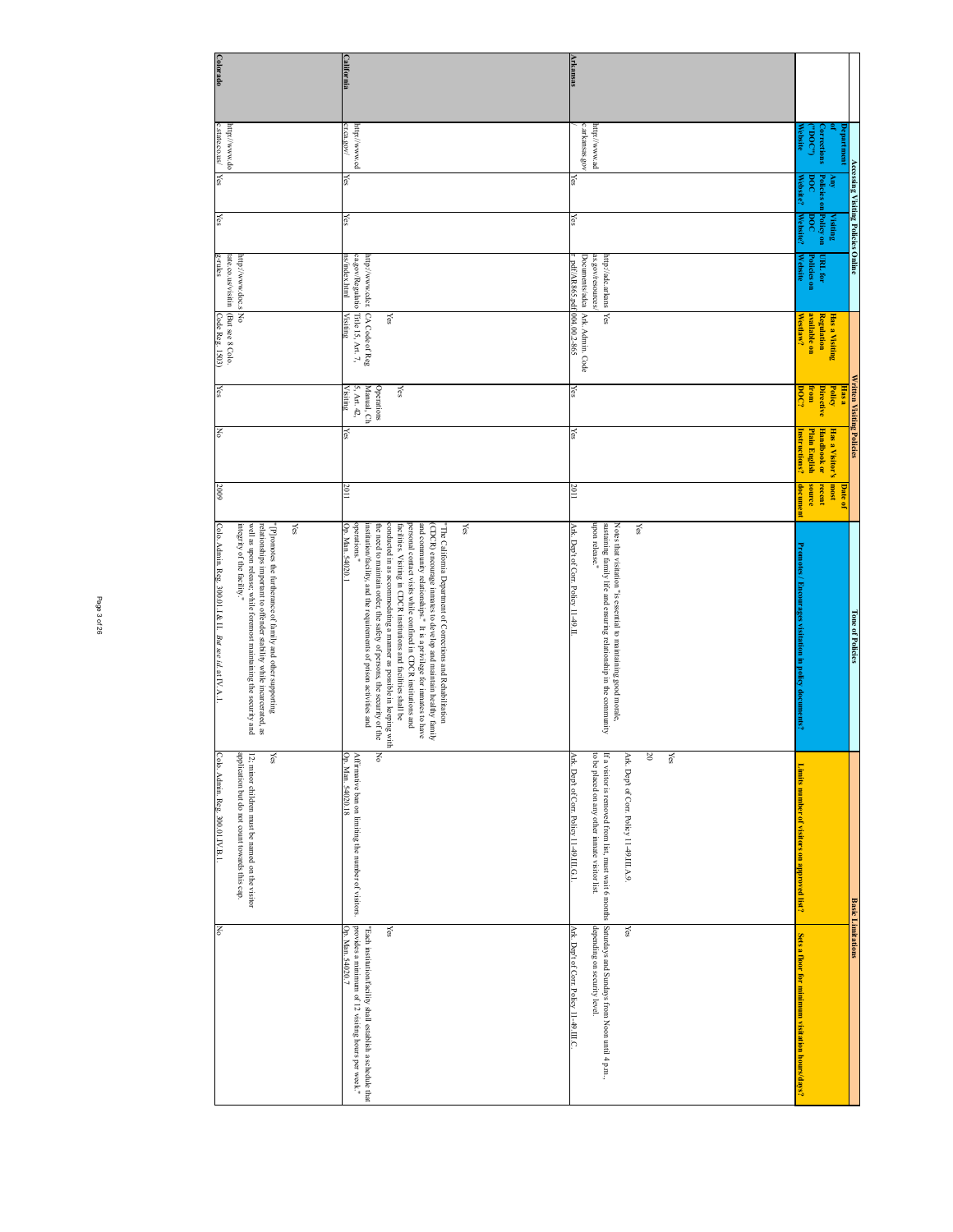| | Accessing Visiting Policies Online | | | | Written Visiting Policies | | | | Tone of Policies | Basic Limitations | |
|---|---|---|---|---|---|---|---|---|---|---|---|
| | Department of Corrections ("DOC") Website | Any Policies on DOC Website? | Visiting Policy on DOC Website? | URL for Policies on Website | Has a Visiting Regulation available on Westlaw? | Has a Policy Directive from DOC? | Has a Visitor's Handbook or Plain English Instructions? | Date of most recent source document | Promotes / Encourages visitation in policy documents? | Limits number of visitors on approved list? | Sets a floor for minimum visitation hours/days? |
| **Arkansas** | http://www.adc.arkansas.gov/ | Yes | Yes | http://adc.arkansas.gov/resources/Documents/adcar_pdf/AR665.pdf | Yes<br>Ark. Admin. Code 004.00.2-665 | Yes | Yes | 2011 | Yes<br>Notes that visitation "is essential to maintaining good morale, sustaining family life and ensuring relationship in the community upon release."<br>Ark. Dep't of Corr. Policy 11-49 II. | Yes<br>20<br>Ark. Dep't of Corr. Policy 11-49 III.A.9.<br>If a visitor is removed from list, must wait 6 months to be placed on any other inmate visitor list.<br>Ark. Dep't of Corr. Policy 11-49 III.G.1. | Yes<br>Saturdays and Sundays from Noon until 4 p.m., depending on security level.<br>Ark. Dep't of Corr. Policy 11-49 III.C. |
| **California** | http://www.cdcr.ca.gov/ | Yes | Yes | http://www.cdcr.ca.gov/Regulations/Visitors/index.html | Yes<br>CA Code of Reg. Title 15, Art. 7, Visiting | Yes<br>Operations Manual, Ch. 5, Art. 42, Visiting | Yes | 2011 | Yes<br>"The California Department of Corrections and Rehabilitation (CDCR) encourage inmates to develop and maintain healthy family and community relationships." It is a privilege for inmates to have personal contact visits while confined in CDCR institutions and facilities. Visiting in CDCR institutions and facilities shall be conducted in as accommodating a manner as possible in keeping with the need to maintain order, the safety of persons, the security of the institution/facility, and the requirements of prison activities and operations."<br>Op. Man. 54020.1 | No<br>Affirmative ban on limiting the number of visitors.<br>Op. Man. 54020.18 | Yes<br>"Each institution/facility shall establish a schedule that provides a minimum of 12 visiting hours per week."<br>Op. Man. 54020.7 |
| **Colorado** | http://www.doc.state.co.us/ | Yes | Yes | http://www.doc.state.co.us/visiting-rules | No<br>(But see 8 Colo. Code Reg. 1503) | Yes | No | 2009 | Yes<br>"[P]romotes the furtherance of family and other supporting relationships important to offender stability while incarcerated, as well as upon release; while foremost maintaining the security and integrity of the facility."<br>Colo. Admin. Reg. 300.01 I & II. *But see id.* at IV. A.1. | Yes<br>12; minor children must be named on the visitor application but do not count towards this cap.<br>Colo. Admin. Reg. 300.01 IV.B.1. | No |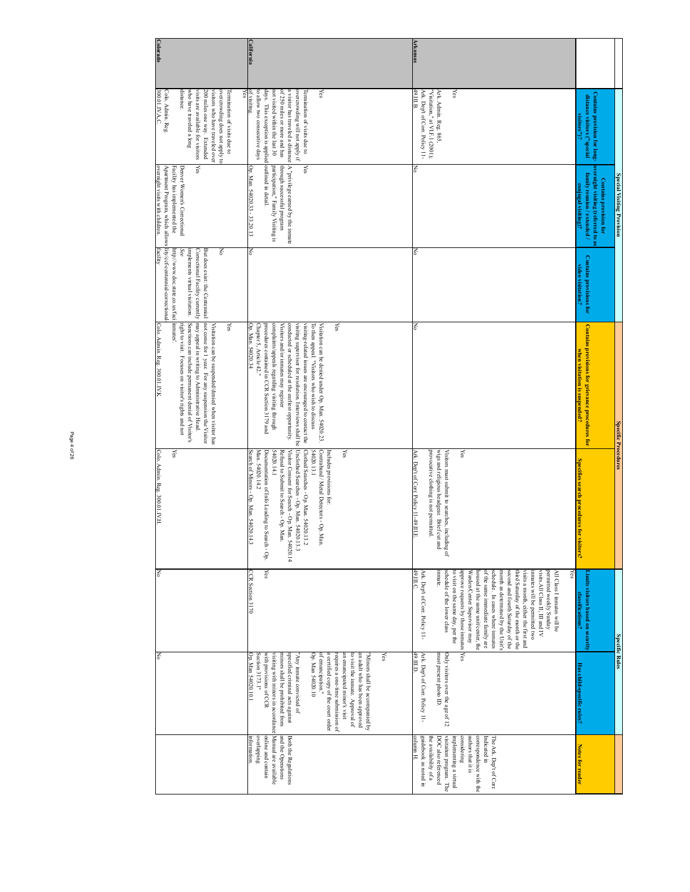| | Special Visiting Provision | | Specific Procedures | | | Specific Rules | |
|---|---|---|---|---|---|---|---|
| | Contains provision for long-distance visitors ("special visitors")? | Contains provision for overnight visiting (referred to as family reunion / extended / conjugal visiting)? | Contains provisions for video visitation? | Contains provisions for grievance procedures for when visitation is suspended? | Specifies search procedures for visitors? | Limits visitors based on security classifications? | Has child-specific rules? | Notes for reader |
| **Arkansas** | Yes<br><br>Ark. Admin. Reg. 865, "Visitation," at VI.F.1 (2001); Ark. Dep't of Corr. Policy 11-49.III.B. | No | No | No | Yes<br><br>Visitors must submit to searches, including of wigs and religious headgear. Brief cut and provocative clothing is not permitted.<br><br>Ark. Dep't of Corr. Policy 11-49.III.E. | Yes<br><br>All Class I inmates will be permitted weekly Sunday visits. All Class II, III and IV inmates will be permitted two visits a month, either the first and third Saturday of the month or the second and fourth Saturday of the month as determined by the Unit's schedule. In cases where inmates of the same immediate family are housed at the same unit/center, the Warden/Center Supervisor may approve requests by those inmates to visit on the same day, per the schedule of the lower class inmate.<br><br>Ark. Dep't of Corr. Policy 11-49.III.C. | Yes<br><br>Only visitors over the age of 12 must present photo ID.<br><br>Ark. Dep't of Corr. Policy 11-49.III.D. | The Ark. Dep't of Corr. Indicated in correspondence with the authors that it is considering implementing a virtual visitation program. The DOC also referenced the availability of a guidebook as noted in column H. |
| **California** | Yes<br><br>Termination of visits due to overcrowding will not apply if a visitor has traveled a distance of 250 miles or more and has not visited within the last 30 days. This exception is applied to allow two consecutive days of visiting.<br><br>Op. Man. 54020.33 - 33.20.13 | Yes<br><br>A "privilege earned by the inmate through successful program participation." Family Visiting is outlined in detail. | No | Yes<br><br>Visitation can be denied under Op. Man. 54020.23. To then appeal: "Visitors who wish to discuss visiting-related issues are encouraged to contact the visiting supervisor for resolution. Interviews shall be conducted or scheduled at the earliest opportunity. Visitors and/or inmates may register complaints/appeals regarding visiting through procedures contained in CCR Section 3179 and Chapter 5, Article 42."<br><br>Op. Man. 54020.34 | Yes<br><br>Includes provisions for:<br>Contraband / Metal Detectors - Op. Man. 54020.13.1<br>Clothed Searches - Op. Man. 54020.13.2<br>Unclothed Searches - Op. Man. 54020.13.3<br>Visitor Consent for Search - Op. Man. 54020.14<br>Refusal to Submit to Search - Op. Man. 54020.14.1<br>Documentation of Info Leading to Search - Op. Man. 54020.14.2<br>Search of Minors - Op. Man. 54020.14.3 | Yes<br><br>CCR Section 3170 | Yes<br><br>"Minors shall be accompanied by an adult who has been approved to visit the inmate. Approval of an emancipated minor's visit requires a one-time submission of a certified copy of the court order of emancipation."<br>Op. Man 54020.10<br><br>"Any inmate convicted of specified criminal acts against minors shall be prohibited from visiting with minors in accordance with provisions of CCR Section 3173."<br>Op. Man 54020.10.1 | Both the Regulations and the Operations Manual are available online and contain overlapping information. |
| **Colorado** | Yes<br><br>Termination of visits due to overcrowding does not apply to visitors who have traveled over 200 miles one way. Extended visits are available for visitors who have traveled a long distance.<br><br>Colo. Admin. Reg. 300.01.IV.A.C | Yes<br><br>Denver Women's Correctional Facility has implemented the Apartment Program, which allows overnight visits with children. | No<br><br>But does exist: the Centennial Correctional Facility currently implements virtual visitation. See http://www.doc.state.co.us/facility/ccf-centennial-correctional-facility | Yes<br><br>Visitation can be suspended/denied when visitor has not come for 1 year. For any suspension the Visitor may appeal in writing to Administrative Head. Sanctions can include permanent denial of Visitor's right to visit. Focuses on visitor's rights and not inmates'.<br><br>Colo. Admin. Reg. 300.01.IV.K | Yes<br><br>Colo. Admin. Reg. 300.01.IV.H | No | No | |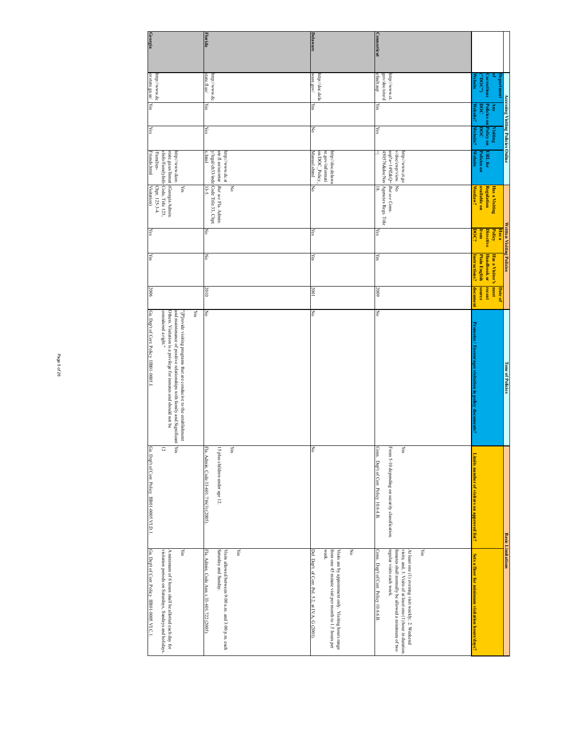| | Accessing Visiting Policies Online | | | | Written Visiting Policies | | | | Tone of Policies | Basic Limitations | |
|---|---|---|---|---|---|---|---|---|---|---|---|
| | Department of Corrections ("DOC") Website | Any Policies on DOC Website? | Visiting Policy on DOC Website? | URL for Policies on Website | Has a Visiting Regulation available on Westlaw? | Has a Policy Directive from DOC? | Has a Visitor's Handbook or Plain English Instructions? | Date of most recent source document | Promotes / Encourages visitation in policy documents? | Limits number of visitors on approved list? | Sets a floor for minimum visitation hours/days? |
| **Connecticut** | http://www.ct.gov/doc/site/default.asp | Yes | Yes | http://www.ct.gov/doc/cwp/view.asp?a=1492&Q=450576&docNav=\| | No *But see* Conn. Agencies Regs. Title 18. | Yes | Yes | 2009 | No | Yes From 5-10 depending on security classification. Conn. Dep't of Corr. Policy 10.6.4.B. | Yes At least one (1) evening visit weekly; 2. Weekend visits; and, 3. Visits of at least one (1) hour in duration. Inmates shall normally be allowed a minimum of two regular visits each week. Conn. Dep't of Corr. Policy 10.6.6.B. |
| **Delaware** | http://doc.delaware.gov/ | Yes | No | http://doc.delaware.gov/informati on/DOC_Policy_Manual.shtml | No | Yes | Yes | 2001 | No | No | No Visits are by appointment only. Visiting hours range from one 45 minute visit per month to 1.5 hours per week. Del. Dep't. of Corr. Pol. 5.2, at IV.A, G (2001). |
| **Florida** | http://www.dc.state.fl.us/ | Yes | Yes | http://www.dc.state.fl.us/secretary/legal/ch33/index.html | No *But see* Fla. Admin. Code Title 33, Chpt. 33-5. | No | No | 2010 | No | Yes 15 plus children under age 12. Fla. Admin. Code 33-601.716(3) (2005). | Yes Visits allowed between 9:00 a.m. and 3:00 p.m. each Saturday and Sunday. Fla. Admin. Code Ann. r.33-601.722 (2005). |
| **Georgia** | http://www.dcor.state.ga.us/ | Yes | Yes | http://www.dcor.state.ga.us/Inmat eInfo/FamilyInfo Families-Friends.html | Yes (Georgia Admin. Code, Title 125, Chpt. 125-3-4, Visitation) | Yes | Yes | 2006 | Yes "[P]rovide visiting programs that are conducive to the establishment and maintenance of positive relationships with family and Significant Others. Visitation is a privilege for inmates and should not be considered a right." Ga. Dep't of Corr. Policy IIB01-0005 I. | Yes 12 Ga. Dep't of Corr. Policy IIB01-0005 VI.D.1. | Yes A minimum of 6 hours shall be allotted each day for visitation periods on Saturdays, Sundays and holidays. Ga. Dep't of Corr. Policy IIB01-0005 VI.C.1. |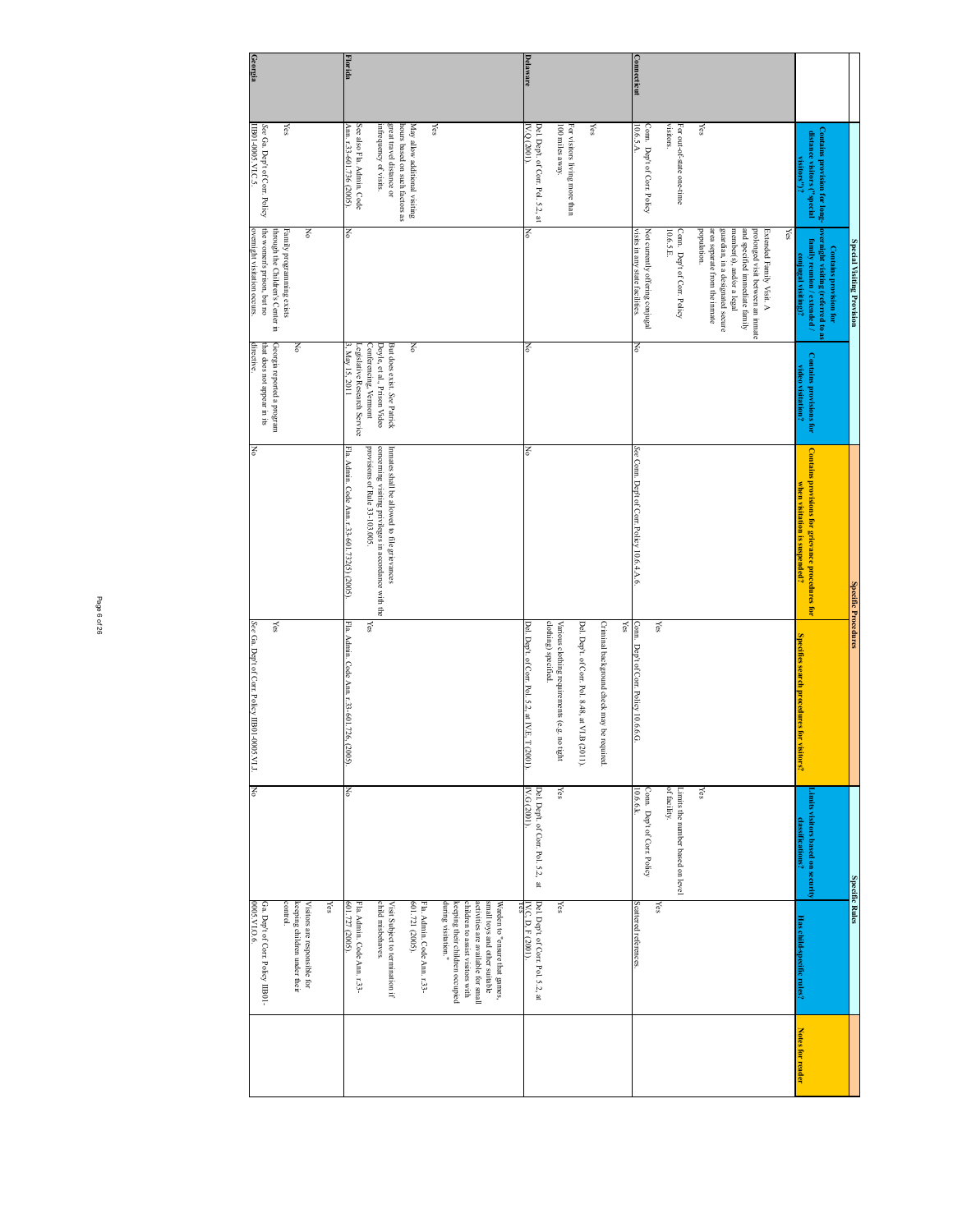| | Special Visiting Provision | | | Specific Procedures | | Specific Rules | | |
|---|---|---|---|---|---|---|---|---|
| | Contains provision for long-distance visitors ("special visitors")? | Contains provision for overnight visiting (referred to as family reunion / extended / conjugal visiting)? | Contains provisions for video visitation? | Contains provisions for grievance procedures for when visitation is suspended? | Specifies search procedures for visitors? | Limits visitors based on security classifications? | Has child-specific rules? | Notes for reader |
| **Connecticut** | Yes<br><br>For out-of-state one-time visitors.<br><br>Conn. Dep't of Corr. Policy 10.6.5.A. | Yes<br><br>Extended Family Visit. A prolonged visit between an inmate and specified immediate family member(s), and/or a legal guardian, in a designated secure area separate from the inmate population.<br><br>Conn. Dep't of Corr. Policy 10.6.5.E.<br><br>Not currently offering conjugal visits in any state facilities. | No | See Conn. Dep't of Corr. Policy 10.6.4.A.6. | Yes<br><br>Conn. Dep't of Corr. Policy 10.6.6.G. | Yes<br><br>Limits the number based on level of facility.<br><br>Conn. Dep't of Corr. Policy 10.6.6.k. | Yes<br><br>Scattered references. | |
| **Delaware** | Yes<br><br>For visitors living more than 100 miles away.<br><br>Del. Dep't. of Corr. Pol. 5.2, at IV.Q (2001). | No | No | No | Yes<br><br>Criminal background check may be required.<br><br>Del. Dep't. of Corr. Pol. 8.48, at VI.B (2011).<br><br>Various clothing requirements (e.g. no tight clothing) specified.<br><br>Del. Dep't. of Corr. Pol. 5.2, at IV.E, T (2001). | Yes<br><br>Del. Dep't. of Corr. Pol. 5.2, at IV.G (2001). | Yes<br><br>Del. Dep't. of Corr. Pol. 5.2, at IV.C, D, F (2001). | |
| **Florida** | Yes<br><br>May allow additional visiting hours based on such factors as great travel distance or infrequency of visits.<br><br>See also Fla. Admin. Code Ann. r.33-601.736 (2005). | No | No<br><br>But does exist. See Patrick Doyle, et al., Prison Video Conferencing, Vermont Legislative Research Service 3, May 15, 2011 | Inmates shall be allowed to file grievances concerning visiting privileges in accordance with the provisions of Rule 33-103.005.<br><br>Fla. Admin. Code Ann. r.33-601.732(5) (2005). | Yes<br><br>Fla. Admin. Code Ann. r.33-601.726 (2005). | No | Yes<br><br>Warden to "ensure that games, small toys and other suitable activities are available for small children to assist visitors with keeping their children occupied during visitation."<br><br>Fla. Admin. Code Ann. r.33-601.721 (2005).<br><br>Visit Subject to termination if child misbehaves.<br><br>Fla. Admin. Code Ann. r.33-601.727 (2005). | |
| **Georgia** | Yes<br><br>See Ga. Dep't of Corr. Policy IIB01-0005 VI.C.5. | No<br><br>Family programming exists through the Children's Center in the women's prison, but no overnight visitation occurs. | No<br><br>Georgia reported a program that does not appear in its directive. | No | Yes<br><br>See Ga. Dep't of Corr. Policy IIB01-0005 VI.J. | No | Yes<br><br>Visitors are responsible for keeping children under their control.<br><br>Ga. Dep't of Corr. Policy IIB01-0005 VI.O.6. | |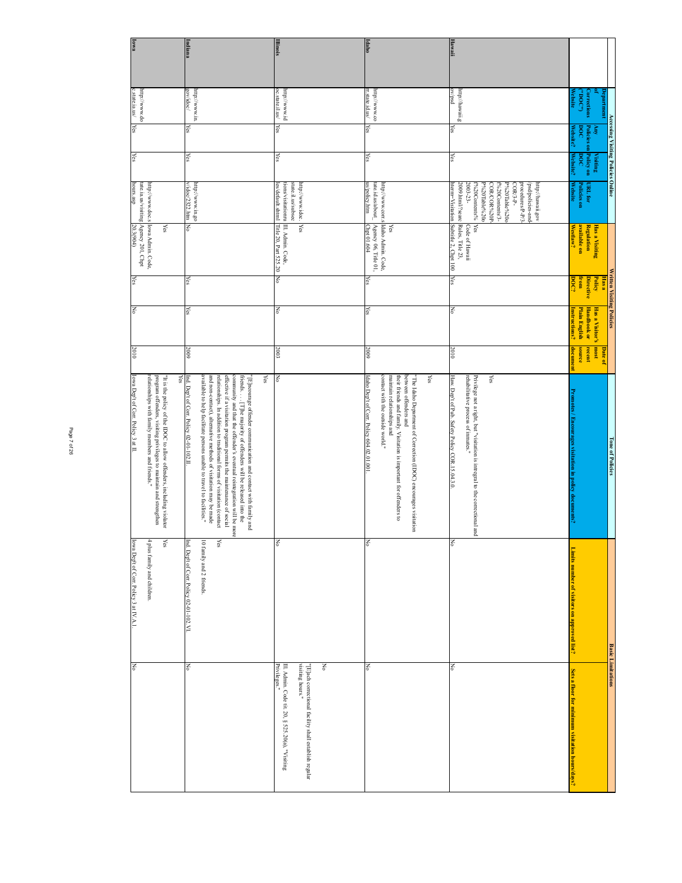| | Accessing Visiting Policies Online | | | Written Visiting Policies | | | | Tone of Policies | Basic Limitations | |
|---|---|---|---|---|---|---|---|---|---|---|
| | Department of Corrections ("DOC") Website | Any Policies on DOC Website? | Visiting Policy on DOC Website? | URL for Policies on Website | Has a Visiting Regulation available on Westlaw? | Has a Policy Directive from DOC? | Has a Visitor's Handbook or Plain English Instructions? | Date of most recent source document | Promotes / Encourages visitation in policy documents? | Limits number of visitors on approved list? | Sets a floor for minimum visitation hours/days? |
| **Hawaii** | http://hawaii.gov/psd | Yes | Yes | http://hawaii.gov/psd/policies-and-procedures/P-P/3-COR/3-P-P%20Table%20of%20Contents/3-COR.COR%20P-P%20Table%20of%20Contents%2003-23-2009.html/?searchterm=Visitation | Yes Code of Hawaii Rules, Title 23, Subtitle 2, Chpt 100 | Yes | No | 2010 | Yes Privilege not a right, but "visitation is integral to the correctional and rehabilitative process of inmates." Haw. Dep't of Pub. Safety Policy COR.15.04.3.0. | No | No |
| **Idaho** | http://www.corr.state.id.us/ | Yes | Yes | http://www.corr.state.id.us/about_us/policy.htm | Yes Idaho Admin. Code, Agency 06, Title 01, Chpt 01.604 | Yes | Yes | 2009 | Yes "The Idaho Department of Correction (IDOC) encourages visitation between offenders and their friends and family. Visitation is important for offenders to maintain relationships and contact with the outside world." Idaho Dep't of Corr. Policy 604.02.01.001. | No | No |
| **Illinois** | http://www.idoc.state.il.us/ | Yes | Yes | http://www.idoc.state.il.us/subsections/visitationrules/default.shtml | Yes Ill. Admin. Code, Title 20, Part 525.20 | No | No | 2003 | No | No | No "[E]ach correctional facility shall establish regular visiting hours." Ill. Admin. Code tit. 20, § 525.20(a), "Visiting Privileges." |
| **Indiana** | http://www.in.gov/idoc/ | Yes | Yes | http://www.in.gov/idoc/2322.htm | No | Yes | Yes | 2009 | Yes "[E]ncourage offender communication and contact with family and friends. . . . [T]he majority of offenders will be released into the community and that the offender's eventual reintegration will be more effective if a visitation program permits the maintenance of social relationships. In addition to traditional forms of visitation (contact and non-contact), alternative methods of visitation may be made available to help facilitate persons unable to travel to facilities." Ind. Dep't of Corr. Policy 02-01-102.II. | Yes 10 family and 2 friends. Ind. Dep't of Corr. Policy 02-01-102.VI. | No |
| **Iowa** | http://www.doc.state.ia.us/ | Yes | Yes | http://www.doc.state.ia.us/visitinghours.asp | Yes Iowa Admin. Code, Agency 201, Chpt 20.3(904) | Yes | No | 2010 | Yes "It is the policy of the IDOC to allow offenders, including violator program offenders, visiting privileges to maintain and strengthen relationships with family members and friends." Iowa Dep't of Corr. Policy 3 at II. | Yes 4 plus family and children. Iowa Dep't of Corr. Policy 3 at IV.A.1. | No |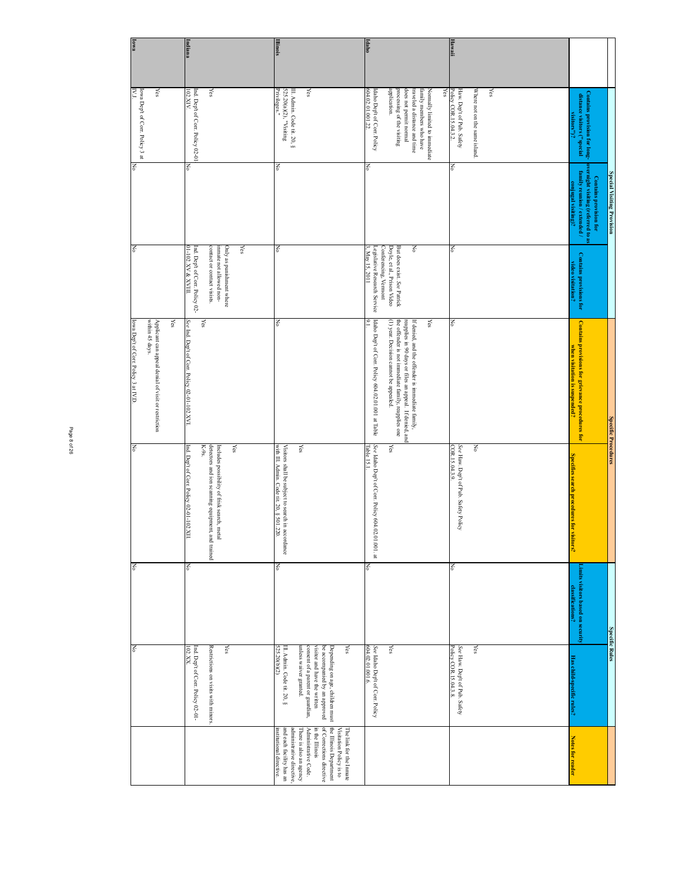| | Special Visiting Provision | | Specific Procedures | | | Specific Rules | | |
|---|---|---|---|---|---|---|---|---|
| | Contains provision for long-distance visitors ("special visitors")? | Contains provision for overnight visiting (referred to as family reunion / extended / conjugal visiting)? | Contains provisions for video visitation? | Contains provisions for grievance procedures for when visitation is suspended? | Specifies search procedures for visitors? | Limits visitors based on security classifications? | Has child-specific rules? | Notes for reader |
| **Hawaii** | Yes<br><br>Where not on the same island.<br><br>Haw. Dep't of Pub. Safety Policy COR.15.04.3.2. | No | No | No | No<br><br>*See* Haw. Dep't of Pub. Safety Policy COR.15.04.3.9. | No | Yes<br><br>*See* Haw. Dep't of Pub. Safety Policy COR.15.04.3.8. | |
| **Idaho** | Yes<br><br>Normally limited to immediate family members who have traveled a distance and time does not permit normal processing of the visiting application.<br><br>Idaho Dep't of Corr. Policy 604.02.01.001.22. | No | No<br><br>But does exist. *See* Patrick Doyle, et al., Prison Video Conferencing, Vermont Legislative Research Service 3, May 15, 2011. | Yes<br><br>If denied, and the offender is immediate family, reapplies in 90 days or files an appeal. If denied, and the offender is not immediate family, reapplies one (1) year. Decision cannot be appealed.<br><br>Idaho Dep't of Corr. Policy 604.02.01.001 at Table 9.1. | Yes<br><br>*See* Idaho Dep't of Corr. Policy 604.02.01.001, at Table 15.1. | No | Yes<br><br>*See* Idaho Dep't of Corr. Policy 604.02.01.001.6. | |
| **Illinois** | Yes<br><br>Ill. Admin. Code tit. 20, § 525.20(a)(2), "Visiting Privileges." | No | No | No | Yes<br><br>Visitors shall be subject to search in accordance with Ill. Admin. Code tit. 20, § 501.220. | No | Yes<br><br>Depending on age, children must be accompanied by an approved visitor and have the written consent of a parent or guardian, unless waiver granted.<br><br>Ill. Admin. Code tit. 20, § 525.20(b)(2). | The link for the Inmate Visitation Policy is to the Illinois Department of Corrections directive in the Illinois Administrative Code. There is also an agency administrative directive, and each facility has an institutional directive. |
| **Indiana** | Yes<br><br>Ind. Dep't of Corr. Policy 02-01-102.XIV. | No | Yes<br><br>Only as punishment where inmate not allowed non-contact or contact visits.<br><br>Ind. Dep't of Corr. Policy 02-01-102.XV & XVIII. | Yes<br><br>*See* Ind. Dep't of Corr. Policy 02-01-102.XVI. | Yes<br><br>Includes possibility of frisk search, metal detectors and ion scanning equipment, and trained K-9s.<br><br>Ind. Dep't of Corr. Policy 02-01-102.XII. | No | Yes<br><br>Restrictions on visits with minors.<br><br>Ind. Dep't of Corr. Policy 02-01-102.XX. | |
| **Iowa** | Yes<br><br>Iowa Dep't of Corr. Policy 3 at IV.J. | No | No | Yes<br><br>Applicant can appeal denial of visit or restriction within 45 days.<br><br>Iowa Dep't of Corr. Policy 3 at IV.D. | No | No | No | |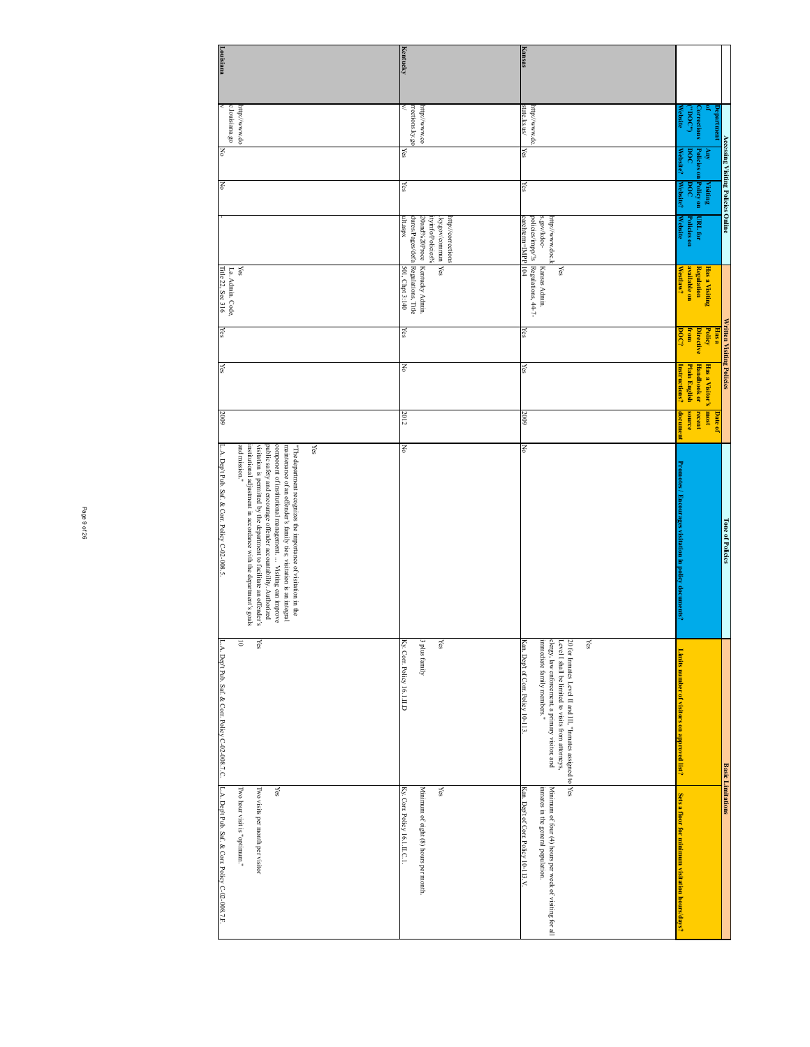| | Accessing Visiting Policies Online | | | Written Visiting Policies | | | | Tone of Policies | Basic Limitations | |
|---|---|---|---|---|---|---|---|---|---|---|
| | Department of Corrections ("DOC") Website | Any Policies on DOC Website? | Visiting Policy on DOC Website? | URL for Policies on Website | Has a Visiting Regulation available on Westlaw? | Has a Policy Directive from DOC? | Has a Visitor's Handbook or Plain English Instructions? | Date of most recent source document | Promotes / Encourages visitation in policy documents? | Limits number of visitors on approved list? | Sets a floor for minimum visitation hours/days? |
| **Kansas** | http://www.dc.state.ks.us/ | Yes | Yes | http://www.doc.ks.gov/kdoc-policies/impp?searchterm=IMPP | Yes<br>Kansas Admin. Regulations, 44-7-104 | Yes | Yes | 2009 | No | Yes<br>20 for Inmates Level II and III, "Inmates assigned to Level I shall be limited to visits from attorneys, clergy, law enforcement, a primary visitor, and immediate family members."<br>Kan. Dep't of Corr. Policy 10-113. | Yes<br>Minimum of four (4) hours per week of visiting for all inmates in the general population.<br>Kan. Dep't of Corr. Policy 10-113.V. |
| **Kentucky** | http://www.corrections.ky.gov/ | Yes | Yes | http://corrections.ky.gov/communityinfo/Policies%20and%20Procedures/Pages/default.aspx | Yes<br>Kentucky Admin. Regulations, Title 501, Chpt 3:140 | Yes | No | 2012 | No | Yes<br>3 plus family<br>Ky. Corr. Policy 16.1.II.D | Yes<br>Minimum of eight (8) hours per month.<br>Ky. Corr. Policy 16.1.II.C.1. |
| **Louisiana** | http://www.doc.louisiana.gov | No | No | - | Yes<br>La. Admin. Code, Title 22, Sec. 316 | Yes | Yes | 2009 | Yes<br>"The department recognizes the importance of visitation in the maintenance of an offender's family ties; visitation is an integral component of institutional management. ... Visiting can improve public safety and encourage offender accountability. Authorized visitation is permitted by the department to facilitate an offender's institutional adjustment in accordance with the department's goals and mission."<br>L.A. Dep't Pub. Saf. & Corr. Policy C-02-008.5 | Yes<br>10<br>L.A. Dep't Pub. Saf. & Corr. Policy C-02-008.7.C. | Yes<br>Two visits per month per visitor<br>Two hour visit is "optimum."<br>L.A. Dep't Pub. Saf. & Corr. Policy C-02-008.7.F. |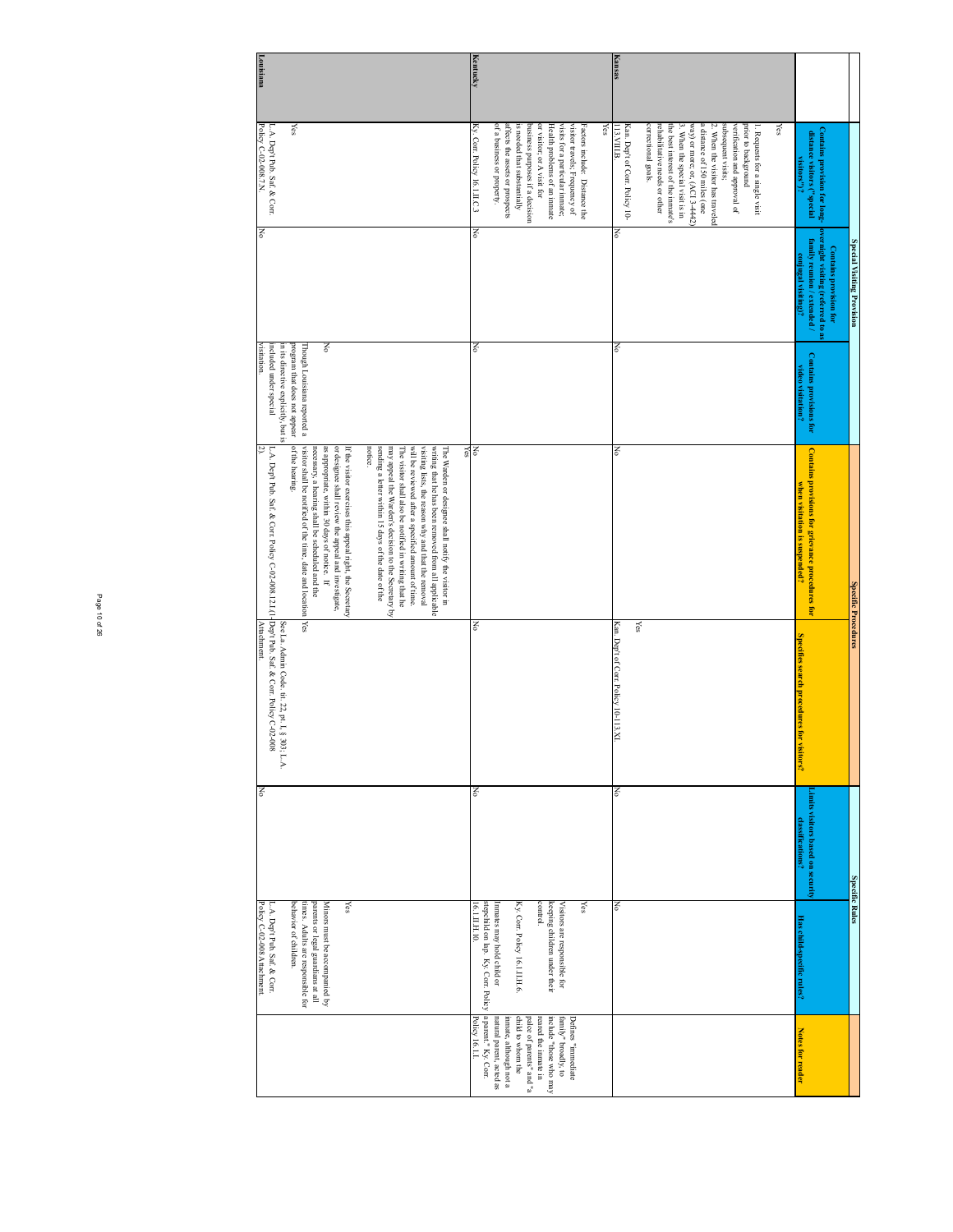| | Special Visiting Provision | | | Specific Procedures | | Specific Rules | | |
|---|---|---|---|---|---|---|---|---|
| | Contains provision for long-distance visitors ("special visitors")? | Contains provision for overnight visiting (referred to as family reunion / extended / conjugal visiting)? | Contains provisions for video visitation? | Contains provisions for grievance procedures for when visitation is suspended? | Specifies search procedures for visitors? | Limits visitors based on security classifications? | Has child-specific rules? | Notes for reader |
| **Kansas** | Yes<br><br>1. Requests for a single visit prior to background verification and approval of subsequent visits;<br>2. When the visitor has traveled a distance of 150 miles (one way) or more; or, (ACI 3-4442)<br>3. When the special visit is in the best interest of the inmate's rehabilitative needs or other correctional goals.<br><br>Kan. Dep't of Corr. Policy 10-113.VIII.B. | No | No | No | Yes<br><br>Kan. Dep't of Corr. Policy 10-113.XI. | No | No | |
| **Kentucky** | Yes<br><br>Factors include: Distance the visitor travels; Frequency of visits for a particular inmate; Health problems of an inmate or visitor; or A visit for business purposes if a decision is needed that substantially affects the assets or prospects of a business or property.<br><br>Ky. Corr. Policy 16.1.II.C.3 | No | No | No | No | No | Yes<br><br>Visitors are responsible for keeping children under their control.<br><br>Ky. Corr. Policy 16.1.II.H.6.<br><br>Inmates may hold child or stepchild on lap. Ky. Corr. Policy 16.1.II.H.10. | Defines "immediate family" broadly, to include "those who may reared the inmate in place of parents" and "a child to whom the inmate, although not a natural parent, acted as a parent." Ky. Corr. Policy 16.1.I. |
| **Louisiana** | Yes<br><br>L.A. Dep't Pub. Saf. & Corr. Policy C-02-008.7.N. | No | No<br><br>Though Louisiana reported a program that does not appear in its directive explicitly, but is included under special visitation. | Yes<br><br>The Warden or designee shall notify the visitor in writing that he has been removed from all applicable visiting lists, the reason why and that the removal will be reviewed after a specified amount of time. The visitor shall also be notified in writing that he may appeal the Warden's decision to the Secretary by sending a letter within 15 days of the date of the notice.<br><br>If the visitor exercises this appeal right, the Secretary or designee shall review the appeal and investigate, as appropriate, within 30 days of notice. If necessary, a hearing shall be scheduled and the visitor shall be notified of the time, date and location of the hearing.<br><br>L.A. Dep't Pub. Saf. & Corr. Policy C-02-008.12.I.(1-2). | Yes<br><br>See La. Admin Code. tit. 22, pt. I, § 303; L.A. Dep't Pub. Saf. & Corr. Policy C-02-008 Attachment. | No | Yes<br><br>Minors must be accompanied by parents or legal guardians at all times. Adults are responsible for behavior of children.<br><br>L.A. Dep't Pub. Saf. & Corr. Policy C-02-008 Attachment. | |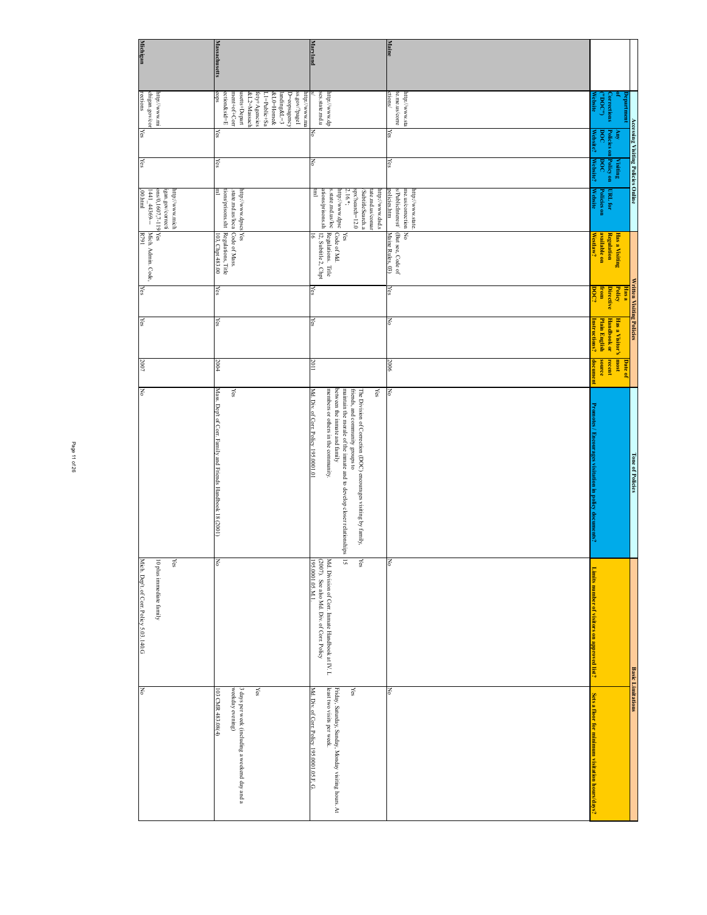| | Accessing Visiting Policies Online | | | | Written Visiting Policies | | | | Tone of Policies | Basic Limitations | |
|---|---|---|---|---|---|---|---|---|---|---|---|
| | Department of Corrections ("DOC") Website | Any Policies on DOC Website? | Visiting Policy on DOC Website? | URL for Policies on Website | Has a Visiting Regulation available on Westlaw? | Has a Policy Directive from DOC? | Has a Visitor's Handbook or Plain English Instructions? | Date of most recent source document | Promotes / Encourages visitation in policy documents? | Limits number of visitors on approved list? | Sets a floor for minimum visitation hours/days? |
| **Maine** | http://www.state.me.us/corrections/ | Yes | Yes | http://www.state.me.us/corrections/PublicInterest/policies.htm | No (But see, Code of Maine Rules, 03) | Yes | No | 2006 | No | No | No |
| **Maryland** | http://www.dpscs.state.md.us/ | No | No | http://www.dsd.state.md.us/comar/SubtitleSearch.aspx?Search=12.02.16.*; http://www.dpscs.state.md.us/locations/prisons.shtml | Yes Code of Md. Regulations, Title 12, Subtitle 2, Chpt 16 | Yes | Yes | 2011 | Yes The Division of Correction (DOC) encourages visiting by family, friends, and community groups to maintain the morale of the inmate and to develop closer relationships between the inmate and family members or others in the community. Md. Div. of Corr. Policy 195.0001.01 | Yes 15 Md. Division of Corr. Inmate Handbook at IV. L (2007). See also Md. Div. of Corr. Policy 195.0001.05 M.1. | Yes Friday, Saturday, Sunday, Monday visiting hours. At least two visits per week. Md. Div. of Corr. Policy 195.0001.05 F, G. |
| **Massachusetts** | http://www.mass.gov/?pageID=eopsagencylanding&L=3&L0=Home&L1=Public+Safety+Agencies&L2=Massachusetts+Department+of+Correction&sid=Eeops | Yes | Yes | http://www.dpscs.state.md.us/locationsprisons.shtml | Yes Code of Mass. Regulations, Title 103, Chpt 483.00 | Yes | Yes | 2004 | Yes Mass. Dep't of Corr. Family and Friends Handbook 18 (2001) | No | Yes 3 days per week (including a weekend day and a weekday evening) 103 CMR 483.08(4) |
| **Michigan** | http://www.michigan.gov/corrections | Yes | Yes | http://www.michigan.gov/corrections/0,1607,7-119-1441_44369---,00.html | Yes Mich. Admin. Code, R791 | Yes | Yes | 2007 | No | Yes 10 plus immediate family Mich. Dep't. of Corr. Policy 5.03.140.G | No |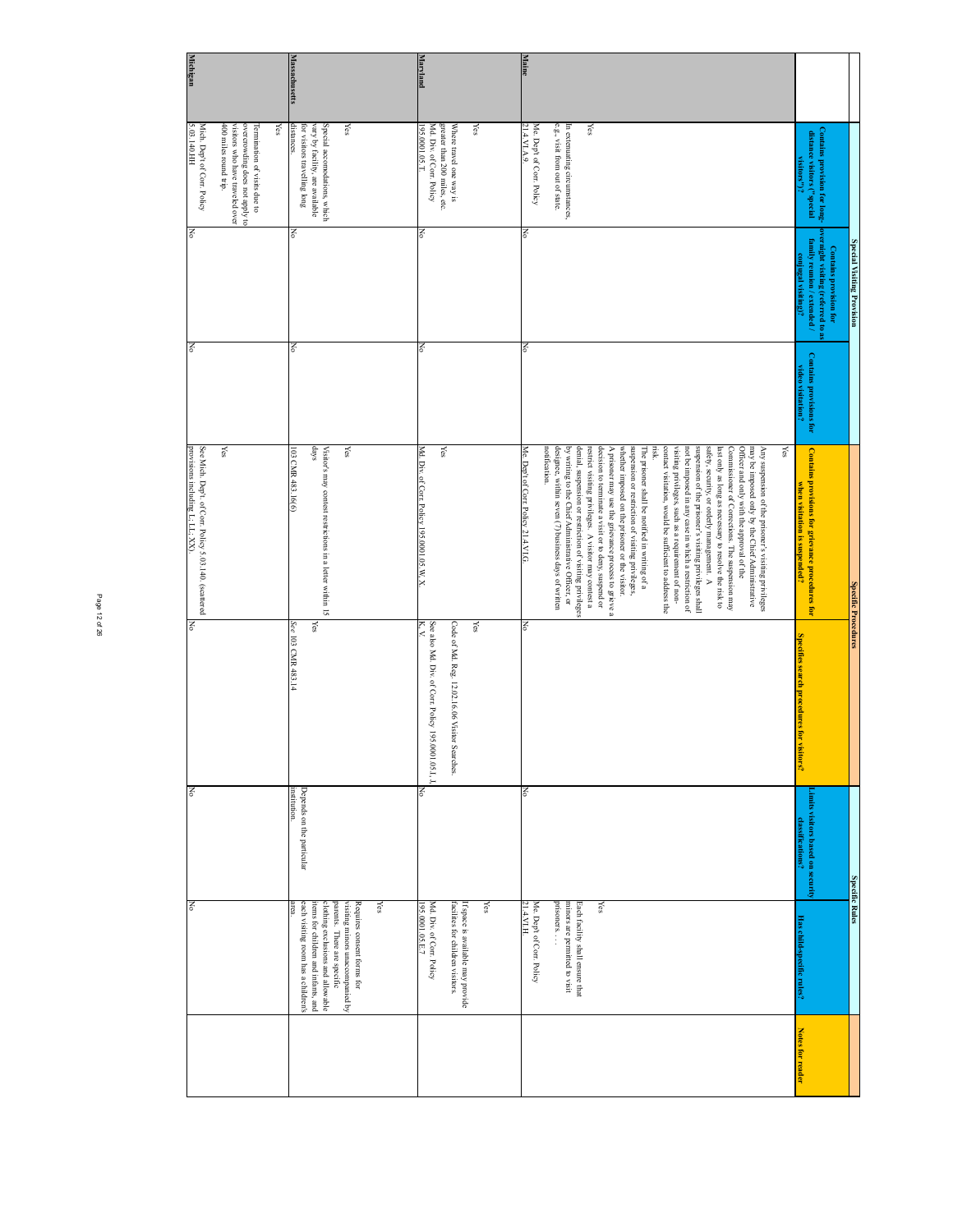| | Special Visiting Provision | | | Specific Procedures | | Specific Rules | | |
|---|---|---|---|---|---|---|---|---|
| | Contains provision for long-distance visitors ("special visitors")? | Contains provision for overnight visiting (referred to as family reunion / extended / conjugal visiting)? | Contains provisions for video visitation? | Contains provisions for grievance procedures for when visitation is suspended? | Specifies search procedures for visitors? | Limits visitors based on security classifications? | Has child-specific rules? | Notes for reader |
| **Maine** | Yes<br><br>In extenuating circumstances, e.g., visit from out of state.<br><br>Me. Dep't of Corr. Policy 21.4.VI.A.9. | No | No | Yes<br><br>Any suspension of the prisoner's visiting privileges may be imposed only by the Chief Administrative Officer and only with the approval of the Commissioner of Corrections. The suspension may last only as long as necessary to resolve the risk to safety, security, or orderly management. A suspension of the prisoner's visiting privileges shall not be imposed in any case in which a restriction of visiting privileges, such as a requirement of non-contact visitation, would be sufficient to address the risk.<br><br>The prisoner shall be notified in writing of a suspension or restriction of visiting privileges, whether imposed on the prisoner or the visitor.<br><br>A prisoner may use the grievance process to grieve a decision to terminate a visit or to deny, suspend or restrict visiting privileges. A visitor may contest a denial, suspension or restriction of visiting privileges by writing to the Chief Administrative Officer, or designee, within seven (7) business days of written notification.<br><br>Me. Dep't of Corr. Policy 21.4.VI.G. | No | No | Yes<br><br>Each facility shall ensure that minors are permitted to visit prisoners . . .<br><br>Me. Dep't of Corr. Policy 21.4.VI.H. | |
| **Maryland** | Yes<br><br>Where travel one way is greater than 200 miles, etc.<br><br>Md. Div. of Corr. Policy 195.0001.05.T. | No | No | Yes<br><br>Md. Div. of Corr. Policy 195.0001.05.W, X. | Yes<br><br>Code of Md. Reg. 12.02.16.06 Visitor Searches.<br><br>See also Md. Div. of Corr. Policy 195.0001.05.I, J, K, V. | No | Yes<br><br>If space is available may provide facilities for children visitors.<br><br>Md. Div. of Corr. Policy 195.0001.05.E.7. | |
| **Massachusetts** | Yes<br><br>Special accommodations, which vary by facility, are available for visitors traveling long distances. | No | No | Yes<br><br>Visitor's may contest restrictions in a letter within 15 days<br><br>103 CMR 483.16(6) | Yes<br><br>See 103 CMR 483.14 | Depends on the particular institution. | Yes<br><br>Requires consent forms for visiting minors unaccompanied by parents. There are specific clothing exclusions and allowable items for children and infants, and each visiting room has a children's area. | |
| **Michigan** | Yes<br><br>Termination of visits due to overcrowding does not apply to visitors who have traveled over 400 miles round trip.<br><br>Mich. Dep't of Corr. Policy 5.03.140.HH | No | No | Yes<br><br>See Mich. Dep't. of Corr. Policy 5.03.140. (scattered provisions including L, LL, XX). | No | No | No | |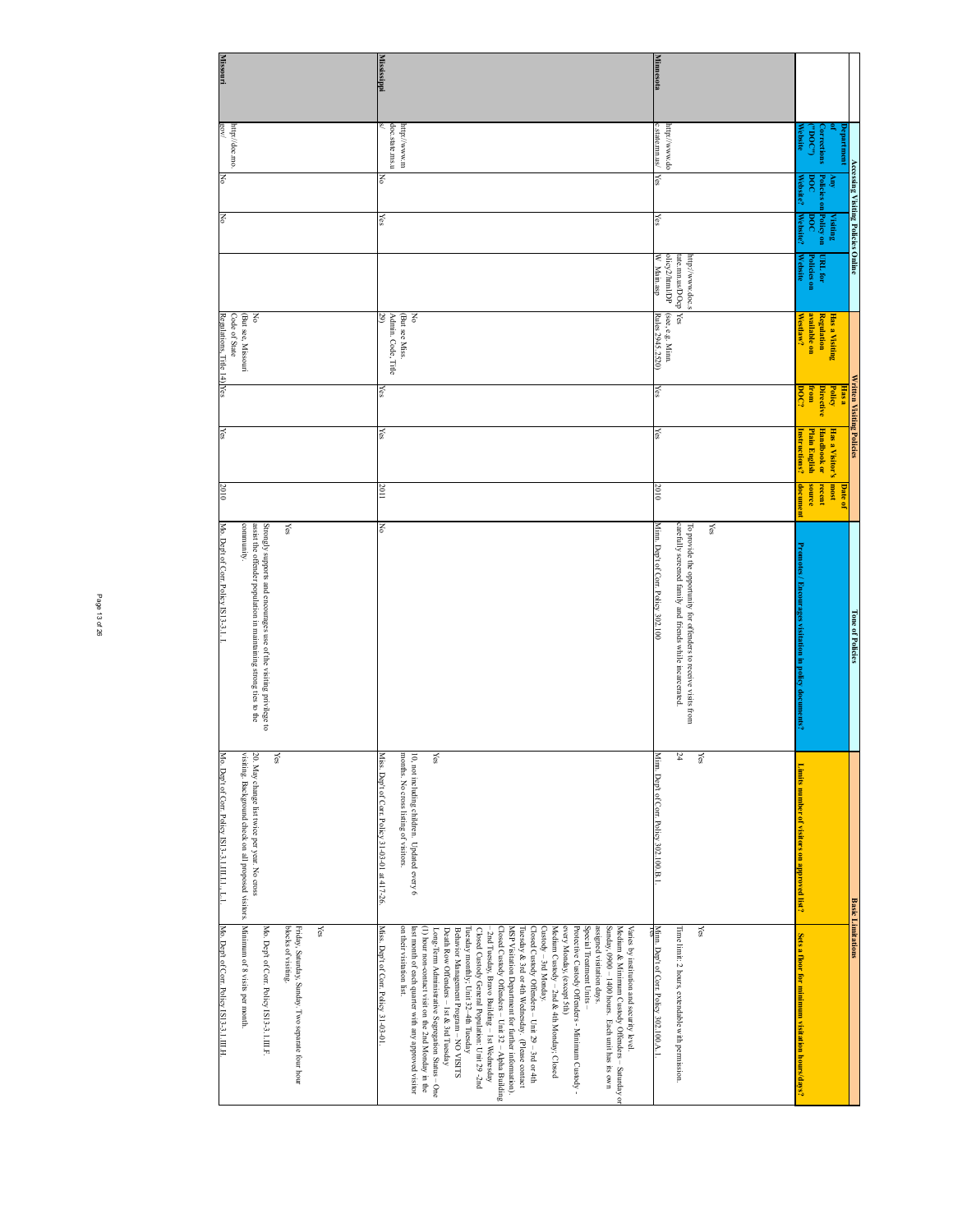| | Accessing Visiting Policies Online | | | | Written Visiting Policies | | | | Tone of Policies | Basic Limitations | |
|---|---|---|---|---|---|---|---|---|---|---|---|
| | Department of Corrections ("DOC") Website | Any Policies on DOC Website? | Visiting Policy on DOC Website? | URL for Policies on Website | Has a Visiting Regulation available on Westlaw? | Has a Policy Directive from DOC? | Has a Visitor's Handbook or Plain English Instructions? | Date of most recent source document | Promotes / Encourages visitation in policy documents? | Limits number of visitors on approved list? | Sets a floor for minimum visitation hours/days? |
| **Minnesota** | http://www.doc.state.mn.us/ | Yes | Yes | http://www.doc.state.mn.us/DOCpolicy2/html/DPW_Main.asp | Yes (see, e.g., Minn. Rules 2945.2520) | Yes | Yes | 2010 | Yes<br>To provide the opportunity for offenders to receive visits from carefully screened family and friends while incarcerated.<br>Minn. Dep't of Corr. Policy 302.100 | Yes<br>24<br>Minn. Dep't of Corr. Policy 302.100.B.1. | Yes<br>Time limit: 2 hours, extendable with permission.<br>Minn. Dep't of Corr. Policy 302.100.A.1. |
| **Mississippi** | http://www.mdoc.state.ms.us/ | No | Yes | | No (But see Miss. Admin. Code, Title 29) | Yes | Yes | 2011 | No | Yes<br>10, not including children. Updated every 6 months. No cross listing of visitors.<br>Miss. Dep't of Corr. Policy 31-03-01 at 417-26. | Yes<br>Varies by institution and security level.<br>Medium & Minimum Custody Offenders – Saturday or Sunday (0900 – 1400 hours). Each unit has its own assigned visitation days.<br>Special Treatment Units -<br>Protective Custody Offenders - Minimum Custody - every Monday (except 5th)<br>Medium Custody – 2nd & 4th Monday; Closed Custody - 3rd Monday.<br>Closed Custody Offenders – Unit 29 – 3rd or 4th Tuesday & 3rd or 4th Wednesday. (Please contact MSP Visitation Department for further information).<br>Closed Custody Offenders – Unit 32 – Alpha Building – 2nd Tuesday, Bravo Building – 1st Wednesday<br>Closed Custody General Population: Unit 29 -2nd Tuesday monthly; Unit 32 -4th Tuesday<br>Behavior Management Program – NO VISITS<br>Death Row Offenders – 1st & 3rd Tuesday<br>Long-Term Administrative Segregation Status – One (1) hour non-contact visit on the 2nd Monday in the last month of each quarter with any approved visitor on their visitation list.<br>Miss. Dep't of Corr. Policy 31-03-01. |
| **Missouri** | http://doc.mo.gov/ | No | No | | No (But see, Missouri Code of State Regulations, Title 14) | Yes | Yes | 2010 | Yes<br>Strongly supports and encourages use of the visiting privilege to assist the offender population in maintaining strong ties to the community.<br>Mo. Dep't of Corr. Policy IS13-3.1. I. | Yes<br>20. May change list twice per year. No cross visiting. Background check on all proposed visitors.<br>Mo. Dep't of Corr. Policy IS13-3.1.III.I.1., L.1. | Yes<br>Friday, Saturday, Sunday. Two separate four hour blocks of visiting.<br>Mo. Dep't of Corr. Policy IS13-3.1.III.F.<br>Minimum of 8 visits per month.<br>Mo. Dep't of Corr. Policy IS13-3.1.III.H |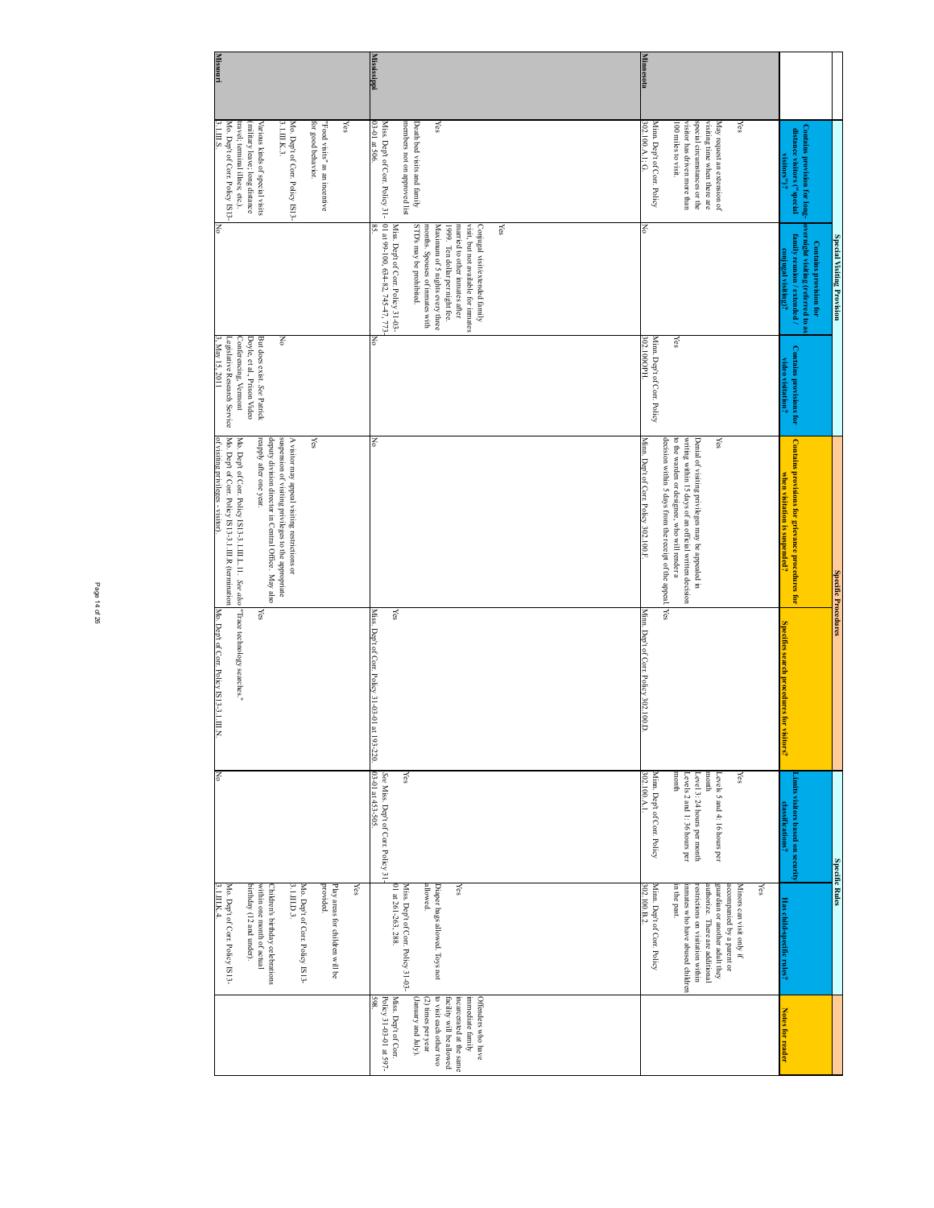| | Special Visiting Provision | | | Specific Procedures | | Specific Rules | | |
|---|---|---|---|---|---|---|---|---|
| | Contains provision for long-distance visitors ("special visitors")? | Contains provision for overnight visiting (referred to as family reunion / extended / conjugal visiting)? | Contains provisions for video visitation? | Contains provisions for grievance procedures for when visitation is suspended? | Specifies search procedures for visitors? | Limits visitors based on security classifications? | Has child-specific rules? | Notes for reader |
| **Minnesota** | Yes<br><br>May request an extension of visiting time when there are special circumstances or the visitor has driven more than 100 miles to visit.<br><br>Minn. Dep't of Corr. Policy 302.100.A.1.G. | No | Yes<br><br>Minn. Dep't of Corr. Policy 302.100OPH. | Yes<br><br>Denial of visiting privileges may be appealed in writing within 15 days of an official written decision to the warden or designee, who will render a decision within 5 days from the receipt of the appeal.<br><br>Minn. Dep't of Corr. Policy 302.100.F. | Yes<br><br>Minn. Dep't of Corr. Policy 302.100.D. | Yes<br><br>Levels 5 and 4: 16 hours per month<br>Level 3: 24 hours per month<br>Levels 2 and 1: 36 hours per month<br><br>Minn. Dep't of Corr. Policy 302.100.A.1. | Yes<br><br>Minors can visit only if accompanied by a parent or guardian or another adult they authorize. There are additional restrictions on visitation within inmates who have abused children in the past.<br><br>Minn. Dep't of Corr. Policy 302.100.B.2. | |
| **Mississippi** | Yes<br><br>Death bed visits and family members not on approved list<br><br>Miss. Dep't of Corr. Policy 31-03-01 at 506. | Yes<br><br>Conjugal visits/extended family visit, but not available for inmates married to other inmates after 1999. Ten dollar per night fee. Maximum of 5 nights every three months. Spouses of inmates with STD's may be prohibited.<br><br>Miss. Dep't of Corr. Policy 31-03-01 at 99-100, 634-82, 745-47, 773-85. | No | No | Yes<br><br>Miss. Dep't of Corr. Policy 31-03-01 at 193-220. | Yes<br><br>See Miss. Dep't of Corr. Policy 31-03-01 at 453-505. | Yes<br><br>Diaper bags allowed. Toys not allowed.<br><br>Miss. Dep't of Corr. Policy 31-03-01 at 261-263, 288. | Offenders who have immediate family incarcerated at the same facility will be allowed to visit each other two (2) times per year (January and July).<br><br>Miss. Dep't of Corr. Policy 31-03-01 at 597-598. |
| **Missouri** | Yes<br><br>"Food visits" as an incentive for good behavior.<br><br>Mo. Dep't of Corr. Policy IS13-3.1.III.K.3.<br><br>Various kinds of special visits (military leave; long distance travel; terminal illness, etc.).<br><br>Mo. Dep't of Corr. Policy IS13-3.1.III.S. | No | No<br><br>But does exist. *See* Patrick Doyle, et al., Prison Video Conferencing, Vermont Legislative Research Service 3 May 15, 2011 | Yes<br><br>A visitor may appeal visiting restrictions or suspension of visiting privileges to the appropriate deputy division director in Central Office. May also reapply after one year.<br><br>Mo. Dep't of Corr. Policy IS13-3.1.III.L.11. *See also* Mo. Dep't of Corr. Policy IS13-3.1.III.R (termination of visiting privileges - visitor). | Yes<br><br>"Trace technology searches."<br><br>Mo. Dep't of Corr. Policy IS13-3.1.III.N. | No | Yes<br><br>Play areas for children will be provided.<br><br>Mo. Dep't of Corr. Policy IS13-3.1.III.D.3.<br><br>Children's birthday celebrations within one month of actual birthday (12 and under).<br><br>Mo. Dep't of Corr. Policy IS13-3.1.III.K.4. | |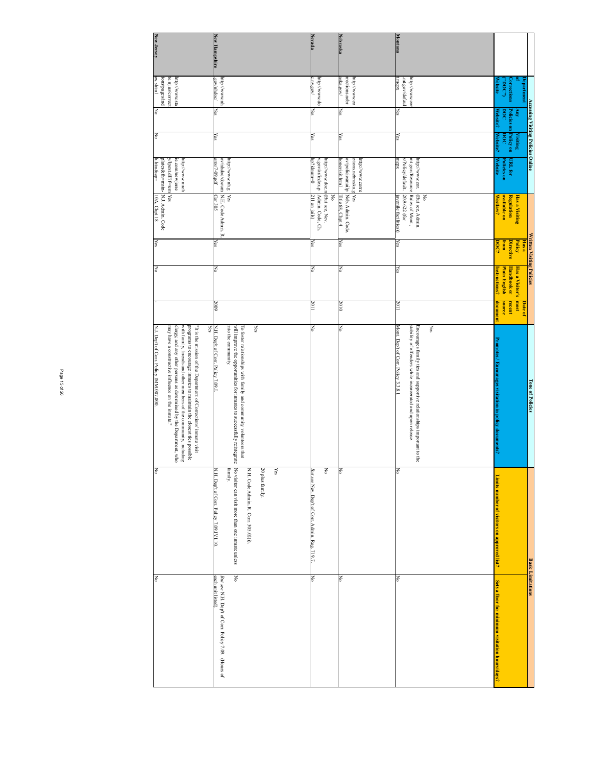| | Accessing Visiting Policies Online | | | | Written Visiting Policies | | | | Tone of Policies | Basic Limitations | |
|---|---|---|---|---|---|---|---|---|---|---|---|
| | Department of Corrections ("DOC") Website | Any Policies on DOC Website? | Visiting Policy on DOC Website? | URL for Policies on Website | Has a Visiting Regulation available on Westlaw? | Has a Policy Directive from DOC? | Has a Visitor's Handbook or Plain English Instructions? | Date of most recent source document | Promotes / Encourages visitation in policy documents? | Limits number of visitors on approved list? | Sets a floor for minimum visitation hours/days? |
| **Montana** | http://www.cor.mt.gov/default.mcpx | Yes | Yes | http://www.cor.mt.gov/Resources/Policy/default.mcpx | No (But see, Admin. Rules of Mont., 20.9.622 (for juvenile facilities)) | Yes | Yes | 2011 | Yes<br>Encourages family ties and supportive relationships important to the stability of offenders while incarcerated and upon release.<br>Mont. Dep't of Corr. Policy 3.3.8.I. | No | No |
| **Nebraska** | http://www.corrections.nebraska.gov/ | Yes | Yes | http://www.corrections.nebraska.gov/policies/inmatehomevisit.html | Yes<br>Neb. Admin. Code. Title 68, Chpt 4 | Yes | No | 2010 | No | No | No |
| **Nevada** | http://www.doc.nv.gov/ | Yes | Yes | http://www.doc.nv.gov/ar/index.php?idnum=0 | No (But see, Nev. Admin. Code, Ch. 211 (on jails)) | Yes | No | 2011 | No | No<br>*But see* Nev. Dep't of Corr. Admin. Reg. 719.7. | No |
| **New Hampshire** | http://www.nh.gov/nhdoc/ | Yes | Yes | http://www.nh.gov/nhdoc/documents/7-09.pdf | Yes<br>N.H. Code Admin. R. Cor 305 | Yes | No | 2009 | Yes<br>To foster relationships with family and community volunteers that will improve the opportunities for inmates to successfully reintegrate into the community.<br>N.H. Dep't of Corr. Policy 7.09.I. | Yes<br>20 plus family.<br>N.H. Code Admin. R. Corr. 305.02(f).<br>No visitor can visit more than one inmate unless family.<br>N.H. Dep't of Corr. Policy 7.09.IV.I.10. | No<br>*But see* N.H. Dep't of Corr. Policy 7.09. (Hours of each unit listed). |
| **New Jersey** | http://www.state.nj.us/corrections/pages/index.shtml | No | No | http://www.michie.com/newjersey/lpext.dll?f=templates&fn=main-h.htm&cp= | Yes<br>N.J. Admin. Code 10A, Chpt 18 | Yes | No | - | Yes<br>"It is the mission of the Department of Corrections' inmate visit programs to encourage inmates to maintain the closest ties possible with family, friends and other members of the community, including clergy, and any other persons as determined by the Department, who may have a constructive influence on the inmate."<br>N.J. Dep't of Corr. Policy IMM.007.000. | No | No |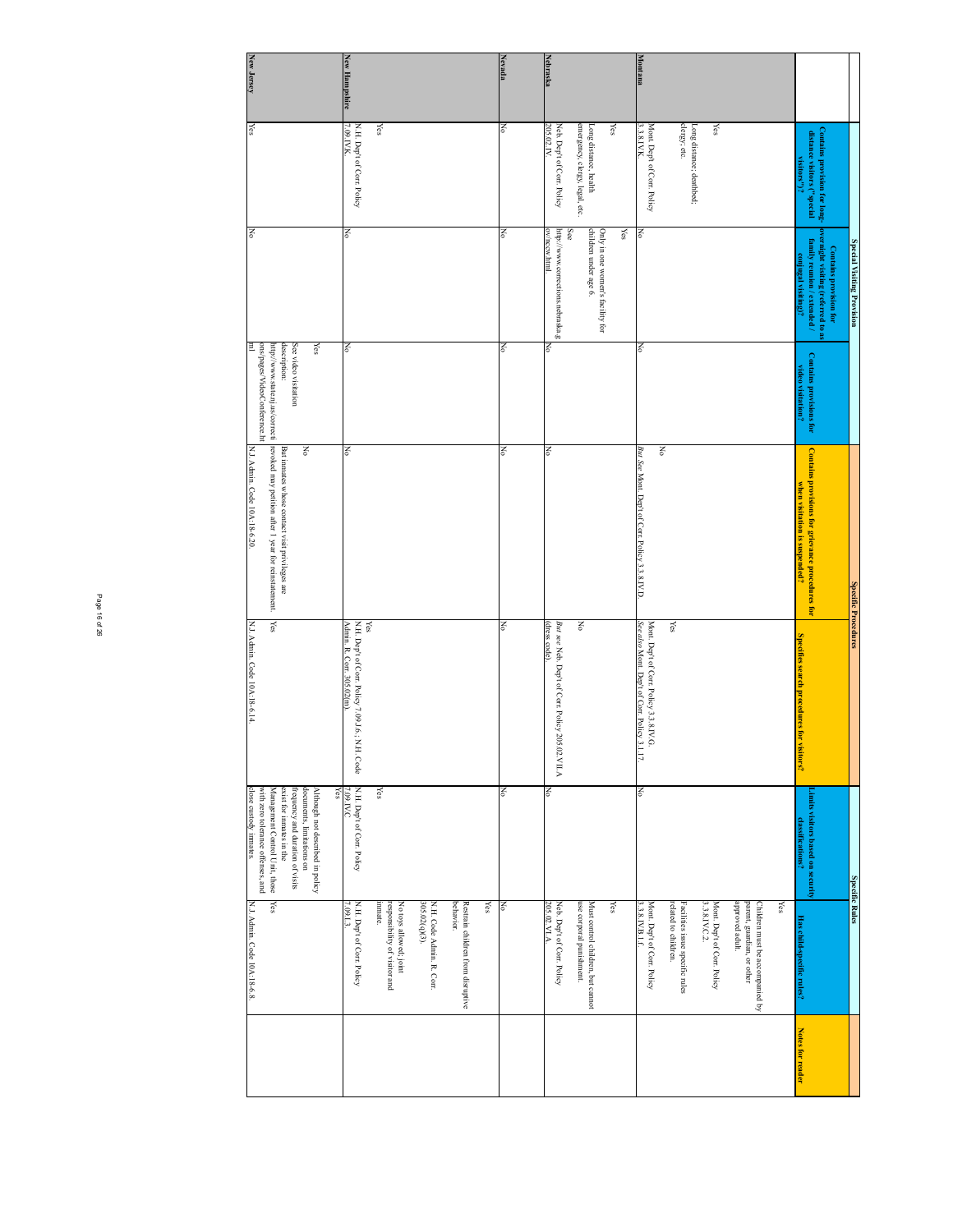| | Special Visiting Provision | | | Specific Procedures | | Specific Rules | | |
|---|---|---|---|---|---|---|---|---|
| | Contains provision for long-distance visitors ("special visitors")? | Contains provision for overnight visiting (referred to as family reunion / extended / conjugal visiting)? | Contains provisions for video visitation? | Contains provisions for grievance procedures for when visitation is suspended? | Specifies search procedures for visitors? | Limits visitors based on security classifications? | Has child-specific rules? | Notes for reader |
| **Montana** | Yes<br><br>Long distance; deathbed; clergy, etc.<br><br>Mont. Dep't of Corr. Policy 3.3.8.IV.K. | No | No | No<br><br>*But See* Mont. Dep't of Corr. Policy 3.3.8.IV.D. | Yes<br><br>Mont. Dep't of Corr. Policy 3.3.8.IV.G.<br>*See also* Mont. Dep't of Corr. Policy 3.1.17. | No | Yes<br><br>Children must be accompanied by parent, guardian, or other approved adult.<br><br>Mont. Dep't of Corr. Policy 3.3.8.IV.C.2.<br><br>Facilities issue specific rules related to children.<br><br>Mont. Dep't of Corr. Policy 3.3.8.IV.B.1.f. | |
| **Nebraska** | Yes<br><br>Long distance, health emergency, clergy, legal, etc.<br><br>Neb. Dep't of Corr. Policy 205.02.IV. | Yes<br><br>Only in one women's facility for children under age 6.<br><br>See http://www.corrections.nebraska.gov/nccw.html | No | No | No<br><br>*But see* Neb. Dep't of Corr. Policy 205.02.VII.A (dress code). | No | Yes<br><br>Must control children, but cannot use corporal punishment.<br><br>Neb. Dep't of Corr. Policy 205.02.VI.A. | |
| **Nevada** | No | No | No | No | No | No | No | |
| **New Hampshire** | Yes<br><br>N.H. Dep't of Corr. Policy 7.09.IV.K. | No | No | No | Yes<br><br>N.H. Dep't of Corr. Policy 7.09.J.6.; N.H. Code Admin. R. Corr. 305.02(m). | Yes<br><br>N.H. Dep't of Corr. Policy 7.09.IV.C. | Yes<br><br>Restrain children from disruptive behavior.<br><br>N.H. Code Admin. R. Corr. 305.02(q)(3).<br><br>No toys allowed; joint responsibility of visitor and inmate.<br><br>N.H. Dep't of Corr. Policy 7.09.I.3. | |
| **New Jersey** | Yes | No | Yes<br><br>See video visitation description:<br>http://www.state.nj.us/corrections/pages/VideoConference.html | No<br><br>But inmates whose contact visit privileges are revoked may petition after 1 year for reinstatement.<br><br>N.J. Admin. Code 10A:18-6.20. | Yes<br><br>N.J. Admin. Code 10A:18-6.14. | Yes<br><br>Although not described in policy documents, limitations on frequency and duration of visits exist for inmates in the Management Control Unit, those with zero tolerance offenses, and close custody inmates. | Yes<br><br>N.J. Admin. Code 10A:18-6.8. | |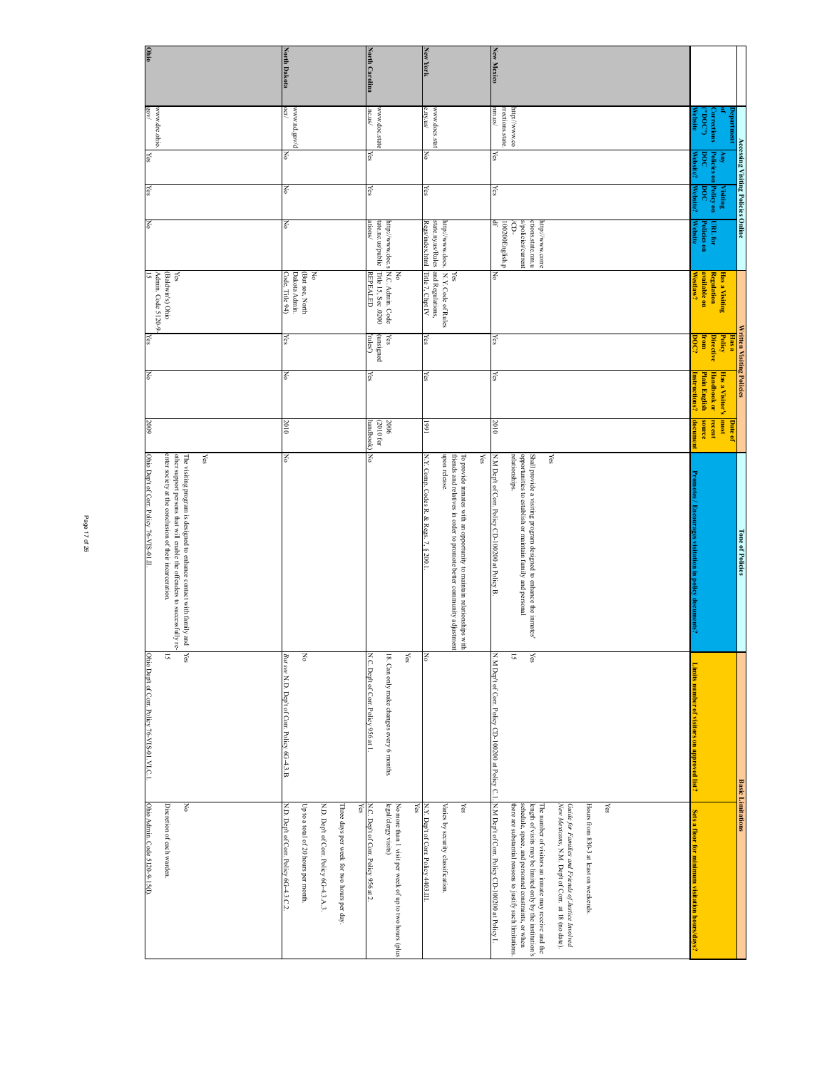| | Accessing Visiting Policies Online | | | | Written Visiting Policies | | | | Tone of Policies | Basic Limitations | |
|---|---|---|---|---|---|---|---|---|---|---|---|
| | Department of Corrections ("DOC") Website | Any Policies on DOC Website? | Visiting Policy on DOC Website? | URL for Policies on Website | Has a Visiting Regulation available on Westlaw? | Has a Policy Directive from DOC? | Has a Visitor's Handbook or Plain English Instructions? | Date of most recent source document | Promotes / Encourages visitation in policy documents? | Limits number of visitors on approved list? | Sets a floor for minimum visitation hours/days? |
| **New Mexico** | http://www.corrections.state.nm.us/ | Yes | Yes | http://www.corrections.state.nm.us/policies/current/CD-100200English.pdf | No | Yes | Yes | 2010 | Yes<br><br>Shall provide a visiting program designed to enhance the inmates' opportunities to establish or maintain family and personal relationships.<br><br>N.M Dep't of Corr. Policy CD-100200 at Policy B. | Yes<br><br>15<br><br>N.M Dep't of Corr. Policy CD-100200 at Policy C.1. | Yes<br><br>Hours from 830-3 at least on weekends.<br><br>*Guide for Families and Friends of Justice Involved New Mexicans*, N.M. Dep't of Corr. at 18 (no date).<br><br>The number of visitors an inmate may receive and the length of visits may be limited only by the institution's schedule, space, and personnel constraints, or when there are substantial reasons to justify such limitations.<br><br>N.M Dep't of Corr. Policy CD-100200 at Policy I. |
| **New York** | www.docs.state.ny.us/ | No | Yes | http://www.docs.state.ny.us/Rules and Regs/index.html | Yes<br><br>N.Y. Code of Rules and Regulations, Title 7, Chpt IV | Yes | Yes | 1991 | Yes<br><br>To provide inmates with an opportunity to maintain relationships with friends and relatives in order to promote better community adjustment upon release.<br><br>N.Y. Comp. Codes R. & Regs. 7, § 200.1. | No | Yes<br><br>Varies by security classification.<br><br>N.Y. Dep't of Corr. Policy 4403.III. |
| **North Carolina** | www.doc.state.nc.us/ | Yes | Yes | http://www.doc.state.nc.us/public ations/ | No<br><br>N.C. Admin. Code Title 15, Sec. 0200 REPEALED | Yes (unsigned rules) | Yes | 2006 (2010 for handbook) | No | Yes<br><br>18. Can only make changes every 6 months.<br><br>N.C. Dep't of Corr. Policy 956 at 1. | Yes<br><br>No more than 1 visit per week of up to two hours (plus legal/clergy visits)<br><br>N.C. Dep't of Corr. Policy 956 at 2. |
| **North Dakota** | www.nd.gov/docr/ | No | No | No | No<br><br>(But see, North Dakota Admin. Code, Title 94) | Yes | No | 2010 | No | No<br><br>*But see* N.D. Dep't of Corr. Policy 6G-4.3.B. | Yes<br><br>Three days per week for two hours per day.<br><br>N.D. Dep't of Corr. Policy 6G-4.3.A.3.<br><br>Up to a total of 20 hours per month.<br><br>N.D. Dep't of Corr. Policy 6G-4.3.C.2. |
| **Ohio** | www.drc.ohio.gov/ | Yes | Yes | No | Yes<br><br>(Baldwin's) Ohio Admin. Code 5120-9-15 | Yes | No | 2009 | Yes<br><br>The visiting program is designed to enhance contact with family and other support persons that will enable the offenders to successfully re-enter society at the conclusion of their incarceration.<br><br>Ohio Dep't of Corr. Policy 76-VIS-01.II. | Yes<br><br>15<br><br>Ohio Dep't of Corr. Policy 76-VIS-01.VI.C.1. | No<br><br>Discretion of each warden.<br><br>Ohio Admin. Code 5120-9-15(I). |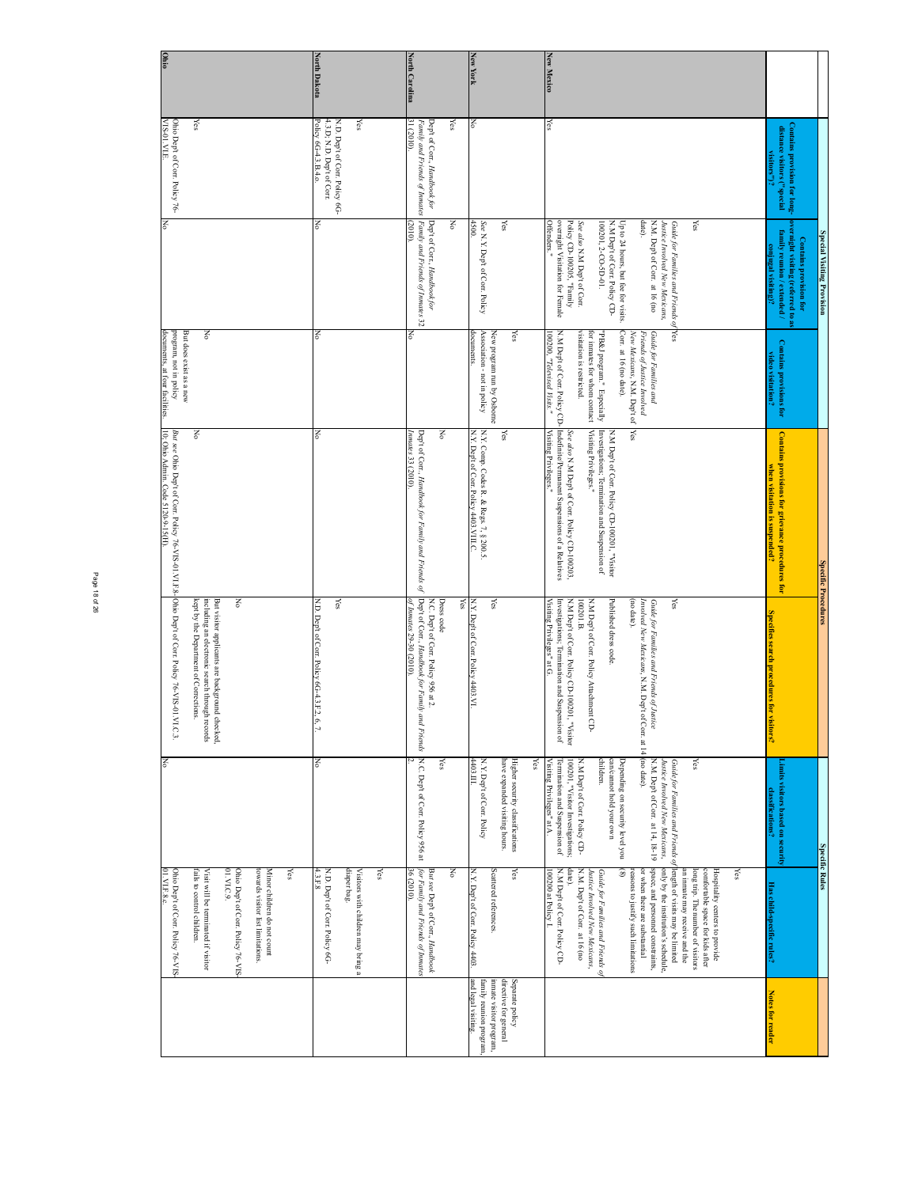| | Special Visiting Provision | | | Specific Procedures | | Specific Rules | | |
|---|---|---|---|---|---|---|---|---|
| | Contains provision for long-distance visitors ("special visitors")? | Contains provision for overnight visiting (referred to as family reunion / extended / conjugal visiting)? | Contains provisions for video visitation? | Contains provisions for grievance procedures for when visitation is suspended? | Specifies search procedures for visitors? | Limits visitors based on security classifications? | Has child-specific rules? | Notes for reader |
| **New Mexico** | Yes | Yes<br><br>*Guide for Families and Friends of Justice Involved New Mexicans*, N.M. Dep't of Corr. at 16 (no date).<br><br>Up to 24 hours, but fee for visits. N.M Dep't of Corr. Policy CD-100201, 2-CO-5D-01.<br><br>*See also* N.M. Dep't of Corr. Policy CD-100205, "Family overnight Visitation for Female Offenders." | Yes<br><br>*Guide for Families and Friends of Justice Involved New Mexicans*, N.M. Dep't of Corr. at 16 (no date).<br><br>"PB&J program." Especially for inmates for whom contact visitation is restricted.<br><br>N.M Dep't of Corr. Policy CD-100200, "*Televisit Visits*." | Yes<br><br>N.M Dep't of Corr. Policy CD-100201, "Visitor Investigations; Termination and Suspension of Visiting Privileges."<br><br>*See also* N.M Dep't of Corr. Policy CD-100203, Indefinite/Permanent Suspensions of a Relatives Visiting Privileges." | Yes<br><br>*Guide for Families and Friends of Justice Involved New Mexicans*, N.M. Dep't of Corr. at 14 (no date).<br><br>Published dress code.<br><br>N.M Dep't of Corr. Policy Attachment CD-100201.B.<br><br>N.M Dep't of Corr. Policy CD-100201, "Visitor Investigations; Termination and Suspension of Visiting Privileges" at G. | Yes<br><br>*Guide for Families and Friends of Justice Involved New Mexicans*, N.M. Dep't of Corr. at 14, 18-19 (no date).<br><br>Depending on security level you can/cannot hold your own children.<br><br>N.M Dep't of Corr. Policy CD-100201, "Visitor Investigations; Termination and Suspension of Visiting Privileges" at A. | Yes<br><br>Hospitality centers to provide comfortable space for kids after long trip. The number of visitors an inmate may receive and the length of visits may be limited only by the institution's schedule, space, and personnel constraints, or when there are substantial reasons to justify such limitations (8)<br><br>*Guide for Families and Friends of Justice Involved New Mexicans*, N.M. Dep't of Corr. at 16 (no date).<br><br>N.M Dep't of Corr. Policy CD-100200 at Policy I. | |
| **New York** | No | Yes<br><br>*See* N.Y. Dep't of Corr. Policy 4500. | Yes<br><br>New program run by Osborne Association - not in policy documents. | Yes<br><br>N.Y. Comp. Codes R. & Regs. 7, § 200.5.<br>N.Y. Dep't of Corr. Policy 4403.VIII.C. | Yes<br><br>N.Y. Dep't of Corr. Policy 4403.VI. | Yes<br><br>Higher security classifications have expanded visiting hours.<br><br>N.Y. Dep't of Corr. Policy 4403.III. | Yes<br><br>Scattered references.<br><br>N.Y. Dep't of Corr. Policy 4403. | Separate policy directive for general inmate visitor program, family reunion program, and legal visiting. |
| **North Carolina** | Yes<br><br>Dep't of Corr., *Handbook for Family and Friends of Inmates* 31 (2010). | No<br><br>Dep't of Corr., *Handbook for Family and Friends of Inmates* 32 (2010). | No | No<br><br>Dep't of Corr., *Handbook for Family and Friends of Inmates* 33 (2010). | Yes<br><br>Dress code<br>N.C. Dep't of Corr. Policy 956 at 2.<br>Dep't of Corr., *Handbook for Family and Friends of Inmates* 29-30 (2010). | Yes<br><br>N.C. Dep't of Corr. Policy 956 at 2. | No<br><br>But *see* Dep't of Corr., *Handbook for Family and Friends of Inmates* 36 (2010). | |
| **North Dakota** | Yes<br><br>N.D. Dep't of Corr. Policy 6G-4.3.D; N.D. Dep't of Corr. Policy 6G-4.3.B.4.o. | No | No | No | Yes<br><br>N.D. Dep't of Corr. Policy 6G-4.3.F.2, 6, 7. | No | Yes<br><br>Visitors with children may bring a diaper bag.<br><br>N.D. Dep't of Corr. Policy 6G-4.3.F.8 | |
| **Ohio** | Yes<br><br>Ohio Dep't of Corr. Policy 76-VIS-01.VI.E. | No | No<br><br>But does exist as a new program, not in policy documents, at four facilities. | No<br><br>*But see* Ohio Dep't of Corr. Policy 76-VIS-01.VI.F.8-10; Ohio Admin. Code 5120-9-15(H). | No<br><br>But visitor applicants are background checked, including an electronic search through records kept by the Department of Corrections.<br><br>Ohio Dep't of Corr. Policy 76-VIS-01.VI.C.3. | No | Yes<br><br>Minor children do not count towards visitor list limitations.<br><br>Ohio Dep't of Corr. Policy 76-VIS-01.VI.C.9.<br><br>Visit will be terminated if visitor fails to control children.<br><br>Ohio Dep't of Corr. Policy 76-VIS-01.VI.F.8.c. | |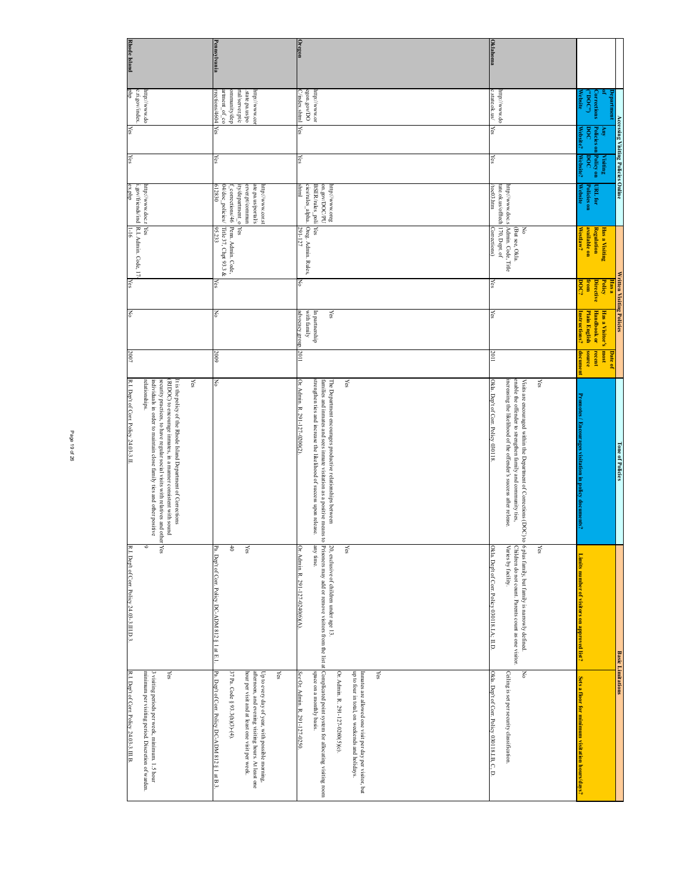| | Accessing Visiting Policies Online | | | | Written Visiting Policies | | | | Tone of Policies | Basic Limitations | |
|---|---|---|---|---|---|---|---|---|---|---|---|
| | Department of Corrections ("DOC") Website | Any Policies on DOC Website? | Visiting Policy on DOC Website? | URL for Policies on Website | Has a Visiting Regulation available on Westlaw? | Has a Policy Directive from DOC? | Has a Visitor's Handbook or Plain English Instructions? | Date of most recent source document | Promotes / Encourages visitation in policy documents? | Limits number of visitors on approved list? | Sets a floor for minimum visitation hours/days? |
| **Oklahoma** | http://www.doc.state.ok.us/ | Yes | Yes | http://www.doc.state.ok.us/offtech/fe03.htm | No (But see, Okla. Admin. Code, Title 170, Dep't of Corrections) | Yes | Yes | 2011 | Yes<br>Visits are encouraged within the Department of Corrections (DOC) to enable the offender to strengthen family and community ties, increasing the likelihood of the offender's success after release.<br>Okla. Dep't of Corr. Policy 030118. | Yes<br>6 plus family, but family is narrowly defined. Children do not count. Parents count as one visitor. Varies by facility.<br>Okla. Dep't of Corr. Policy 030118.I.A., II.D. | No<br>Ceiling is set per security classification.<br>Okla. Dep't of Corr. Policy 030118.I.B, C, D. |
| **Oregon** | http://www.oregon.gov/DOC/index.shtml | Yes | Yes | http://www.oregon.gov/DOC/PUBSER/rules_policies/rules_alpha.shtml | Yes<br>Oreg. Admin. Rules, 291-127 | No | Yes<br>In partnership with family advocacy group. | 2011 | Yes<br>The Department encourages productive relationships between families and inmates and sees inmate visitation as a positive means to strengthen ties and increase the likelihood of success upon release.<br>Or. Admin. R. 291-127-0200(2). | Yes<br>20, exclusive of children under age 13. Prisoners may add or remove visitors from the list at any time.<br>Or. Admin. R. 291-127-0240(6)(A). | Yes<br>Inmates are allowed one visit per day per visitor, but up to four in total, on weekends and holidays.<br>Or. Admin. R. 291-127-0260(5)(c).<br>Complicated point system for allocating visiting room space on a monthly basis.<br>See Or. Admin. R. 291-127-0250. |
| **Pennsylvania** | http://www.cor.state.pa.us/portal/server.pt/community/department_of_corrections/4604 | Yes | Yes | http://www.cor.state.pa.us/portals/server.pt/community/department_of_corrections/4604/doc_policies/612830 | Yes<br>Penn. Admin. Code, Title 37, Chpt 93.3 & 93.233 | Yes | No | 2009 | No | Yes<br>40<br>Pa. Dep't of Corr. Policy DC-ADM 812 § 1 at E.1. | Yes<br>Up to every day of year, with possible morning, afternoon, and evening visiting hours. At least one hour per visit and at least one visit per week.<br>37 Pa. Code § 93.3(b)(3)-(4).<br>Pa. Dep't of Corr. Policy DC-ADM 812 § 1 at B.3. |
| **Rhode Island** | http://www.doc.ri.gov/index.php | Yes | Yes | http://www.doc.ri.gov/friends/index.php | Yes<br>R.I. Admin. Code, 17-1-16 | Yes | No | 2007 | Yes<br>It is the policy of the Rhode Island Department of Corrections (RIDOC) to encourage inmates, in a manner consistent with sound security practices, to have regular social visits with relatives and other individuals in order to maintain close family ties and other positive relationships.<br>R.I. Dep't of Corr. Policy 24.03-3 II. | Yes<br>9<br>R.I. Dep't of Corr. Policy 24.03-3 III.D.3. | Yes<br>3 visiting periods per week, minimum. 1.5 hour minimum per visiting period. Discretion of warden.<br>R.I. Dep't of Corr. Policy 24.03-3 III.B. |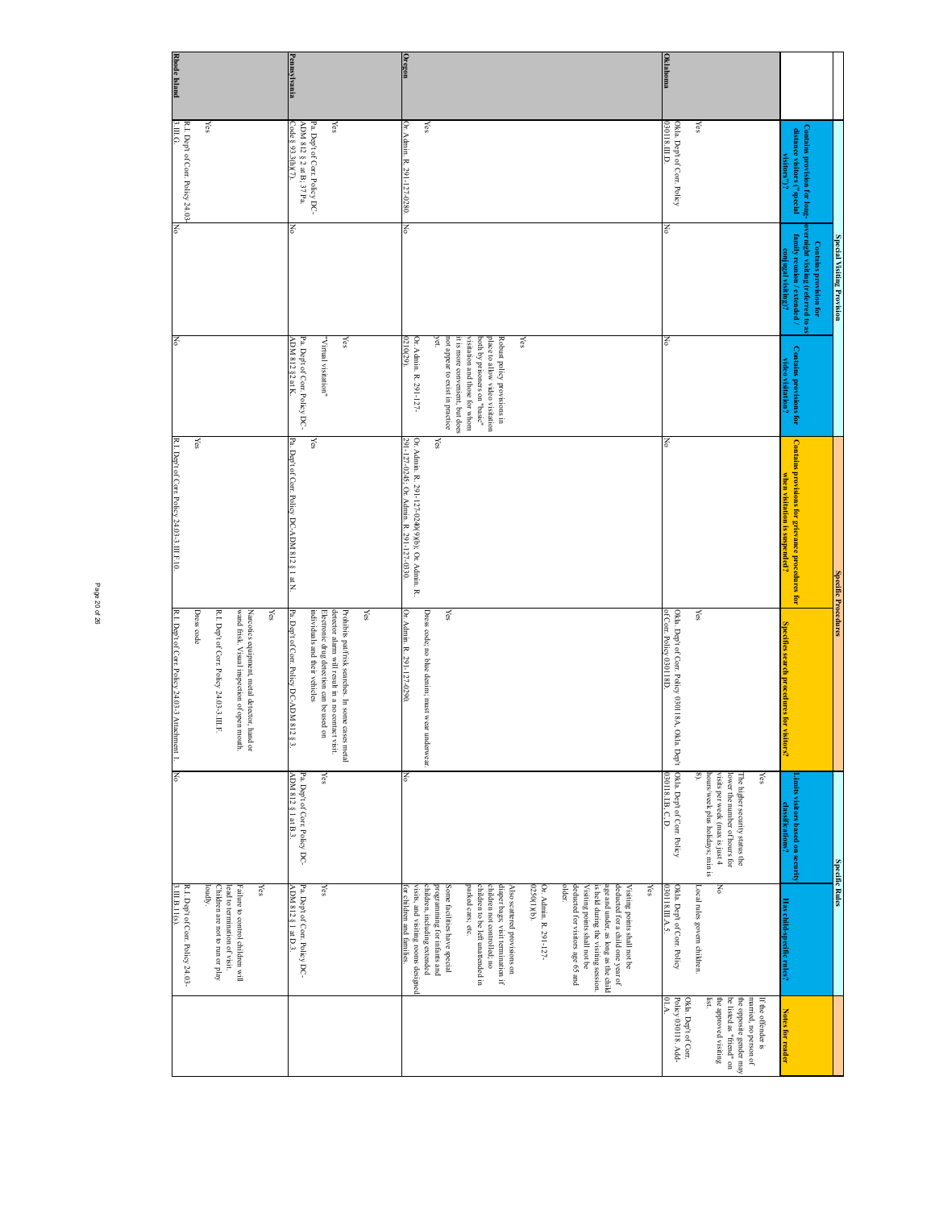| | Special Visiting Provision | | | Specific Procedures | | Specific Rules | | |
|---|---|---|---|---|---|---|---|---|
| | Contains provision for long-distance visitors ("special visitors")? | Contains provision for overnight visiting (referred to as family reunion / extended / conjugal visiting)? | Contains provisions for video visitation? | Contains provisions for grievance procedures for when visitation is suspended? | Specifies search procedures for visitors? | Limits visitors based on security classifications? | Has child-specific rules? | Notes for reader |
| **Oklahoma** | Yes<br>Okla. Dep't of Corr. Policy 030118.III.D. | No | No | No | Yes<br>Okla. Dep't of Corr. Policy 030118A; Okla. Dep't of Corr. Policy 030118D. | Yes<br>The higher security status the lower the number of hours for visits per week (max is just 4 hours/week plus holidays; min is 8).<br>Okla. Dep't of Corr. Policy 030118.I.B, C, D. | No<br>Local rules govern children.<br>Okla. Dep't of Corr. Policy 030118.III.A.5. | If the offender is married, no person of the opposite gender may be listed as "friend" on the approved visiting list.<br>Okla. Dep't of Corr. Policy 030118. Add-01.A. |
| **Oregon** | Yes<br>Or. Admin. R. 291-127-0280 | No | Yes<br>Robust policy provisions in place to allow video visitation both by prisoners on "basic" visitation and those for whom it is more convenient, but does not appear to exist in practice yet.<br>Or. Admin. R. 291-127-0210(29) | Yes<br>Or. Admin. R. 291-127-0240(9)(b); Or. Admin. R. 291-127-0245; Or. Admin. R. 291-127-0330. | Yes<br>Dress code; no blue denim; must wear underwear.<br>Or. Admin. R. 291-127-0290. | No | Yes<br>Visiting points shall not be deducted for a child one year of age and under, as long as the child is held during the visiting session. Visiting points shall not be deducted for visitors age 65 and older.<br>Or. Admin. R. 291-127-0250(1)(b).<br>Also scattered provisions on diaper bags, visit termination if children not controlled, no children to be left unattended in parked cars, etc.<br>Some facilities have special programming for infants and children, including extended visits, and visiting rooms designed for children and families. | |
| **Pennsylvania** | Yes<br>Pa. Dep't of Corr. Policy DC-ADM 812 § 2 at B; 37 Pa. Code § 93.3(b)(7). | No | Yes<br>"Virtual visitation"<br>Pa. Dep't of Corr. Policy DC-ADM 812 §2 at K. | Yes<br>Pa. Dep't of Corr. Policy DC-ADM 812 § 1 at N. | Yes<br>Prohibits pat/frisk searches. In some cases metal detector alarm will result in a no contact visit. Electronic drug detection can be used on individuals and their vehicles<br>Pa. Dep't of Corr. Policy DC-ADM 812 § 3. | Yes<br>Pa. Dep't of Corr. Policy DC-ADM 812 § 1 at B.3. | Yes<br>Pa. Dep't of Corr. Policy DC-ADM 812 § 1 at D.3. | |
| **Rhode Island** | Yes<br>R.I. Dep't of Corr. Policy 24.03-3 III.G. | No | No | Yes<br>R.I. Dep't of Corr. Policy 24.03-3 III.F.10. | Yes<br>Narcotics equipment, metal detector, hand or wand frisk. Visual inspection of open mouth.<br>R.I. Dep't of Corr. Policy 24.03-3 III.F.<br>Dress code<br>R.I. Dep't of Corr. Policy 24.03-3 Attachment 1. | No | Yes<br>Failure to control children will lead to termination of visit. Children are not to run or play loudly.<br>R.I. Dep't of Corr. Policy 24.03-3 III.B.1 (s). | |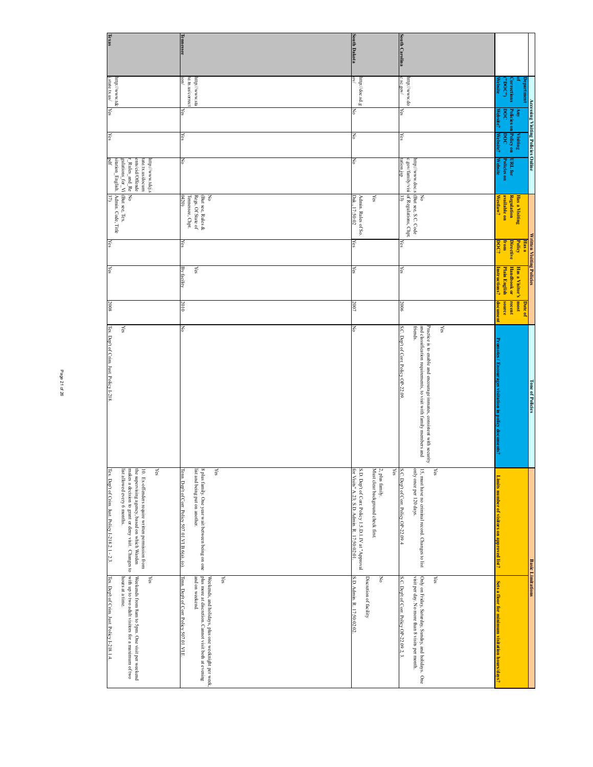| | Accessing Visiting Policies Online | | | | Written Visiting Policies | | | | Tone of Policies | Basic Limitations | |
|---|---|---|---|---|---|---|---|---|---|---|---|
| | Department of Corrections ("DOC") Website | Any Policies on DOC Website? | Visiting Policy on DOC Website? | URL for Policies on Website | Has a Visiting Regulation available on Westlaw? | Has a Policy Directive from DOC? | Has a Visitor's Handbook or Plain English Instructions? | Date of most recent source document | Promotes / Encourages visitation in policy documents? | Limits number of visitors on approved list? | Sets a floor for minimum visitation hours/days? |
| **South Carolina** | http://www.doc.sc.gov/ | Yes | Yes | http://www.doc.sc.gov/family/visitation.jsp | No (But see, S.C. Code of Regulations, Chpt. 33) | Yes | Yes | 2006 | Yes<br>Practice is to enable and encourage inmates, consistent with security and classification requirements, to visit with family members and friends.<br>S.C. Dep't of Corr. Policy OP-22.09 | Yes<br>15, must have no criminal record. Changes to list only once per 120 days.<br>S.C. Dep't of Corr. Policy OP-22.09.4 | Yes<br>Only on Friday, Saturday, Sunday, and holidays. One visit per day. No more than 8 visits per month.<br>S.C. Dep't of Corr. Policy OP-22.09.2.3 |
| **South Dakota** | http://doc.sd.gov/ | No | No | No | Yes<br>Admin. Rules of So. Dak. 17:50:02 | Yes | Yes | 2007 | No | Yes<br>2, plus family.<br>Must clear background check first.<br>S.D. Dep't of Corr. Policy 1.5.D.1.IV at "Approval for Visits" A.23; S.D. Admin. R. 17:50:02:01. | No<br>Discretion of facility<br>S.D. Admin. R. 17:50:02:02. |
| **Tennessee** | http://www.state.tn.us/correction/ | Yes | Yes | No | No<br>(But see, Rules & Regs. Of State of Tennessee, Chpt. 0420) | Yes | Yes<br>By facility | 2010 | No | Yes<br>8 plus family. One year wait between being on one list and being put on another.<br>Tenn. Dep't of Corr. Policy 507.01.VI.B.6(a), (c). | Yes<br>Weekends, and holidays, plus one weeknight per week, plus more at discretion. Cannot visit both at evening and on weekend.<br>Tenn. Dep't of Corr. Policy 507.01.VI.E. |
| **Texas** | http://www.tdcj.state.tx.us/ | Yes | Yes | http://www.tdcj.state.tx.us/documents/cid/Offender_Rules_and_Regulations_for_Visitation_English.pdf | No<br>(But see, Tex. Admin. Code, Title 37) | Yes | Yes | 2008 | Yes<br>Tex. Dep't of Crim. Just. Policy I-218. | Yes<br>10. Ex-offenders require written permission from the supervising agency, based on which Warden makes a decision to grant or deny visit. Changes to list allowed every 6 months.<br>Tex. Dep't of Crim. Just. Policy I-218.2.1 - 2.3. | Yes<br>Weekends from 8am to 5pm. One visit per weekend with up to two adult visitors for a maximum of two hours at a time.<br>Tex. Dep't of Crim. Just. Policy I-218.1.4. |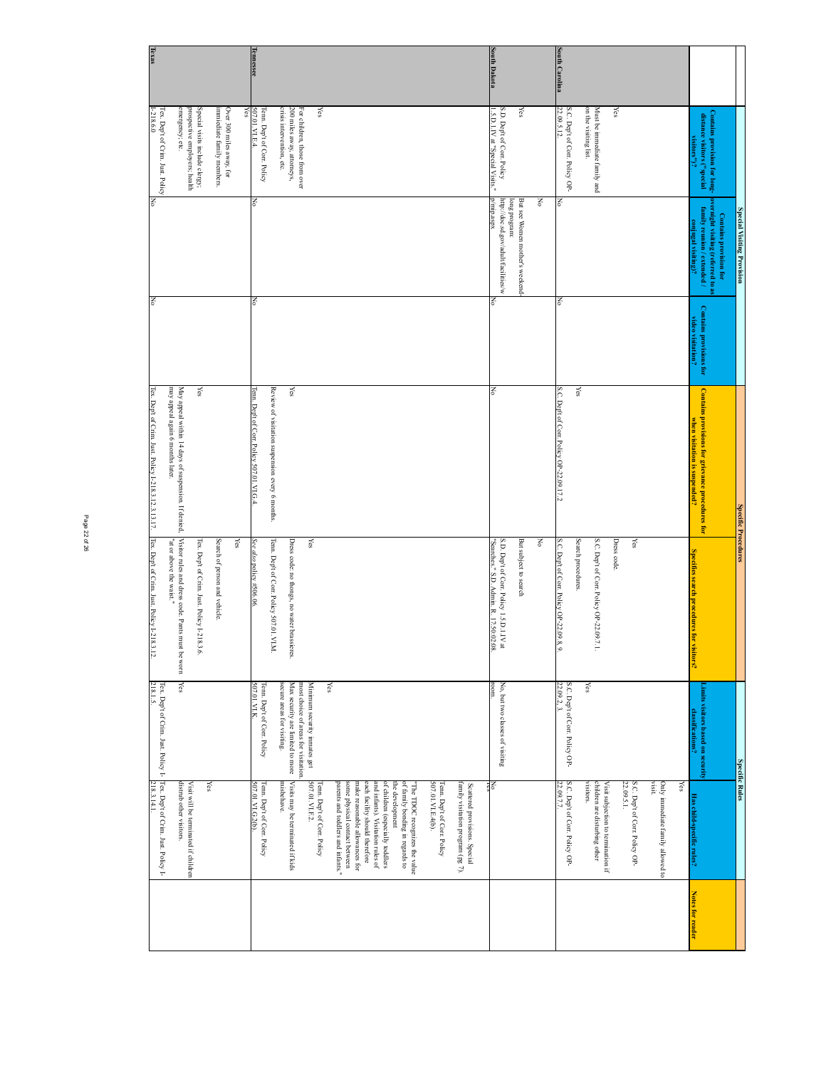| | Special Visiting Provision | | | Specific Procedures | | Specific Rules | | |
|---|---|---|---|---|---|---|---|---|
| | Contains provision for long-distance visitors ("special visitors")? | Contains provision for overnight visiting (referred to as family reunion / extended / conjugal visiting)? | Contains provisions for video visitation? | Contains provisions for grievance procedures for when visitation is suspended? | Specifies search procedures for visitors? | Limits visitors based on security classifications? | Has child-specific rules? | Notes for reader |
| **South Carolina** | Yes<br><br>Must be immediate family and on the visiting list.<br><br>S.C. Dep't of Corr. Policy OP-22.09.5.12. | No | No | Yes<br><br>S.C. Dep't of Corr. Policy OP-22.09.17.2. | Yes<br><br>Dress code.<br><br>Search procedures.<br><br>S.C. Dep't of Corr. Policy OP-22.09.7.1.<br><br>S.C. Dep't of Corr. Policy OP-22.09.8, 9. | Yes<br><br>S.C. Dep't of Corr. Policy OP-22.09.2, 3. | Yes<br><br>Only immediate family allowed to visit.<br><br>S.C. Dep't of Corr. Policy OP-22.09.5.1.<br><br>Visit subjection to termination if children are disturbing other visitors.<br><br>S.C. Dep't of Corr. Policy OP-22.09.7.7. | |
| **South Dakota** | Yes<br><br>S.D. Dep't of Corr. Policy 1.5.D.11V at "Special Visits." | No<br><br>But see Women mother's weekend-long program:<br>http://doc.sd.gov/adult/facilities/wpmp.aspx | No | No | No<br><br>But subject to search<br><br>S.D. Dep't of Corr. Policy 1.5.D.11V at "Searches." S.D. Admin. R. 17:50:02:08. | No, but two classes of visiting room. | No | |
| **Tennessee** | Yes<br><br>For children, those from over 200 miles away, attorneys, crisis intervention, etc.<br><br>Tenn. Dep't of Corr. Policy 507.01.VI.E.4. | No | No | Yes<br><br>Review of visitation suspension every 6 months.<br><br>Tenn. Dep't of Corr. Policy 507.01.VI.G.4. | Yes<br><br>Dress code: no thongs, no water brassieres.<br><br>Tenn. Dep't of Corr. Policy 507.01.VI.M.<br><br>See also policy #506.06. | Yes<br><br>Minimum security inmates get most choice of areas for visitation. Max security are limited to more secure areas for visiting.<br><br>Tenn. Dep't of Corr. Policy 507.01.VI.K. | Yes<br><br>Scattered provisions. Special family visitation program (pg 7).<br><br>Tenn. Dep't of Corr. Policy 507.01.VI.E.4(b).<br><br>"The TDOC recognizes the value of family bonding in regards to the development of children (especially toddlers and infants). Visitation rules of each facility should therefore make reasonable allowances for some physical contact between parents and toddlers and infants."<br><br>Tenn. Dep't of Corr. Policy 507.01.VI.F.2.<br><br>Visits may be terminated if kids misbehave.<br><br>Tenn. Dep't of Corr. Policy 507.01.VI.G.2(b). | |
| **Texas** | Yes<br><br>Over 300 miles away, for immediate family members.<br><br>Special visits include clergy, prospective employers, health emergency, etc.<br><br>Tex. Dep't of Crim. Just. Policy I-218.6.0 | No | No | Yes<br><br>May appeal within 14 days of suspension. If denied, may appeal again 6 months later.<br><br>Tex. Dep't of Crim. Just. Policy I-218.3.12.3.13.17. | Yes<br><br>Search of person and vehicle.<br><br>Tex. Dep't of Crim. Just. Policy I-218.3.6.<br><br>Visitor rules and dress code. Pants must be worn "at or above the waist."<br><br>Tex. Dep't of Crim. Just. Policy I-218.3.12. | Yes<br><br>Tex. Dep't of Crim. Just. Policy I-218.1.5. | Yes<br><br>Visit will be terminated if children disturb other visitors.<br><br>Tex. Dep't of Crim. Just. Policy I-218.3.14.1. | |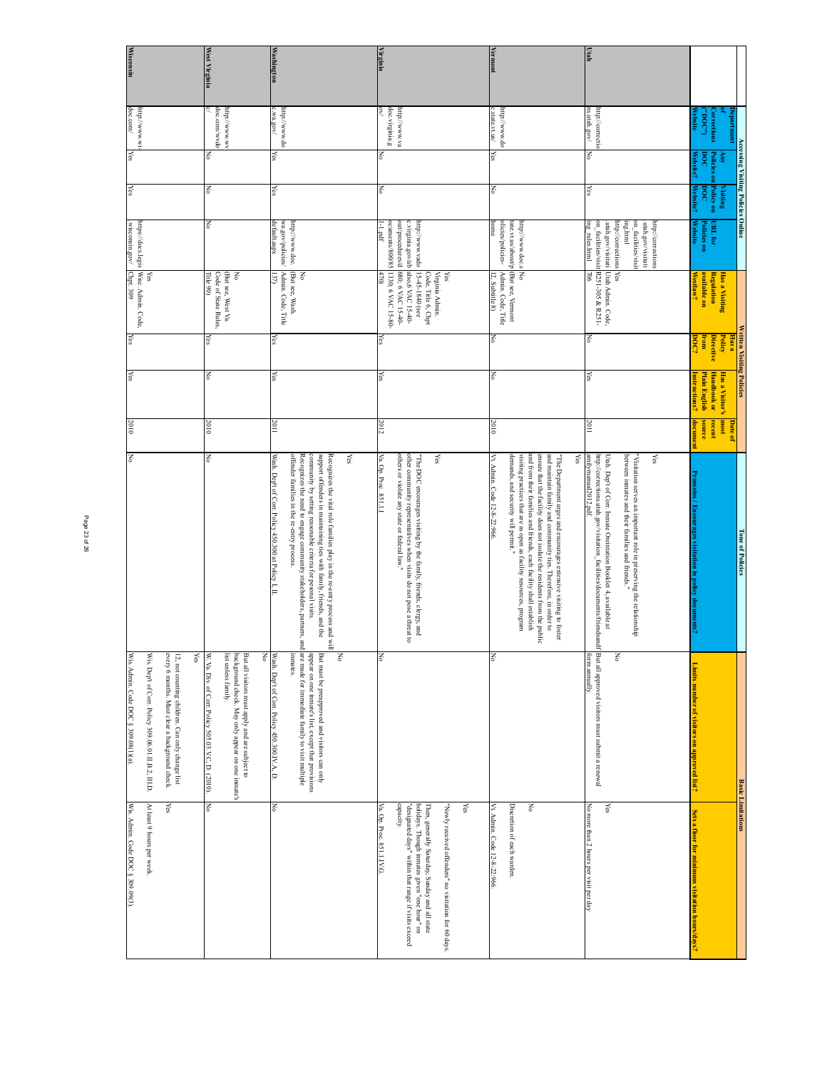| | Accessing Visiting Policies Online | | | | Written Visiting Policies | | | | Tone of Policies | Basic Limitations | |
|---|---|---|---|---|---|---|---|---|---|---|---|
| | Department of Corrections ("DOC") Website | Any Policies on DOC Website? | Visiting Policy on DOC Website? | URL for Policies on Website | Has a Visiting Regulation available on Westlaw? | Has a Policy Directive from DOC? | Has a Visitor's Handbook or Plain English Instructions? | Date of most recent source document | Promotes / Encourages visitation in policy documents? | Limits number of visitors on approved list? | Sets a floor for minimum visitation hours/days? |
| **Utah** | http://correctio ns.utah.gov/ | No | Yes | http://corrections.utah.gov/visitation_facilities/visiting.html http://corrections.utah.gov/visitation_facilities/visiting_rules.html | Yes Utah Admin. Code, R251-305 & R251-706 | No | Yes | 2011 | Yes "Visitation serves an important role in preserving the relationship between inmates and their families and friends." Utah. Dep't of Corr. Inmate Orientation Booklet 4, available at http://corrections.utah.gov/visitation_facilities/documents/friendsandfamilymanual2012.pdf. | No But all approved visitors must submit a renewal form annually. | Yes No more than 2 hours per visit per day |
| **Vermont** | http://www.doc.state.vt.us/ | Yes | No | http://www.doc.state.vt.us/about/policies/policies-home | No (But see, Vermont Admin. Code, Title 12, Subtitle 8) | No | No | 2010 | Yes "The Department urges and encourages extensive visiting to foster and maintain family and community ties. Therefore, in order to ensure that the facility does not isolate the residents from the public and from their families and friends, each facility shall establish visiting practices that are as open as facility resources, program demands, and security will permit." Vt. Admin. Code 12-8-22:966. | No | No Discretion of each warden. Vt. Admin. Code 12-8-22:966. |
| **Virginia** | http://www.vadoc.virginia.gov/ | No | No | http://www.vadoc.virginia.gov/about/procedures/documents/800/851-1.pdf | Yes Virginia Admin. Code, Title 6, Chpt 15-45-1840 (see also 6 VAC 15-40-680; 6 VAC 15-40-1330; 6 VAC 15-80-470) | Yes | Yes | 2012 | Yes "The DOC encourages visiting by the family, friends, clergy, and other community representatives when visits do not pose a threat to others or violate any state or federal law." Va. Op. Proc. 851.1.I. | No | Yes "Newly received offenders" no visitation for 60 days. Then, generally Saturday, Sunday and all state holidays. Though inmates given "one hour" on "designated days" within that range if visits exceed capacity. Va. Op. Proc. 851.1.IV.G. |
| **Washington** | http://www.doc.wa.gov/ | Yes | Yes | http://www.doc.wa.gov/policies/default.aspx | No (But see, Wash. Admin. Code, Title 137) | Yes | Yes | 2011 | Yes Recognizes the vital role families play in the re-entry process and will support offenders in maintaining ties with family, friends, and the community by setting reasonable criteria for personal visits. Recognizes the need to engage community stakeholders, partners, and offender families in the re-entry process. Wash. Dep't of Corr. Policy 450.300 at Policy I, II. | No But must be preapproved and visitors can only appear on one inmate's list, except that provisions are made for immediate family to visit multiple inmates. Wash. Dep't of Corr. Policy 450.300.IV.A, D. | No |
| **West Virginia** | http://www.wvdoc.com/wvdoc/ | No | No | No | No (But see, West Va. Code of State Rules, Title 90) | Yes | No | 2010 | No | No But all visitors must apply and are subject to background check. May only appear on one inmate's list unless family. W. Va. Div. of Corr. Policy 505.03.V.C, D. (2010). | No |
| **Wisconsin** | http://www.wi-doc.com/ | Yes | Yes | https://docs.legis.wisconsin.gov/ | Yes Wisc. Admin. Code, Chpt. 309 | Yes | Yes | 2010 | No | Yes 12, not counting children. Can only change list every 6 months. Must clear a background check. Wis. Dep't of Corr. Policy 309.06.01.II.B.2, III.D. Wis. Admin. Code DOC § 309.08(1)(a). | Yes At least 9 hours per week. Wis. Admin. Code DOC § 309.09(3). |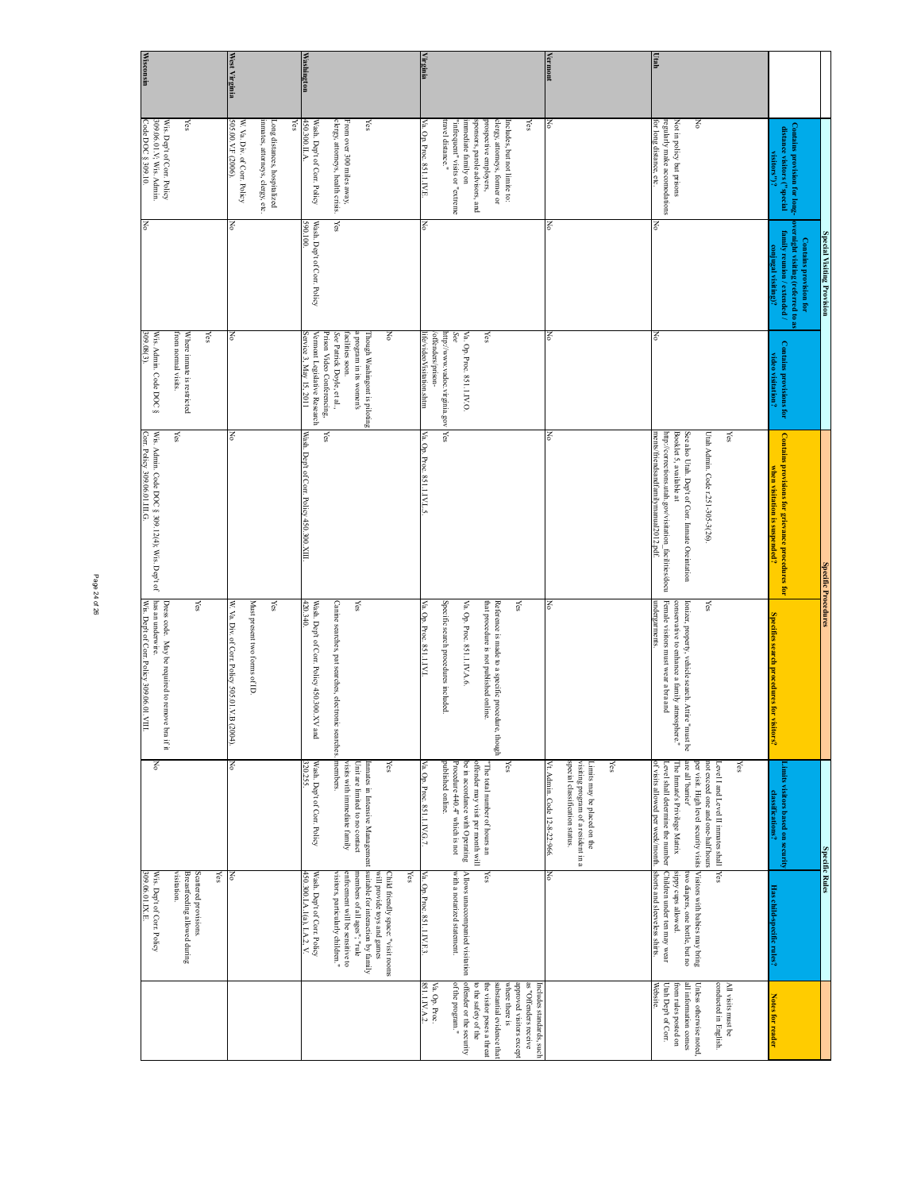| | Special Visiting Provision | | | Specific Procedures | | Specific Rules | | |
|---|---|---|---|---|---|---|---|---|
| | Contains provision for long-distance visitors ("special visitors")? | Contains provision for overnight visiting (referred to as family reunion / extended / conjugal visiting)? | Contains provisions for video visitation? | Contains provisions for grievance procedures for when visitation is suspended? | Specifies search procedures for visitors? | Limits visitors based on security classifications? | Has child-specific rules? | Notes for reader |
| **Utah** | No<br><br>Not in policy, but prisons regularly make accomodations for long distance, etc. | No | No | Yes<br><br>Utah Admin. Code r.251-305-3(26).<br><br>See also Utah Dep't of Corr. Inmate Orientation Booklet 5, available at http://corrections.utah.gov/visitation_facilities/documents/ltrcnds/andfamilymanual2012.pdf. | Yes<br><br>Ionizer, property, vehicle search. Attire "must be conservative to enhance a family atmosphere." Female visitors must wear a bra and undergarments. | Yes<br><br>Level I and Level II inmates shall not exceed one and one-half hours per visit. High level security visits are all "barrier".<br><br>The Inmate's Privilege Matrix Level shall determine the number of visits allowed per week/month. | Yes<br><br>Visitors with babies may bring two diapers, one bottle, but no sippy cups allowed.<br><br>Children under ten may wear shorts and sleeveless shirts. | All visits must be conducted in English.<br><br>Unless otherwise noted, all information comes from rules posted on Utah Dep't of Corr. Website. |
| **Vermont** | No | No | No | No | No | Yes<br><br>Limits may be placed on the visiting program of a resident in a special classification status.<br><br>Vt. Admin. Code 12-8-22:966. | No | |
| **Virginia** | Yes<br><br>Includes, but not limited to: clergy, attorney, former or prospective employers, sponsors, parole advisors, and immediate family on "infrequent" visits or "extreme travel distance."<br><br>Va. Op. Proc. 851.1.IV.E. | No | Yes<br><br>Va. Op. Proc. 851.1.IV.O.<br><br>See http://www.vadoc.virginia.gov/offenders/prison-life/videoVisitation.shtm | Yes<br><br>Va. Op. Proc. 851.1.IV.L.5. | Yes<br><br>Reference is made to a specific procedure, though that procedure is not published online.<br><br>Va. Op. Proc. 851.1.IV.A.6.<br><br>Specific search procedures included.<br><br>Va. Op. Proc. 851.1.IV.I. | Yes<br><br>"The total number of hours an offender may visit per month will be in accordance with Operating Procedure 440.4" which is not published online.<br><br>Va. Op. Proc. 851.1.IV.G.7. | Yes<br><br>Allows unaccompanied visitation with a notarized statement.<br><br>Va. Op. Proc. 851.1.IV.F.3. | Includes standards, such as "Offenders receive approved visitors except where there is substantial evidence that the visitor poses a threat to the safety of the offender or the security of the program."<br><br>Va. Op. Proc. 851.1.IV.A.2. |
| **Washington** | Yes<br><br>From over 300 miles away, clergy, attorney, health crisis.<br><br>Wash. Dep't of Corr. Policy 450.300.II.A. | Yes<br><br>Wash. Dep't of Corr. Policy 590.100. | No<br><br>Though Washington is piloting a program in its women's facilities soon.<br><br>See Patrick Doyle, et al., Prison Video Conferencing, Vermont Legislative Research Service 3, May 15, 2011 | Yes<br><br>Wash. Dep't of Corr. Policy 450.300.XIII. | Yes<br><br>Canine searches, pat searches, electronic searches.<br><br>Wash. Dep't of Corr. Policy 450.300.XV and 420.340. | Yes<br><br>Inmates in Intensive Management Unit are limited to no contact visits with immediate family members.<br><br>Wash. Dep't of Corr. Policy 320.255. | Yes<br><br>Child friendly space: "visit rooms will provide toys and games suitable for interaction by family members of all ages"; "rule enforcement will be sensitive to visitors, particularly children."<br><br>Wash. Dep't of Corr. Policy 450.300.I.A.1(a), I.A.2, V. | |
| **West Virginia** | Yes<br><br>Long distances, hospitalized inmates, attorneys, clergy, etc.<br><br>W. Va. Div. of Corr. Policy 505.00.V.F (2006). | No | No | No | Yes<br><br>Must present two forms of ID.<br><br>W. Va. Div. of Corr. Policy 505.01.V.B (2004). | No | No | |
| **Wisconsin** | Yes<br><br>Wis. Dep't of Corr. Policy 309.06.01.V; Wis. Admin. Code DOC § 309.10. | No | Yes<br><br>Where inmate is restricted from normal visits.<br><br>Wis. Admin. Code DOC § 309.08(3). | Yes<br><br>Wis. Admin. Code DOC § 309.12(4); Wis. Dep't of Corr. Policy 309.06.01.III.G. | Yes<br><br>Dress code: May be required to remove bra if it has an underwire.<br><br>Wis. Dep't of Corr. Policy 309.06.01.VIII. | No | Yes<br><br>Scattered provisions.<br><br>Breastfeeding allowed during visitation.<br><br>Wis. Dep't of Corr. Policy 309.06.01.IX.E. | |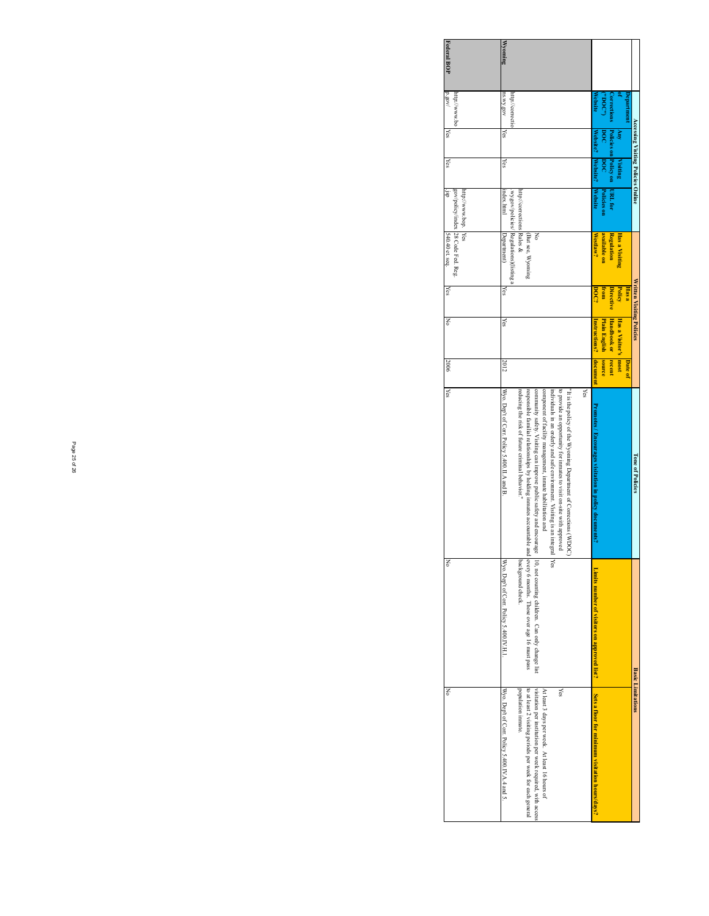| | Accessing Visiting Policies Online | | | | Written Visiting Policies | | | | Tone of Policies | Basic Limitations | |
|---|---|---|---|---|---|---|---|---|---|---|---|
| | Department of Corrections ("DOC") Website | Any Policies on DOC Website? | Visiting Policy on DOC Website? | URL for Policies on Website | Has a Visiting Regulation available on Westlaw? | Has a Policy Directive from DOC? | Has a Visitor's Handbook or Plain English Instructions? | Date of most recent source document | Promotes / Encourages visitation in policy documents? | Limits number of visitors on approved list? | Sets a floor for minimum visitation hours/days? |
| **Wyoming** | http://correctio ns.wy.gov | Yes | Yes | http://corrections .wy.gov/policies/ index.html | No (But see, Wyoming Rules & Regulations)(listing a Department) | Yes | Yes | 2012 | Yes "It is the policy of the Wyoming Department of Corrections (WDOC) to provide an opportunity for inmates to visit on-site with approved individuals in an orderly and safe environment. Visiting is an integral component of facility management, inmate habilitation and community safety. Visiting can improve public safety and encourage responsible familial relationships by holding inmates accountable and reducing the risk of future criminal behavior." Wyo. Dep't of Corr. Policy 5.400 II.A and B. | Yes 10, not counting children. Can only change list every 6 months. Those over age 16 must pass background check. Wyo. Dep't of Corr. Policy 5.400 IV.H.1. | Yes At least 3 days per week. At least 16 hours of visitation per institution per week required, with access to at least 2 visiting periods per week for each general population inmate. Wyo. Dep't of Corr. Policy 5.400 IV.A.4 and 5. |
| **Federal BOP** | http://www.bo p.gov/ | Yes | Yes | http://www.bop. gov/policy/index .jsp | Yes 28 Code Fed. Reg. 540.40 et. seq. | Yes | No | 2006 | Yes | No | No |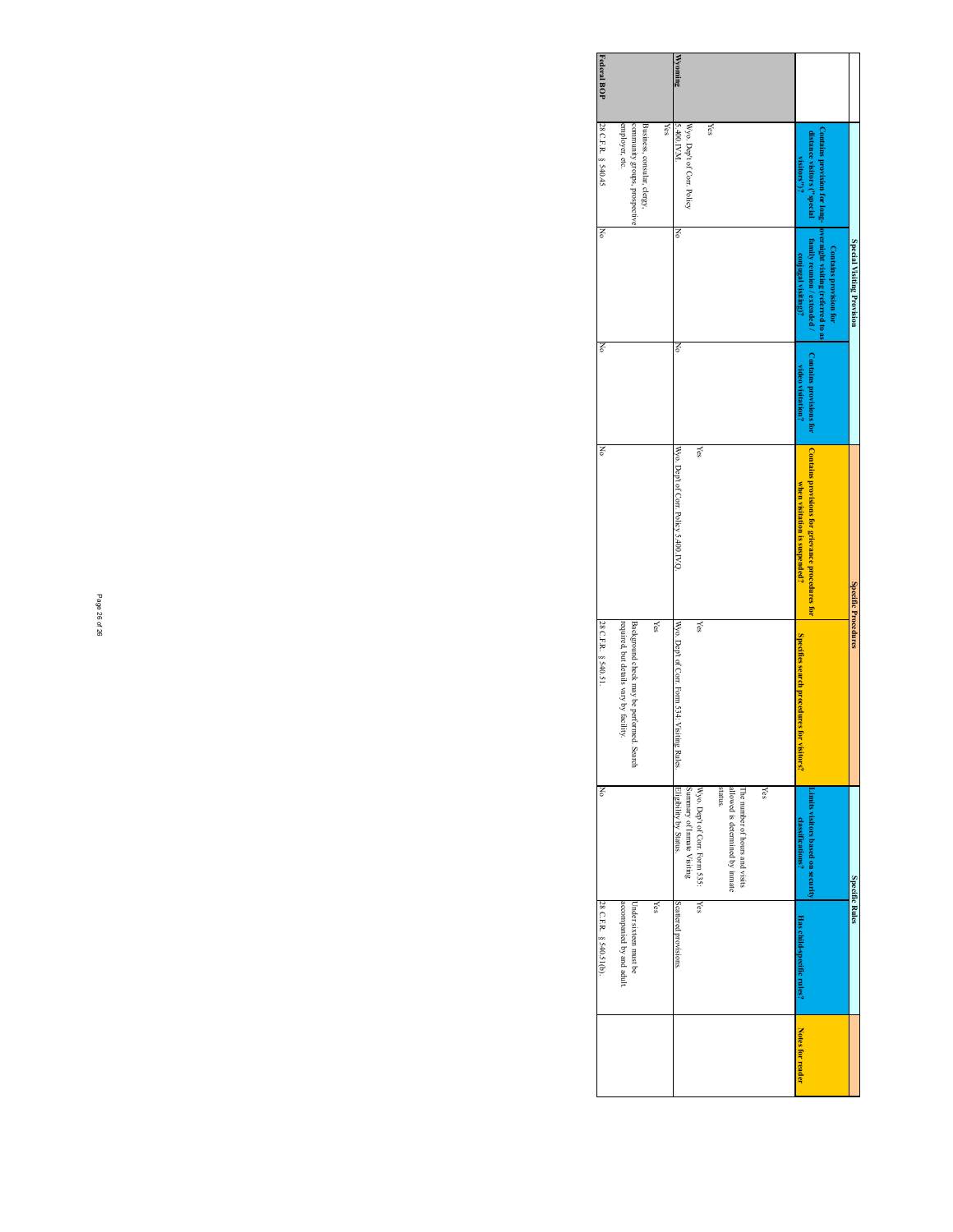| | Special Visiting Provision | | | Specific Procedures | | Specific Rules | | |
|---|---|---|---|---|---|---|---|---|
| | Contains provision for long-distance visitors ("special visitors")? | Contains provision for overnight visiting (referred to as family reunion / extended / conjugal visiting)? | Contains provisions for video visitation? | Contains provisions for grievance procedures for when visitation is suspended? | Specifies search procedures for visitors? | Limits visitors based on security classifications? | Has child-specific rules? | Notes for reader |
| **Wyoming** | Yes<br><br>Wyo. Dep't of Corr. Policy 5.400.IV.M. | No | No | Yes<br><br>Wyo. Dep't of Corr. Policy 5.400.IV.Q. | Yes<br><br>Wyo. Dep't of Corr. Form 534: Visiting Rules. | Yes<br><br>The number of hours and visits allowed is determined by inmate status.<br><br>Wyo. Dep't of Corr. Form 535: Summary of Inmate Visiting Eligibility by Status. | Yes<br><br>Scattered provisions. | |
| **Federal BOP** | Yes<br><br>Business, consular, clergy, community groups, prospective employer, etc.<br><br>28 C.F.R. § 540.45 | No | No | No | Yes<br><br>Background check may be performed. Search required, but details vary by facility.<br><br>28 C.F.R. § 540.51. | No | Yes<br><br>Under sixteen must be accompanied by and adult.<br><br>28 C.F.R. § 540.51(b). | |